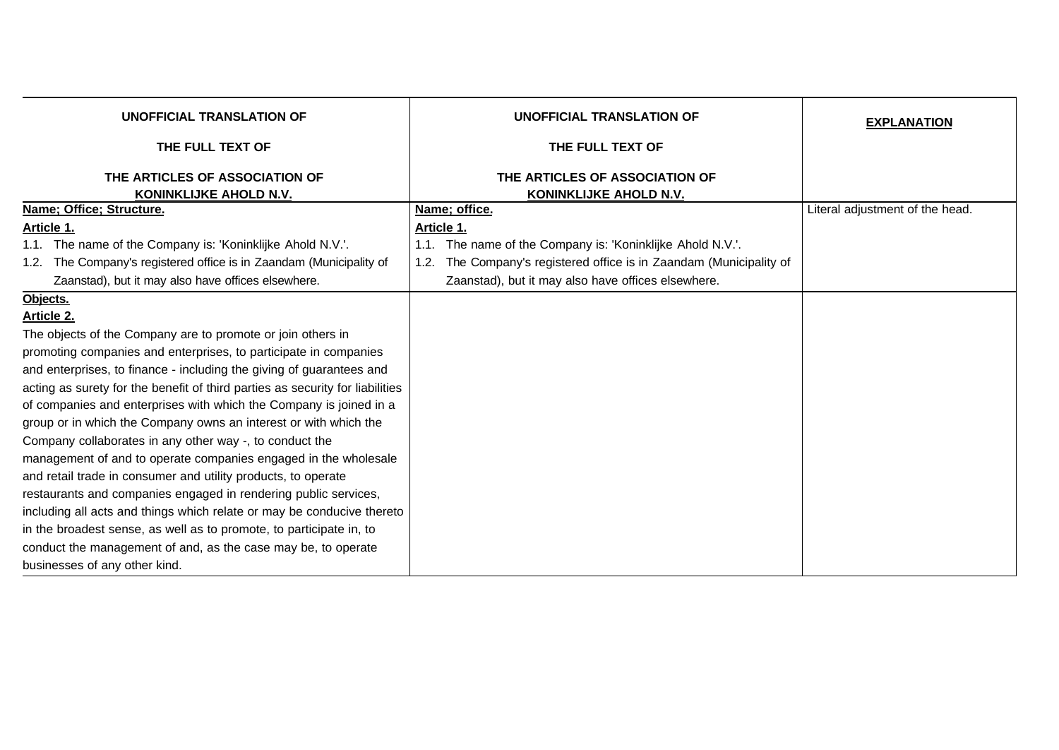| **UNOFFICIAL TRANSLATION OF**<br><br>**THE FULL TEXT OF**<br><br>**THE ARTICLES OF ASSOCIATION OF**<br>**KONINKLIJKE AHOLD N.V.** | **UNOFFICIAL TRANSLATION OF**<br><br>**THE FULL TEXT OF**<br><br>**THE ARTICLES OF ASSOCIATION OF**<br>**KONINKLIJKE AHOLD N.V.** | **EXPLANATION** |
|---|---|---|
| **Name; Office; Structure.**<br>**Article 1.**<br>1.1. The name of the Company is: 'Koninklijke Ahold N.V.'.<br>1.2. The Company's registered office is in Zaandam (Municipality of Zaanstad), but it may also have offices elsewhere. | **Name; office.**<br>**Article 1.**<br>1.1. The name of the Company is: 'Koninklijke Ahold N.V.'.<br>1.2. The Company's registered office is in Zaandam (Municipality of Zaanstad), but it may also have offices elsewhere. | Literal adjustment of the head. |
| **Objects.**<br>**Article 2.**<br>The objects of the Company are to promote or join others in promoting companies and enterprises, to participate in companies and enterprises, to finance - including the giving of guarantees and acting as surety for the benefit of third parties as security for liabilities of companies and enterprises with which the Company is joined in a group or in which the Company owns an interest or with which the Company collaborates in any other way -, to conduct the management of and to operate companies engaged in the wholesale and retail trade in consumer and utility products, to operate restaurants and companies engaged in rendering public services, including all acts and things which relate or may be conducive thereto in the broadest sense, as well as to promote, to participate in, to conduct the management of and, as the case may be, to operate businesses of any other kind. | | |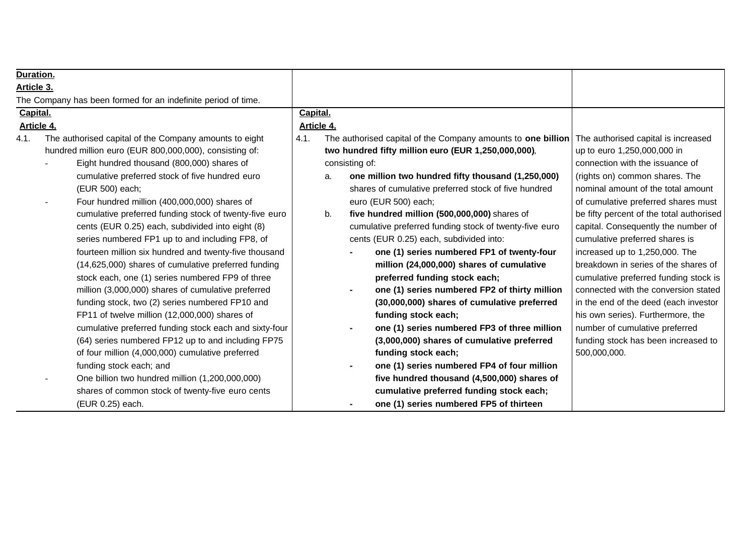| | | |
|---|---|---|
| **Duration.**<br>**Article 3.**<br>The Company has been formed for an indefinite period of time. | | |
| **Capital.**<br>**Article 4.**<br>4.1. The authorised capital of the Company amounts to eight hundred million euro (EUR 800,000,000), consisting of:<br>- Eight hundred thousand (800,000) shares of cumulative preferred stock of five hundred euro (EUR 500) each;<br>- Four hundred million (400,000,000) shares of cumulative preferred funding stock of twenty-five euro cents (EUR 0.25) each, subdivided into eight (8) series numbered FP1 up to and including FP8, of fourteen million six hundred and twenty-five thousand (14,625,000) shares of cumulative preferred funding stock each, one (1) series numbered FP9 of three million (3,000,000) shares of cumulative preferred funding stock, two (2) series numbered FP10 and FP11 of twelve million (12,000,000) shares of cumulative preferred funding stock each and sixty-four (64) series numbered FP12 up to and including FP75 of four million (4,000,000) cumulative preferred funding stock each; and<br>- One billion two hundred million (1,200,000,000) shares of common stock of twenty-five euro cents (EUR 0.25) each. | **Capital.**<br>**Article 4.**<br>4.1. The authorised capital of the Company amounts to **one billion two hundred fifty million euro (EUR 1,250,000,000)**, consisting of:<br>a. **one million two hundred fifty thousand (1,250,000)** shares of cumulative preferred stock of five hundred euro (EUR 500) each;<br>b. **five hundred million (500,000,000)** shares of cumulative preferred funding stock of twenty-five euro cents (EUR 0.25) each, subdivided into:<br>- **one (1) series numbered FP1 of twenty-four million (24,000,000) shares of cumulative preferred funding stock each;**<br>- **one (1) series numbered FP2 of thirty million (30,000,000) shares of cumulative preferred funding stock each;**<br>- **one (1) series numbered FP3 of three million (3,000,000) shares of cumulative preferred funding stock each;**<br>- **one (1) series numbered FP4 of four million five hundred thousand (4,500,000) shares of cumulative preferred funding stock each;**<br>- **one (1) series numbered FP5 of thirteen** | The authorised capital is increased up to euro 1,250,000,000 in connection with the issuance of (rights on) common shares. The nominal amount of the total amount of cumulative preferred shares must be fifty percent of the total authorised capital. Consequently the number of cumulative preferred shares is increased up to 1,250,000. The breakdown in series of the shares of cumulative preferred funding stock is connected with the conversion stated in the end of the deed (each investor his own series). Furthermore, the number of cumulative preferred funding stock has been increased to 500,000,000. |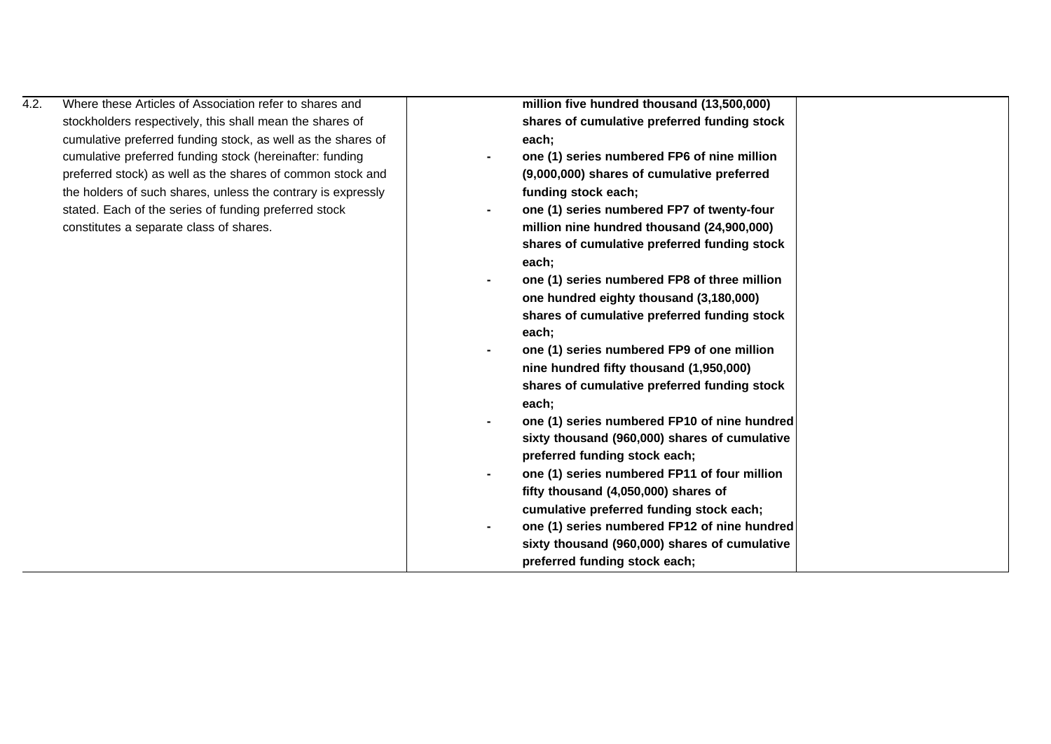| | | | |
|---|---|---|---|
| 4.2. | Where these Articles of Association refer to shares and stockholders respectively, this shall mean the shares of cumulative preferred funding stock, as well as the shares of cumulative preferred funding stock (hereinafter: funding preferred stock) as well as the shares of common stock and the holders of such shares, unless the contrary is expressly stated. Each of the series of funding preferred stock constitutes a separate class of shares. | **million five hundred thousand (13,500,000) shares of cumulative preferred funding stock each;**<br>- **one (1) series numbered FP6 of nine million (9,000,000) shares of cumulative preferred funding stock each;**<br>- **one (1) series numbered FP7 of twenty-four million nine hundred thousand (24,900,000) shares of cumulative preferred funding stock each;**<br>- **one (1) series numbered FP8 of three million one hundred eighty thousand (3,180,000) shares of cumulative preferred funding stock each;**<br>- **one (1) series numbered FP9 of one million nine hundred fifty thousand (1,950,000) shares of cumulative preferred funding stock each;**<br>- **one (1) series numbered FP10 of nine hundred sixty thousand (960,000) shares of cumulative preferred funding stock each;**<br>- **one (1) series numbered FP11 of four million fifty thousand (4,050,000) shares of cumulative preferred funding stock each;**<br>- **one (1) series numbered FP12 of nine hundred sixty thousand (960,000) shares of cumulative preferred funding stock each;** | |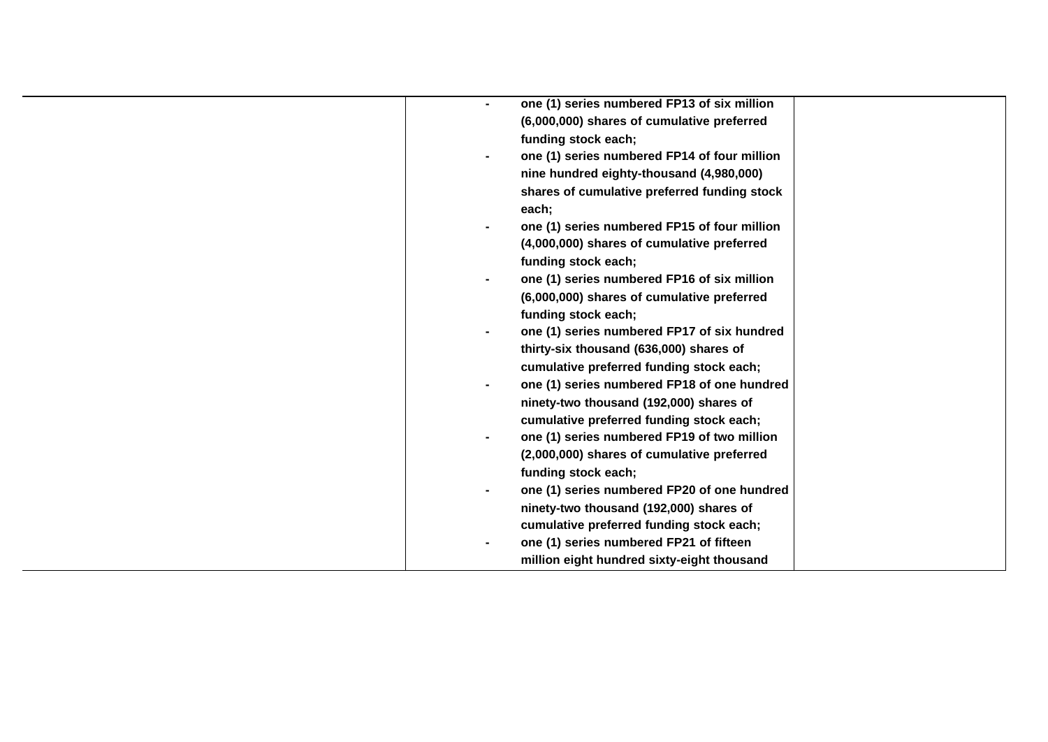| | | |
|---|---|---|
| | - **one (1) series numbered FP13 of six million (6,000,000) shares of cumulative preferred funding stock each;**<br>- **one (1) series numbered FP14 of four million nine hundred eighty-thousand (4,980,000) shares of cumulative preferred funding stock each;**<br>- **one (1) series numbered FP15 of four million (4,000,000) shares of cumulative preferred funding stock each;**<br>- **one (1) series numbered FP16 of six million (6,000,000) shares of cumulative preferred funding stock each;**<br>- **one (1) series numbered FP17 of six hundred thirty-six thousand (636,000) shares of cumulative preferred funding stock each;**<br>- **one (1) series numbered FP18 of one hundred ninety-two thousand (192,000) shares of cumulative preferred funding stock each;**<br>- **one (1) series numbered FP19 of two million (2,000,000) shares of cumulative preferred funding stock each;**<br>- **one (1) series numbered FP20 of one hundred ninety-two thousand (192,000) shares of cumulative preferred funding stock each;**<br>- **one (1) series numbered FP21 of fifteen million eight hundred sixty-eight thousand** | |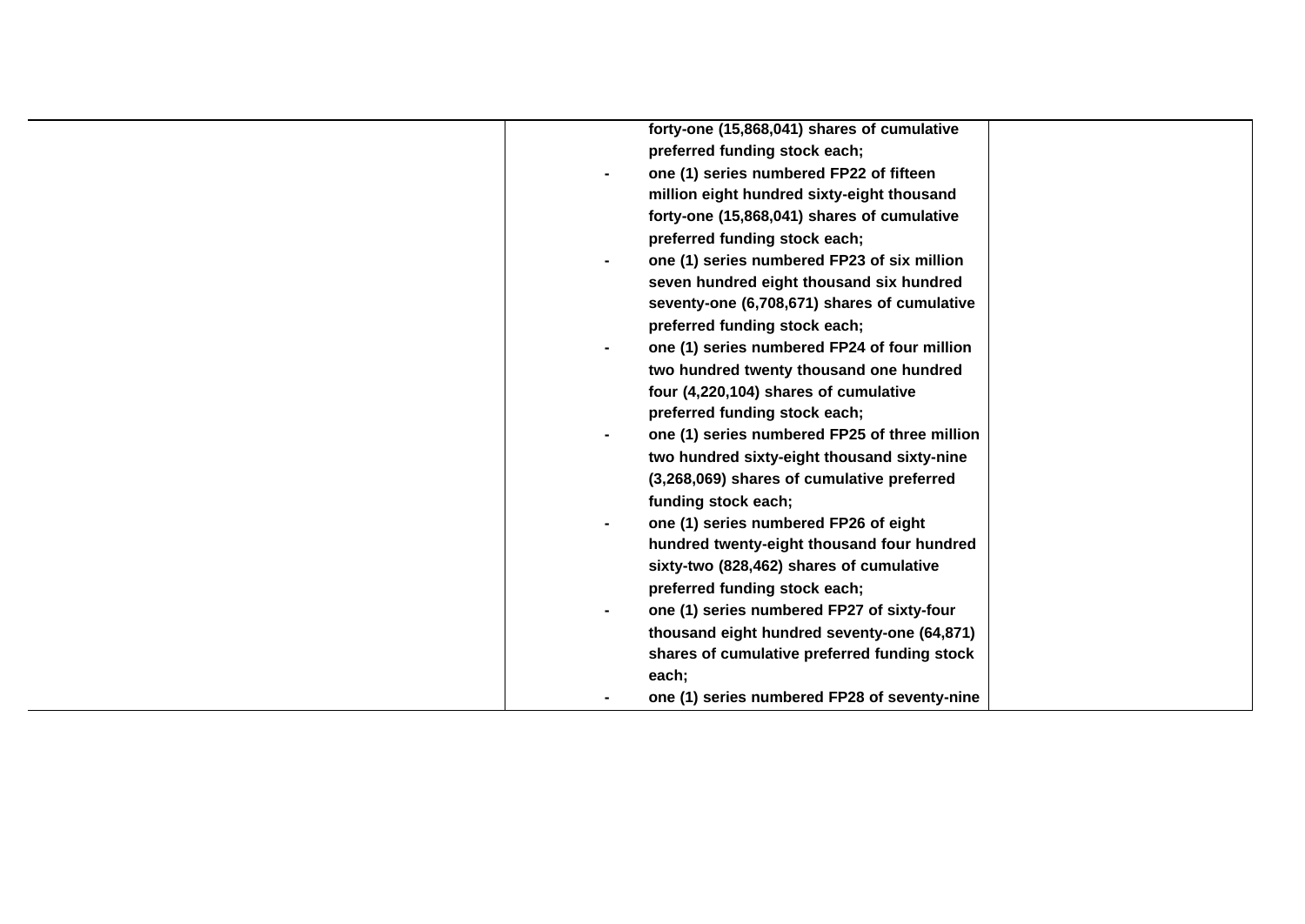| | | |
|---|---|---|
| | **forty-one (15,868,041) shares of cumulative preferred funding stock each;**<br>- **one (1) series numbered FP22 of fifteen million eight hundred sixty-eight thousand forty-one (15,868,041) shares of cumulative preferred funding stock each;**<br>- **one (1) series numbered FP23 of six million seven hundred eight thousand six hundred seventy-one (6,708,671) shares of cumulative preferred funding stock each;**<br>- **one (1) series numbered FP24 of four million two hundred twenty thousand one hundred four (4,220,104) shares of cumulative preferred funding stock each;**<br>- **one (1) series numbered FP25 of three million two hundred sixty-eight thousand sixty-nine (3,268,069) shares of cumulative preferred funding stock each;**<br>- **one (1) series numbered FP26 of eight hundred twenty-eight thousand four hundred sixty-two (828,462) shares of cumulative preferred funding stock each;**<br>- **one (1) series numbered FP27 of sixty-four thousand eight hundred seventy-one (64,871) shares of cumulative preferred funding stock each;**<br>- **one (1) series numbered FP28 of seventy-nine** | |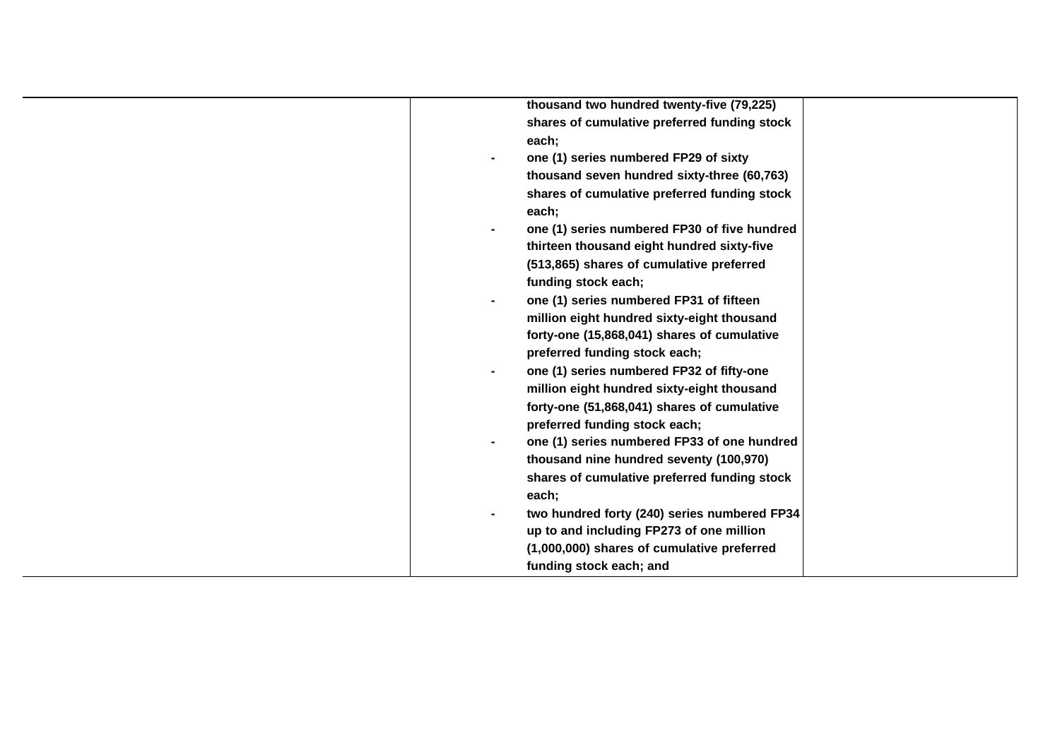| | | |
|---|---|---|
| | thousand two hundred twenty-five (79,225) shares of cumulative preferred funding stock each;<br>- one (1) series numbered FP29 of sixty thousand seven hundred sixty-three (60,763) shares of cumulative preferred funding stock each;<br>- one (1) series numbered FP30 of five hundred thirteen thousand eight hundred sixty-five (513,865) shares of cumulative preferred funding stock each;<br>- one (1) series numbered FP31 of fifteen million eight hundred sixty-eight thousand forty-one (15,868,041) shares of cumulative preferred funding stock each;<br>- one (1) series numbered FP32 of fifty-one million eight hundred sixty-eight thousand forty-one (51,868,041) shares of cumulative preferred funding stock each;<br>- one (1) series numbered FP33 of one hundred thousand nine hundred seventy (100,970) shares of cumulative preferred funding stock each;<br>- two hundred forty (240) series numbered FP34 up to and including FP273 of one million (1,000,000) shares of cumulative preferred funding stock each; and | |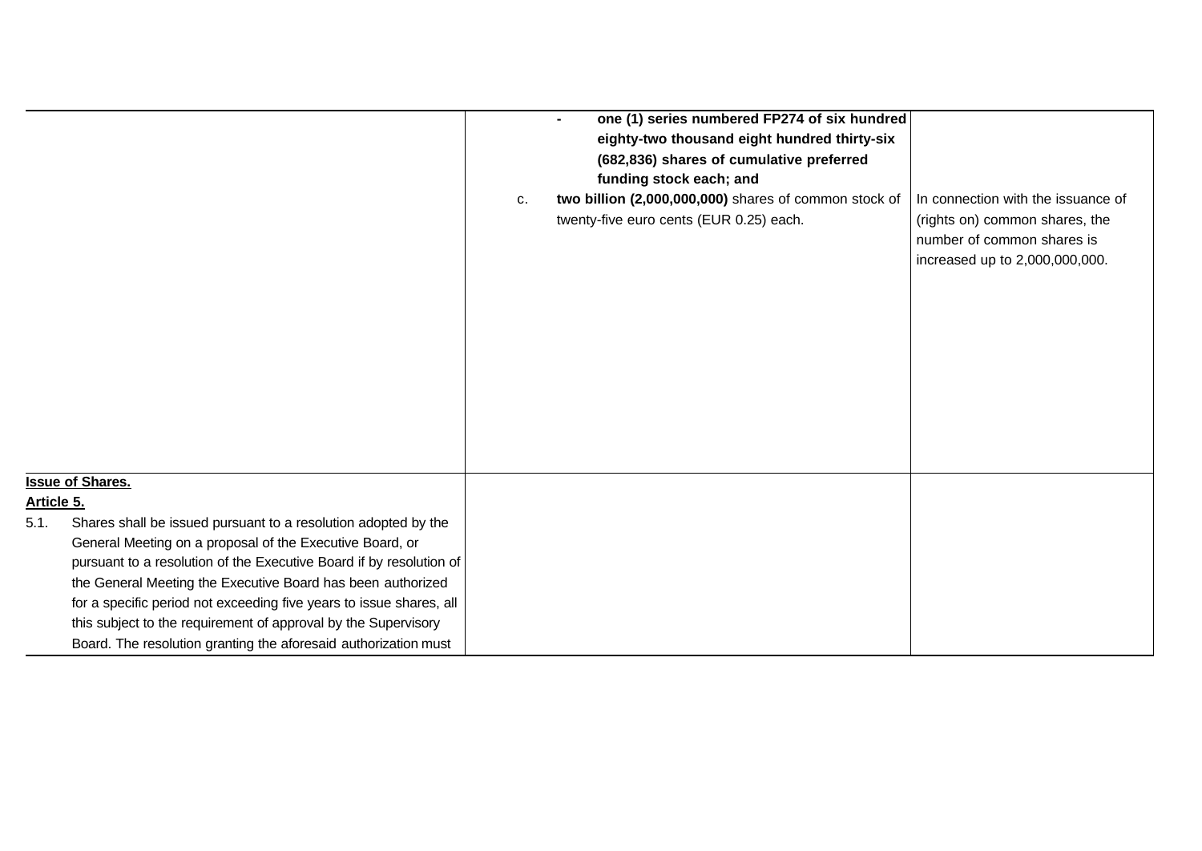| | | |
|---|---|---|
| | - **one (1) series numbered FP274 of six hundred eighty-two thousand eight hundred thirty-six (682,836) shares of cumulative preferred funding stock each; and**<br>c. **two billion (2,000,000,000)** shares of common stock of twenty-five euro cents (EUR 0.25) each. | In connection with the issuance of (rights on) common shares, the number of common shares is increased up to 2,000,000,000. |
| **<u>Issue of Shares.</u>**<br>**<u>Article 5.</u>**<br>5.1. Shares shall be issued pursuant to a resolution adopted by the General Meeting on a proposal of the Executive Board, or pursuant to a resolution of the Executive Board if by resolution of the General Meeting the Executive Board has been authorized for a specific period not exceeding five years to issue shares, all this subject to the requirement of approval by the Supervisory Board. The resolution granting the aforesaid authorization must | | |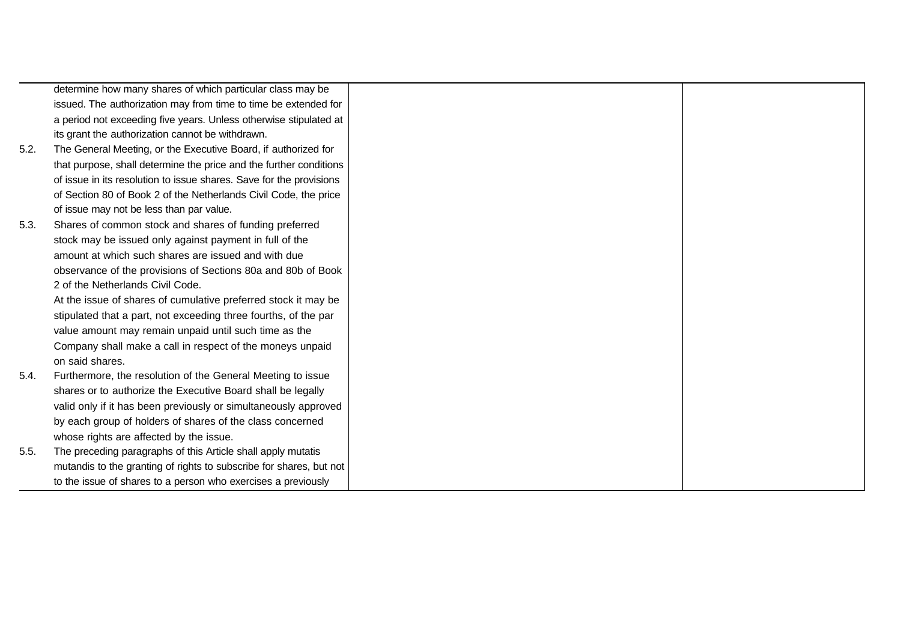| | | |
|---|---|---|
| determine how many shares of which particular class may be issued. The authorization may from time to time be extended for a period not exceeding five years. Unless otherwise stipulated at its grant the authorization cannot be withdrawn. | | |
| 5.2. The General Meeting, or the Executive Board, if authorized for that purpose, shall determine the price and the further conditions of issue in its resolution to issue shares. Save for the provisions of Section 80 of Book 2 of the Netherlands Civil Code, the price of issue may not be less than par value. | | |
| 5.3. Shares of common stock and shares of funding preferred stock may be issued only against payment in full of the amount at which such shares are issued and with due observance of the provisions of Sections 80a and 80b of Book 2 of the Netherlands Civil Code. At the issue of shares of cumulative preferred stock it may be stipulated that a part, not exceeding three fourths, of the par value amount may remain unpaid until such time as the Company shall make a call in respect of the moneys unpaid on said shares. | | |
| 5.4. Furthermore, the resolution of the General Meeting to issue shares or to authorize the Executive Board shall be legally valid only if it has been previously or simultaneously approved by each group of holders of shares of the class concerned whose rights are affected by the issue. | | |
| 5.5. The preceding paragraphs of this Article shall apply mutatis mutandis to the granting of rights to subscribe for shares, but not to the issue of shares to a person who exercises a previously | | |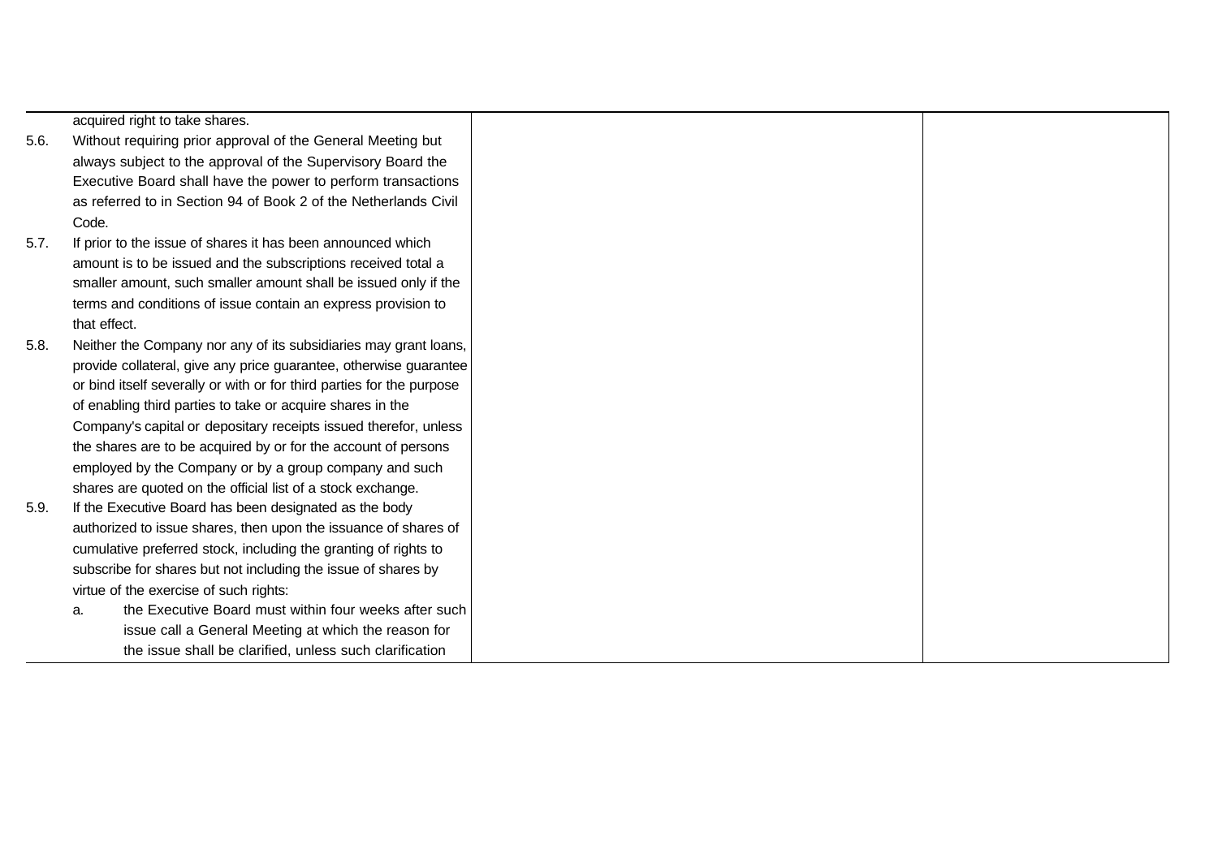| | | |
|---|---|---|
| acquired right to take shares.<br>5.6. Without requiring prior approval of the General Meeting but always subject to the approval of the Supervisory Board the Executive Board shall have the power to perform transactions as referred to in Section 94 of Book 2 of the Netherlands Civil Code.<br>5.7. If prior to the issue of shares it has been announced which amount is to be issued and the subscriptions received total a smaller amount, such smaller amount shall be issued only if the terms and conditions of issue contain an express provision to that effect.<br>5.8. Neither the Company nor any of its subsidiaries may grant loans, provide collateral, give any price guarantee, otherwise guarantee or bind itself severally or with or for third parties for the purpose of enabling third parties to take or acquire shares in the Company's capital or depositary receipts issued therefor, unless the shares are to be acquired by or for the account of persons employed by the Company or by a group company and such shares are quoted on the official list of a stock exchange.<br>5.9. If the Executive Board has been designated as the body authorized to issue shares, then upon the issuance of shares of cumulative preferred stock, including the granting of rights to subscribe for shares but not including the issue of shares by virtue of the exercise of such rights:<br>a. the Executive Board must within four weeks after such issue call a General Meeting at which the reason for the issue shall be clarified, unless such clarification | | |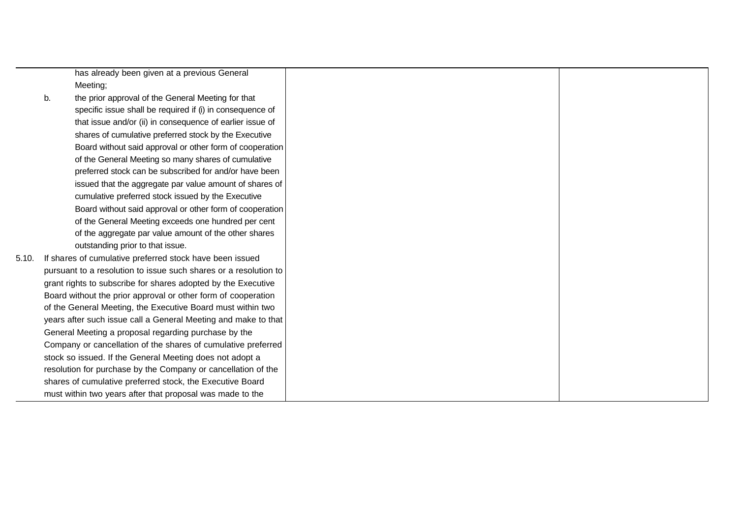| | | |
|---|---|---|
| has already been given at a previous General Meeting;<br>b. the prior approval of the General Meeting for that specific issue shall be required if (i) in consequence of that issue and/or (ii) in consequence of earlier issue of shares of cumulative preferred stock by the Executive Board without said approval or other form of cooperation of the General Meeting so many shares of cumulative preferred stock can be subscribed for and/or have been issued that the aggregate par value amount of shares of cumulative preferred stock issued by the Executive Board without said approval or other form of cooperation of the General Meeting exceeds one hundred per cent of the aggregate par value amount of the other shares outstanding prior to that issue.<br>5.10. If shares of cumulative preferred stock have been issued pursuant to a resolution to issue such shares or a resolution to grant rights to subscribe for shares adopted by the Executive Board without the prior approval or other form of cooperation of the General Meeting, the Executive Board must within two years after such issue call a General Meeting and make to that General Meeting a proposal regarding purchase by the Company or cancellation of the shares of cumulative preferred stock so issued. If the General Meeting does not adopt a resolution for purchase by the Company or cancellation of the shares of cumulative preferred stock, the Executive Board must within two years after that proposal was made to the | | |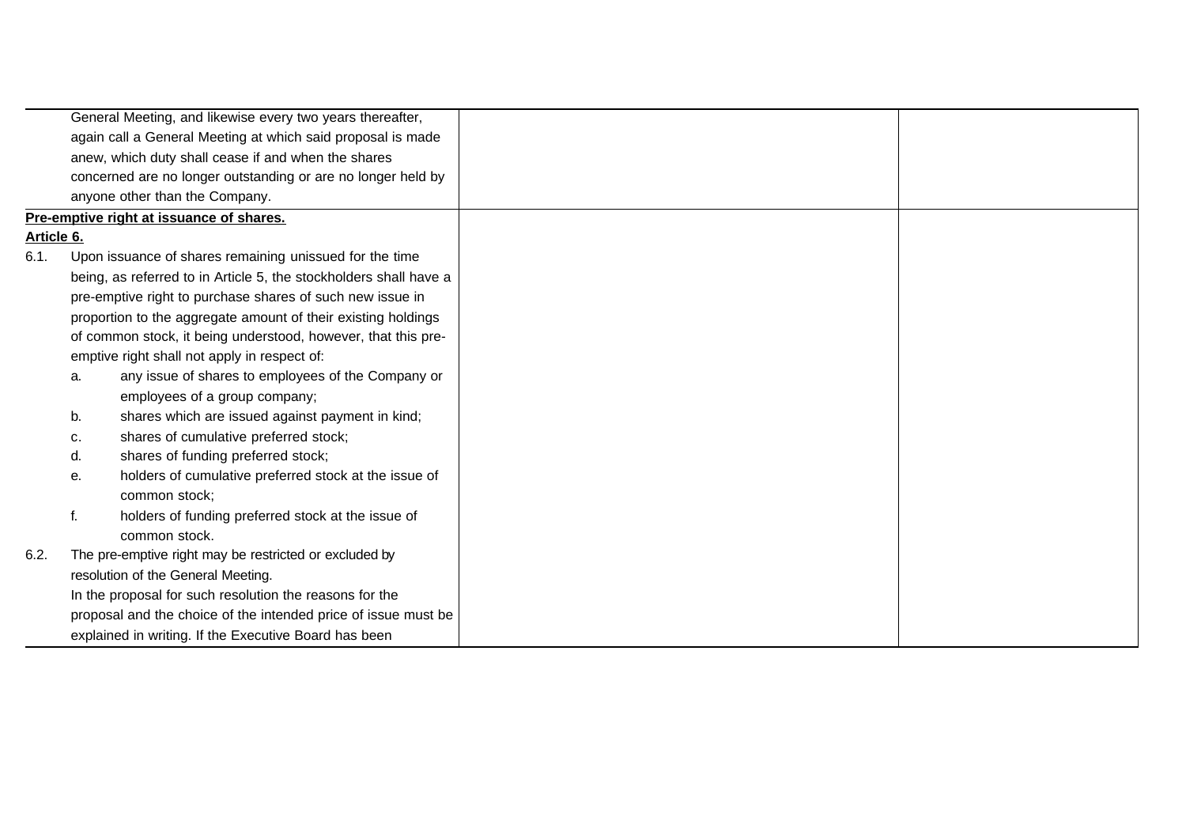General Meeting, and likewise every two years thereafter, again call a General Meeting at which said proposal is made anew, which duty shall cease if and when the shares concerned are no longer outstanding or are no longer held by anyone other than the Company.

**Pre-emptive right at issuance of shares.**

**Article 6.**

6.1. Upon issuance of shares remaining unissued for the time being, as referred to in Article 5, the stockholders shall have a pre-emptive right to purchase shares of such new issue in proportion to the aggregate amount of their existing holdings of common stock, it being understood, however, that this pre-emptive right shall not apply in respect of:

a. any issue of shares to employees of the Company or employees of a group company;
b. shares which are issued against payment in kind;
c. shares of cumulative preferred stock;
d. shares of funding preferred stock;
e. holders of cumulative preferred stock at the issue of common stock;
f. holders of funding preferred stock at the issue of common stock.

6.2. The pre-emptive right may be restricted or excluded by resolution of the General Meeting.
In the proposal for such resolution the reasons for the proposal and the choice of the intended price of issue must be explained in writing. If the Executive Board has been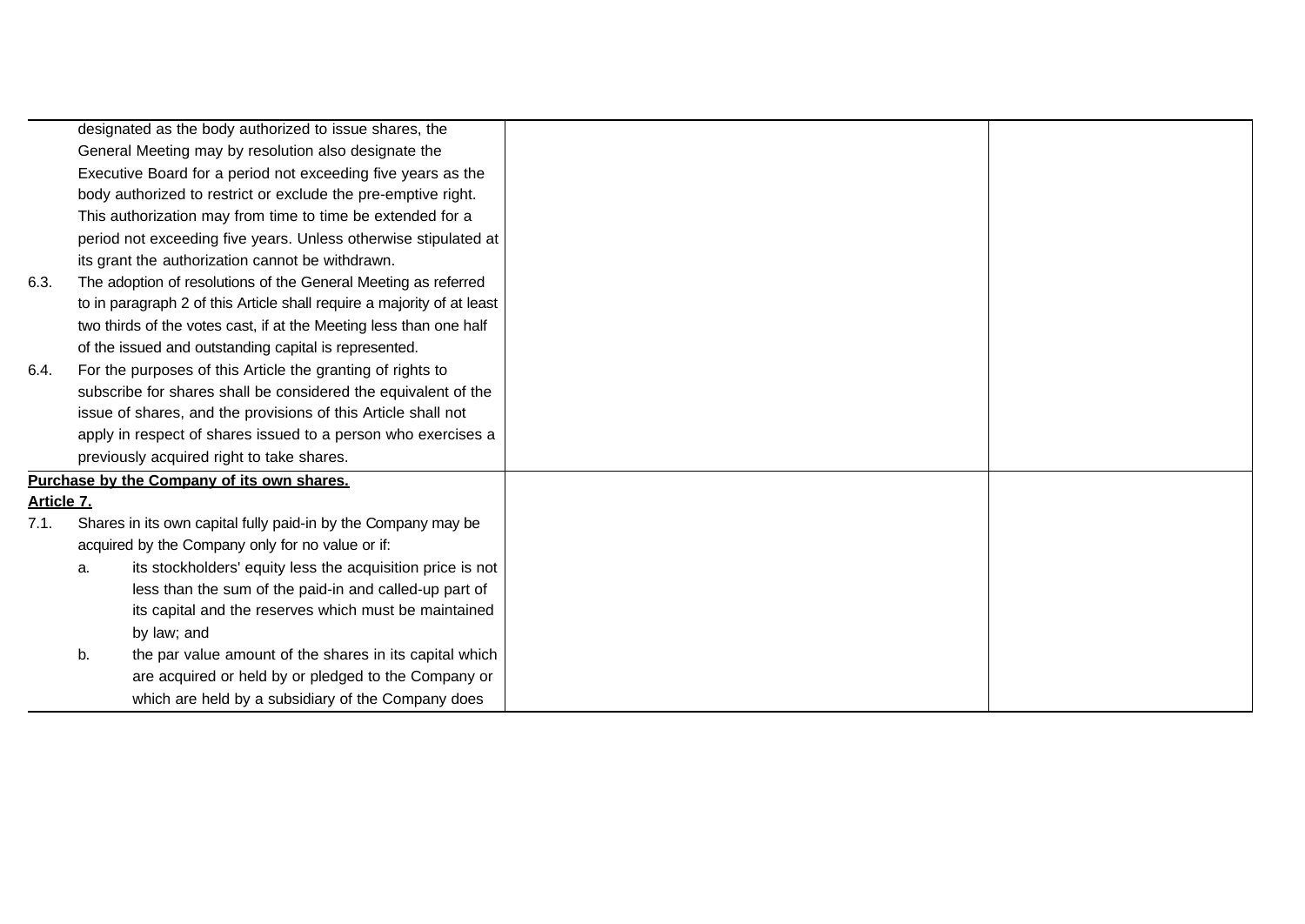| | | |
|---|---|---|
| designated as the body authorized to issue shares, the General Meeting may by resolution also designate the Executive Board for a period not exceeding five years as the body authorized to restrict or exclude the pre-emptive right. This authorization may from time to time be extended for a period not exceeding five years. Unless otherwise stipulated at its grant the authorization cannot be withdrawn.<br>6.3. The adoption of resolutions of the General Meeting as referred to in paragraph 2 of this Article shall require a majority of at least two thirds of the votes cast, if at the Meeting less than one half of the issued and outstanding capital is represented.<br>6.4. For the purposes of this Article the granting of rights to subscribe for shares shall be considered the equivalent of the issue of shares, and the provisions of this Article shall not apply in respect of shares issued to a person who exercises a previously acquired right to take shares. | | |
| **<u>Purchase by the Company of its own shares.</u>**<br>**<u>Article 7.</u>**<br>7.1. Shares in its own capital fully paid-in by the Company may be acquired by the Company only for no value or if:<br>a. its stockholders' equity less the acquisition price is not less than the sum of the paid-in and called-up part of its capital and the reserves which must be maintained by law; and<br>b. the par value amount of the shares in its capital which are acquired or held by or pledged to the Company or which are held by a subsidiary of the Company does | | |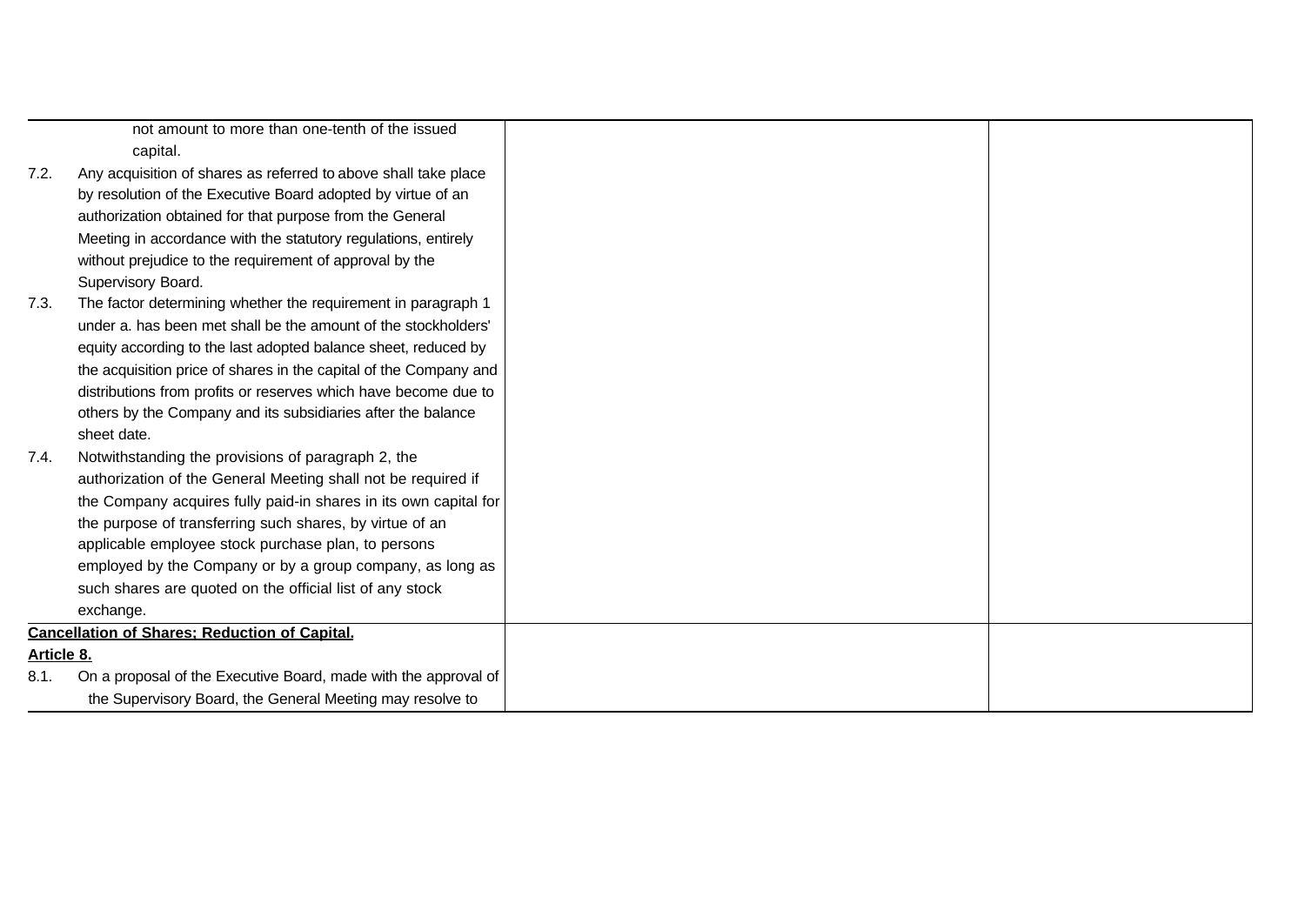| | | |
|---|---|---|
| not amount to more than one-tenth of the issued capital.<br>7.2. Any acquisition of shares as referred to above shall take place by resolution of the Executive Board adopted by virtue of an authorization obtained for that purpose from the General Meeting in accordance with the statutory regulations, entirely without prejudice to the requirement of approval by the Supervisory Board.<br>7.3. The factor determining whether the requirement in paragraph 1 under a. has been met shall be the amount of the stockholders' equity according to the last adopted balance sheet, reduced by the acquisition price of shares in the capital of the Company and distributions from profits or reserves which have become due to others by the Company and its subsidiaries after the balance sheet date.<br>7.4. Notwithstanding the provisions of paragraph 2, the authorization of the General Meeting shall not be required if the Company acquires fully paid-in shares in its own capital for the purpose of transferring such shares, by virtue of an applicable employee stock purchase plan, to persons employed by the Company or by a group company, as long as such shares are quoted on the official list of any stock exchange. | | |
| **Cancellation of Shares; Reduction of Capital.**<br>**Article 8.**<br>8.1. On a proposal of the Executive Board, made with the approval of the Supervisory Board, the General Meeting may resolve to | | |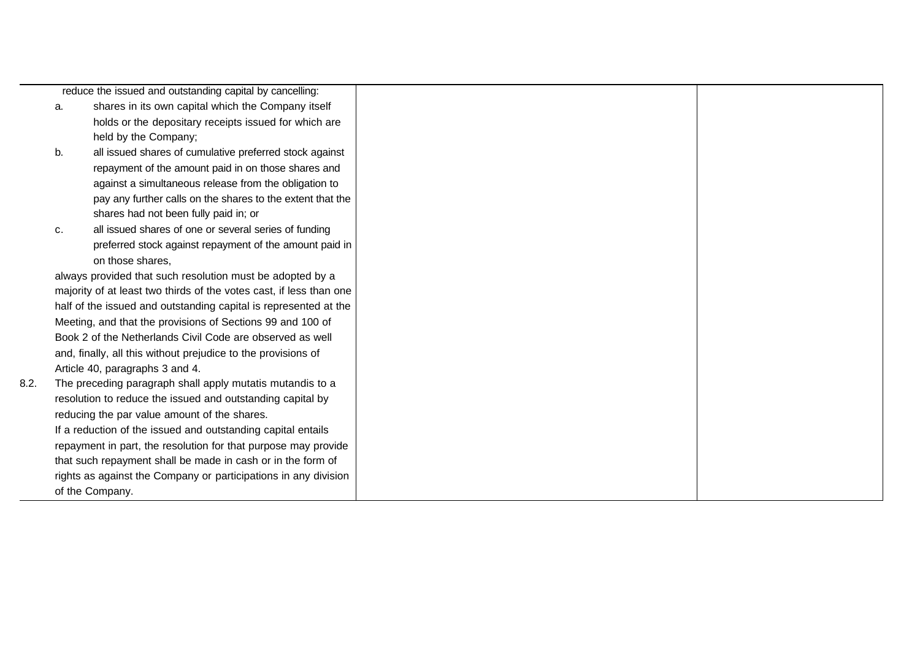| | | |
|---|---|---|
| reduce the issued and outstanding capital by cancelling:<br>a. shares in its own capital which the Company itself holds or the depositary receipts issued for which are held by the Company;<br>b. all issued shares of cumulative preferred stock against repayment of the amount paid in on those shares and against a simultaneous release from the obligation to pay any further calls on the shares to the extent that the shares had not been fully paid in; or<br>c. all issued shares of one or several series of funding preferred stock against repayment of the amount paid in on those shares,<br>always provided that such resolution must be adopted by a majority of at least two thirds of the votes cast, if less than one half of the issued and outstanding capital is represented at the Meeting, and that the provisions of Sections 99 and 100 of Book 2 of the Netherlands Civil Code are observed as well and, finally, all this without prejudice to the provisions of Article 40, paragraphs 3 and 4.<br>8.2. The preceding paragraph shall apply mutatis mutandis to a resolution to reduce the issued and outstanding capital by reducing the par value amount of the shares.<br>If a reduction of the issued and outstanding capital entails repayment in part, the resolution for that purpose may provide that such repayment shall be made in cash or in the form of rights as against the Company or participations in any division of the Company. | | |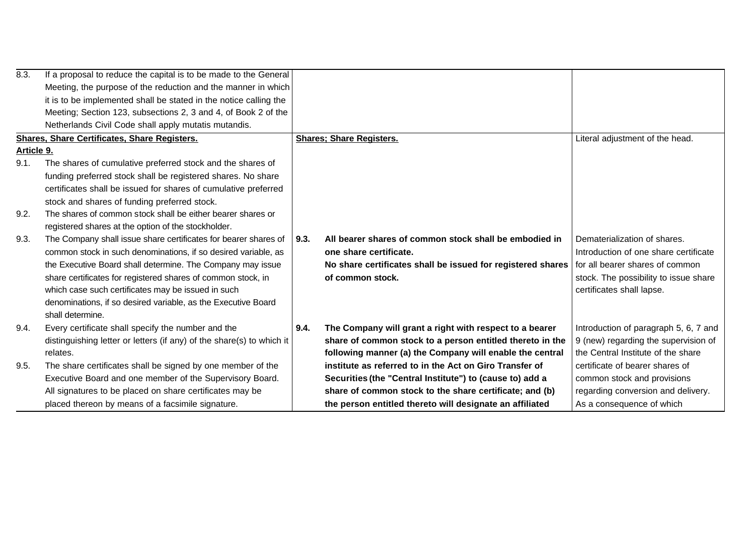| Current text | Proposed text | Explanation |
|---|---|---|
| 8.3. If a proposal to reduce the capital is to be made to the General Meeting, the purpose of the reduction and the manner in which it is to be implemented shall be stated in the notice calling the Meeting; Section 123, subsections 2, 3 and 4, of Book 2 of the Netherlands Civil Code shall apply mutatis mutandis. | | |
| <u>**Shares, Share Certificates, Share Registers.**</u> | <u>**Shares; Share Registers.**</u> | Literal adjustment of the head. |
| <u>**Article 9.**</u> | | |
| 9.1. The shares of cumulative preferred stock and the shares of funding preferred stock shall be registered shares. No share certificates shall be issued for shares of cumulative preferred stock and shares of funding preferred stock. | | |
| 9.2. The shares of common stock shall be either bearer shares or registered shares at the option of the stockholder. | | |
| 9.3. The Company shall issue share certificates for bearer shares of common stock in such denominations, if so desired variable, as the Executive Board shall determine. The Company may issue share certificates for registered shares of common stock, in which case such certificates may be issued in such denominations, if so desired variable, as the Executive Board shall determine. | **9.3. All bearer shares of common stock shall be embodied in one share certificate. No share certificates shall be issued for registered shares of common stock.** | Dematerialization of shares. Introduction of one share certificate for all bearer shares of common stock. The possibility to issue share certificates shall lapse. |
| 9.4. Every certificate shall specify the number and the distinguishing letter or letters (if any) of the share(s) to which it relates.<br>9.5. The share certificates shall be signed by one member of the Executive Board and one member of the Supervisory Board. All signatures to be placed on share certificates may be placed thereon by means of a facsimile signature. | **9.4. The Company will grant a right with respect to a bearer share of common stock to a person entitled thereto in the following manner (a) the Company will enable the central institute as referred to in the Act on Giro Transfer of Securities (the "Central Institute") to (cause to) add a share of common stock to the share certificate; and (b) the person entitled thereto will designate an affiliated** | Introduction of paragraph 5, 6, 7 and 9 (new) regarding the supervision of the Central Institute of the share certificate of bearer shares of common stock and provisions regarding conversion and delivery. As a consequence of which |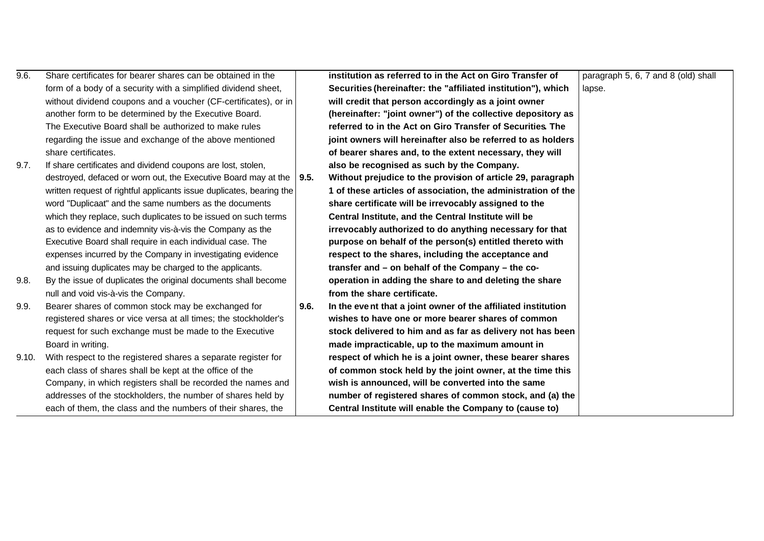| Old text | New text | Explanation |
|---|---|---|
| 9.6. Share certificates for bearer shares can be obtained in the form of a body of a security with a simplified dividend sheet, without dividend coupons and a voucher (CF-certificates), or in another form to be determined by the Executive Board. The Executive Board shall be authorized to make rules regarding the issue and exchange of the above mentioned share certificates.<br>9.7. If share certificates and dividend coupons are lost, stolen, destroyed, defaced or worn out, the Executive Board may at the written request of rightful applicants issue duplicates, bearing the word "Duplicaat" and the same numbers as the documents which they replace, such duplicates to be issued on such terms as to evidence and indemnity vis-à-vis the Company as the Executive Board shall require in each individual case. The expenses incurred by the Company in investigating evidence and issuing duplicates may be charged to the applicants.<br>9.8. By the issue of duplicates the original documents shall become null and void vis-à-vis the Company.<br>9.9. Bearer shares of common stock may be exchanged for registered shares or vice versa at all times; the stockholder's request for such exchange must be made to the Executive Board in writing.<br>9.10. With respect to the registered shares a separate register for each class of shares shall be kept at the office of the Company, in which registers shall be recorded the names and addresses of the stockholders, the number of shares held by each of them, the class and the numbers of their shares, the | **institution as referred to in the Act on Giro Transfer of Securities (hereinafter: the "affiliated institution"), which will credit that person accordingly as a joint owner (hereinafter: "joint owner") of the collective depository as referred to in the Act on Giro Transfer of Securities. The joint owners will hereinafter also be referred to as holders of bearer shares and, to the extent necessary, they will also be recognised as such by the Company.**<br>**9.5. Without prejudice to the provision of article 29, paragraph 1 of these articles of association, the administration of the share certificate will be irrevocably assigned to the Central Institute, and the Central Institute will be irrevocably authorized to do anything necessary for that purpose on behalf of the person(s) entitled thereto with respect to the shares, including the acceptance and transfer and – on behalf of the Company – the co-operation in adding the share to and deleting the share from the share certificate.**<br>**9.6. In the eve nt that a joint owner of the affiliated institution wishes to have one or more bearer shares of common stock delivered to him and as far as delivery not has been made impracticable, up to the maximum amount in respect of which he is a joint owner, these bearer shares of common stock held by the joint owner, at the time this wish is announced, will be converted into the same number of registered shares of common stock, and (a) the Central Institute will enable the Company to (cause to)** | paragraph 5, 6, 7 and 8 (old) shall lapse. |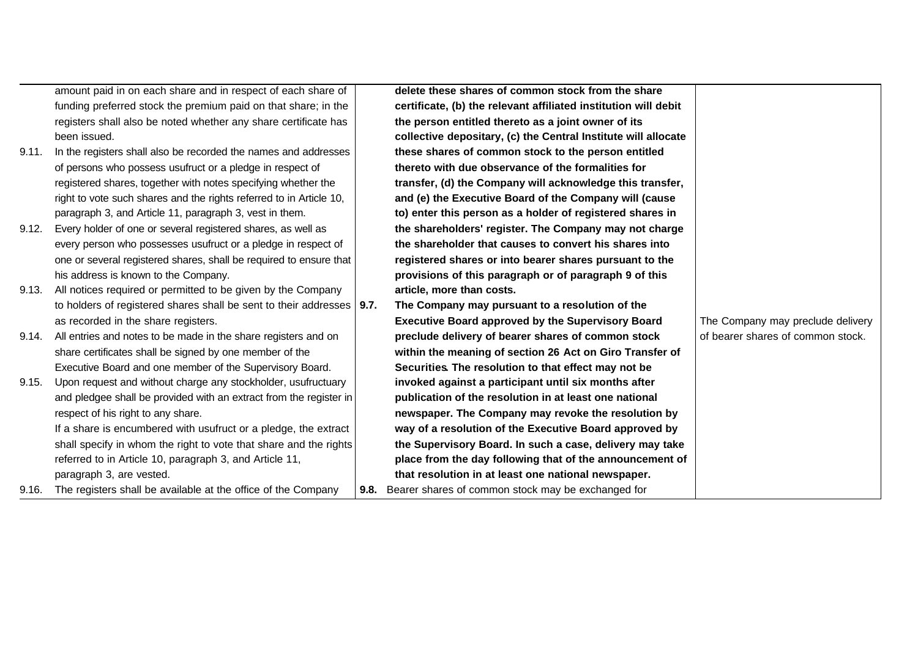| Current text | Proposed text | Explanation |
|---|---|---|
| amount paid in on each share and in respect of each share of funding preferred stock the premium paid on that share; in the registers shall also be noted whether any share certificate has been issued.<br>9.11. In the registers shall also be recorded the names and addresses of persons who possess usufruct or a pledge in respect of registered shares, together with notes specifying whether the right to vote such shares and the rights referred to in Article 10, paragraph 3, and Article 11, paragraph 3, vest in them.<br>9.12. Every holder of one or several registered shares, as well as every person who possesses usufruct or a pledge in respect of one or several registered shares, shall be required to ensure that his address is known to the Company.<br>9.13. All notices required or permitted to be given by the Company to holders of registered shares shall be sent to their addresses as recorded in the share registers.<br>9.14. All entries and notes to be made in the share registers and on share certificates shall be signed by one member of the Executive Board and one member of the Supervisory Board.<br>9.15. Upon request and without charge any stockholder, usufructuary and pledgee shall be provided with an extract from the register in respect of his right to any share.<br>If a share is encumbered with usufruct or a pledge, the extract shall specify in whom the right to vote that share and the rights referred to in Article 10, paragraph 3, and Article 11, paragraph 3, are vested.<br>9.16. The registers shall be available at the office of the Company | **delete these shares of common stock from the share certificate, (b) the relevant affiliated institution will debit the person entitled thereto as a joint owner of its collective depositary, (c) the Central Institute will allocate these shares of common stock to the person entitled thereto with due observance of the formalities for transfer, (d) the Company will acknowledge this transfer, and (e) the Executive Board of the Company will (cause to) enter this person as a holder of registered shares in the shareholders' register. The Company may not charge the shareholder that causes to convert his shares into registered shares or into bearer shares pursuant to the provisions of this paragraph or of paragraph 9 of this article, more than costs.**<br>**9.7. The Company may pursuant to a resolution of the Executive Board approved by the Supervisory Board preclude delivery of bearer shares of common stock within the meaning of section 26 Act on Giro Transfer of Securities. The resolution to that effect may not be invoked against a participant until six months after publication of the resolution in at least one national newspaper. The Company may revoke the resolution by way of a resolution of the Executive Board approved by the Supervisory Board. In such a case, delivery may take place from the day following that of the announcement of that resolution in at least one national newspaper.**<br>**9.8.** Bearer shares of common stock may be exchanged for | The Company may preclude delivery of bearer shares of common stock. |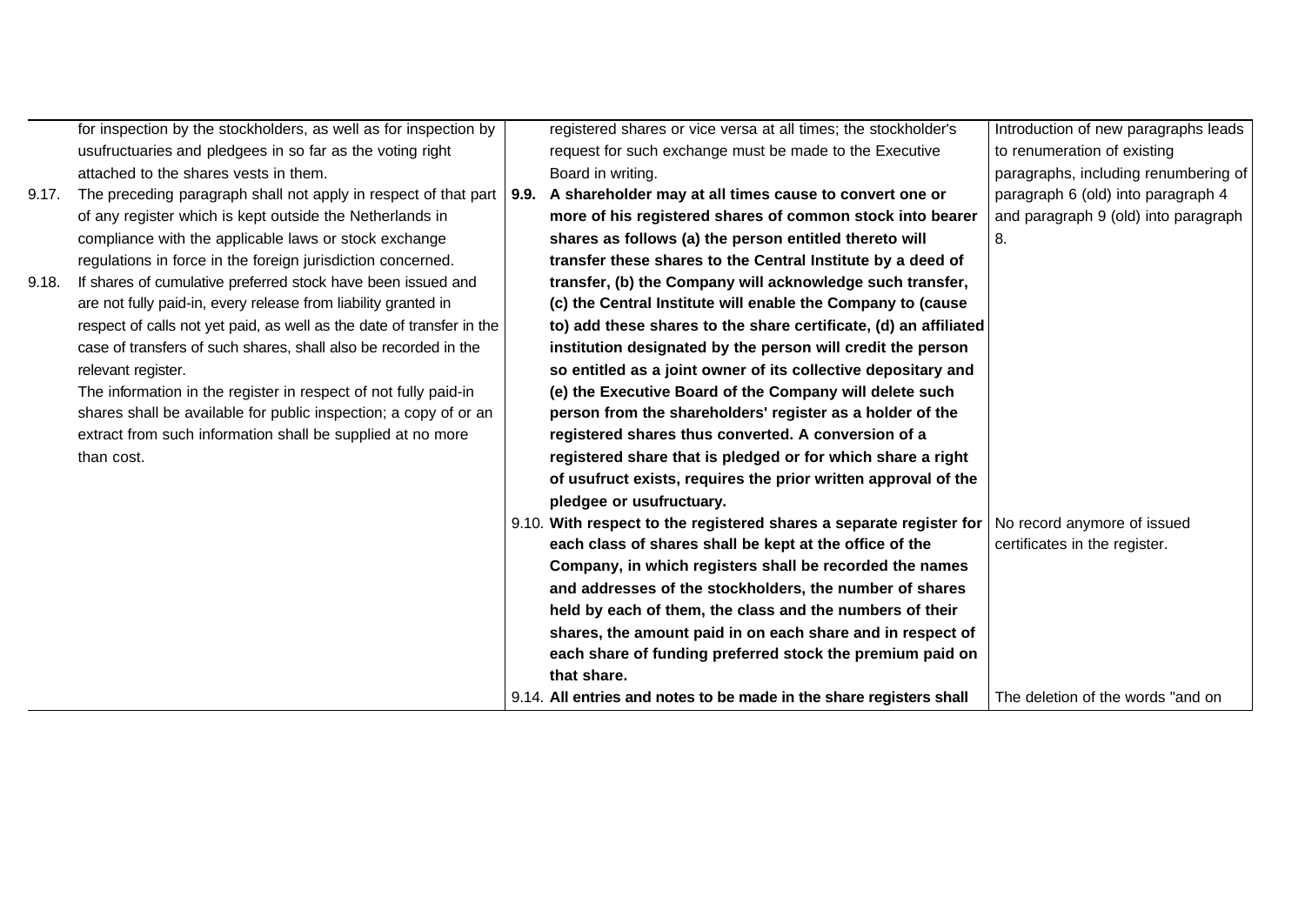| Current text | Proposed text | Explanation |
|---|---|---|
| for inspection by the stockholders, as well as for inspection by usufructuaries and pledgees in so far as the voting right attached to the shares vests in them. | registered shares or vice versa at all times; the stockholder's request for such exchange must be made to the Executive Board in writing. | Introduction of new paragraphs leads to renumeration of existing paragraphs, including renumbering of paragraph 6 (old) into paragraph 4 and paragraph 9 (old) into paragraph 8. |
| 9.17. The preceding paragraph shall not apply in respect of that part of any register which is kept outside the Netherlands in compliance with the applicable laws or stock exchange regulations in force in the foreign jurisdiction concerned.<br>9.18. If shares of cumulative preferred stock have been issued and are not fully paid-in, every release from liability granted in respect of calls not yet paid, as well as the date of transfer in the case of transfers of such shares, shall also be recorded in the relevant register.<br>The information in the register in respect of not fully paid-in shares shall be available for public inspection; a copy of or an extract from such information shall be supplied at no more than cost. | **9.9. A shareholder may at all times cause to convert one or more of his registered shares of common stock into bearer shares as follows (a) the person entitled thereto will transfer these shares to the Central Institute by a deed of transfer, (b) the Company will acknowledge such transfer, (c) the Central Institute will enable the Company to (cause to) add these shares to the share certificate, (d) an affiliated institution designated by the person will credit the person so entitled as a joint owner of its collective depositary and (e) the Executive Board of the Company will delete such person from the shareholders' register as a holder of the registered shares thus converted. A conversion of a registered share that is pledged or for which share a right of usufruct exists, requires the prior written approval of the pledgee or usufructuary.** | |
| | 9.10. **With respect to the registered shares a separate register for each class of shares shall be kept at the office of the Company, in which registers shall be recorded the names and addresses of the stockholders, the number of shares held by each of them, the class and the numbers of their shares, the amount paid in on each share and in respect of each share of funding preferred stock the premium paid on that share.** | No record anymore of issued certificates in the register. |
| | 9.14. **All entries and notes to be made in the share registers shall** | The deletion of the words "and on |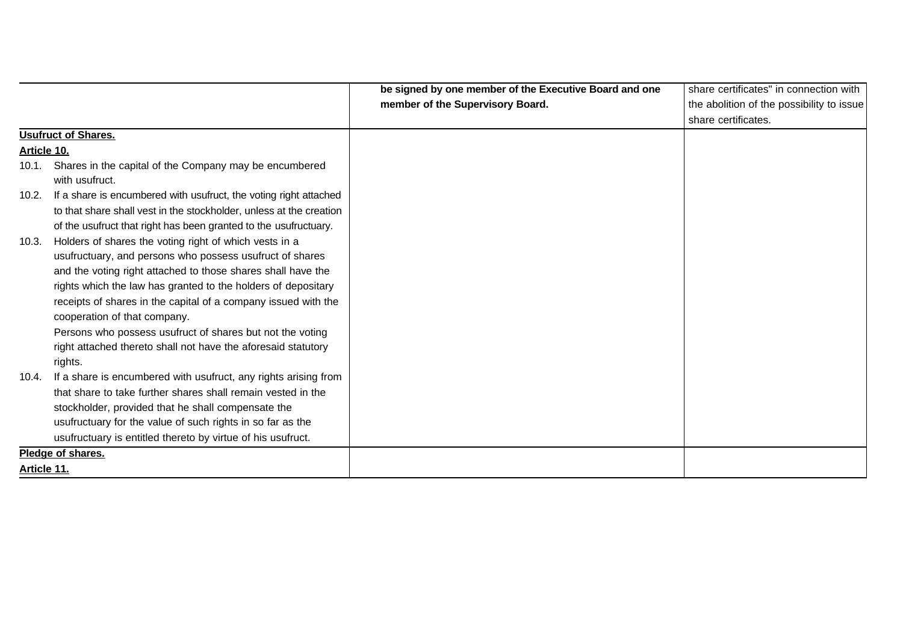| | | |
|---|---|---|
| | **be signed by one member of the Executive Board and one member of the Supervisory Board.** | share certificates" in connection with the abolition of the possibility to issue share certificates. |
| **Usufruct of Shares.**<br>**Article 10.**<br>10.1. Shares in the capital of the Company may be encumbered with usufruct.<br>10.2. If a share is encumbered with usufruct, the voting right attached to that share shall vest in the stockholder, unless at the creation of the usufruct that right has been granted to the usufructuary.<br>10.3. Holders of shares the voting right of which vests in a usufructuary, and persons who possess usufruct of shares and the voting right attached to those shares shall have the rights which the law has granted to the holders of depositary receipts of shares in the capital of a company issued with the cooperation of that company.<br>Persons who possess usufruct of shares but not the voting right attached thereto shall not have the aforesaid statutory rights.<br>10.4. If a share is encumbered with usufruct, any rights arising from that share to take further shares shall remain vested in the stockholder, provided that he shall compensate the usufructuary for the value of such rights in so far as the usufructuary is entitled thereto by virtue of his usufruct. | | |
| **Pledge of shares.**<br>**Article 11.** | | |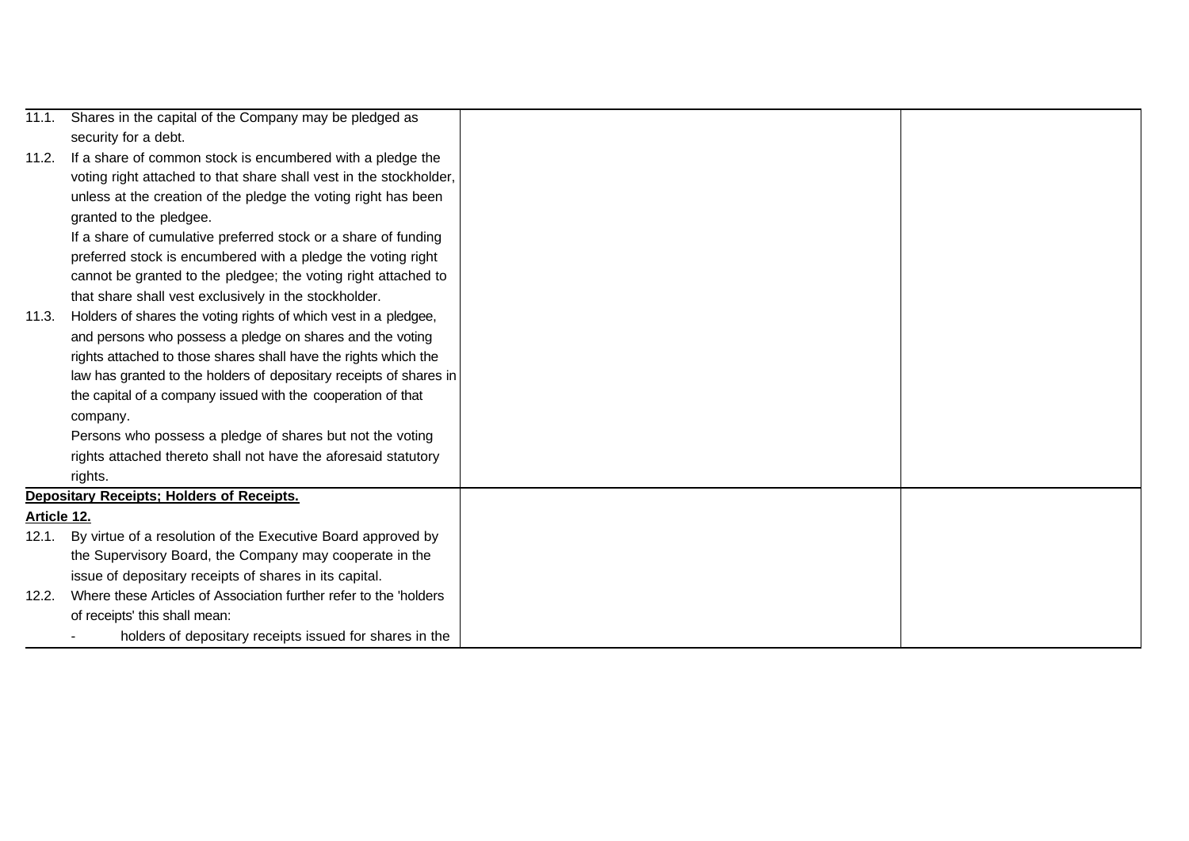| | | |
|---|---|---|
| 11.1. Shares in the capital of the Company may be pledged as security for a debt.<br>11.2. If a share of common stock is encumbered with a pledge the voting right attached to that share shall vest in the stockholder, unless at the creation of the pledge the voting right has been granted to the pledgee.<br>If a share of cumulative preferred stock or a share of funding preferred stock is encumbered with a pledge the voting right cannot be granted to the pledgee; the voting right attached to that share shall vest exclusively in the stockholder.<br>11.3. Holders of shares the voting rights of which vest in a pledgee, and persons who possess a pledge on shares and the voting rights attached to those shares shall have the rights which the law has granted to the holders of depositary receipts of shares in the capital of a company issued with the cooperation of that company.<br>Persons who possess a pledge of shares but not the voting rights attached thereto shall not have the aforesaid statutory rights. | | |
| **Depositary Receipts; Holders of Receipts.**<br>**Article 12.**<br>12.1. By virtue of a resolution of the Executive Board approved by the Supervisory Board, the Company may cooperate in the issue of depositary receipts of shares in its capital.<br>12.2. Where these Articles of Association further refer to the 'holders of receipts' this shall mean:<br>- holders of depositary receipts issued for shares in the | | |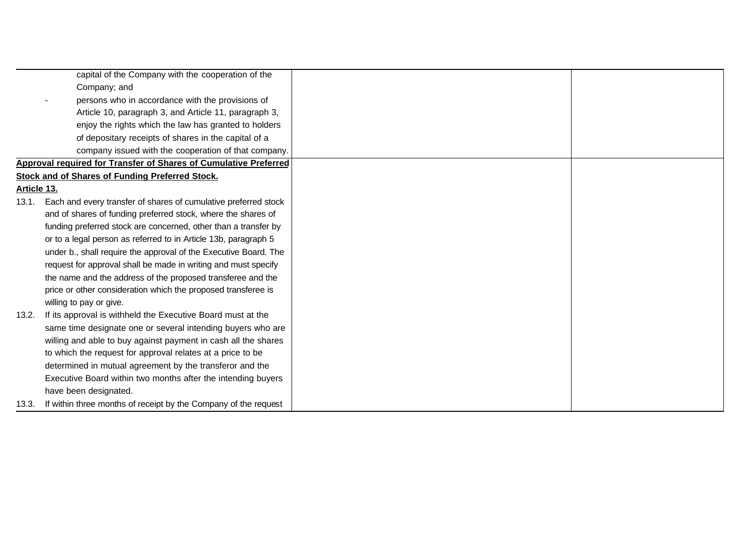| | | |
|---|---|---|
| capital of the Company with the cooperation of the Company; and<br>- persons who in accordance with the provisions of Article 10, paragraph 3, and Article 11, paragraph 3, enjoy the rights which the law has granted to holders of depositary receipts of shares in the capital of a company issued with the cooperation of that company. | | |
| **Approval required for Transfer of Shares of Cumulative Preferred Stock and of Shares of Funding Preferred Stock.**<br>**Article 13.**<br>13.1. Each and every transfer of shares of cumulative preferred stock and of shares of funding preferred stock, where the shares of funding preferred stock are concerned, other than a transfer by or to a legal person as referred to in Article 13b, paragraph 5 under b., shall require the approval of the Executive Board. The request for approval shall be made in writing and must specify the name and the address of the proposed transferee and the price or other consideration which the proposed transferee is willing to pay or give.<br>13.2. If its approval is withheld the Executive Board must at the same time designate one or several intending buyers who are willing and able to buy against payment in cash all the shares to which the request for approval relates at a price to be determined in mutual agreement by the transferor and the Executive Board within two months after the intending buyers have been designated.<br>13.3. If within three months of receipt by the Company of the request | | |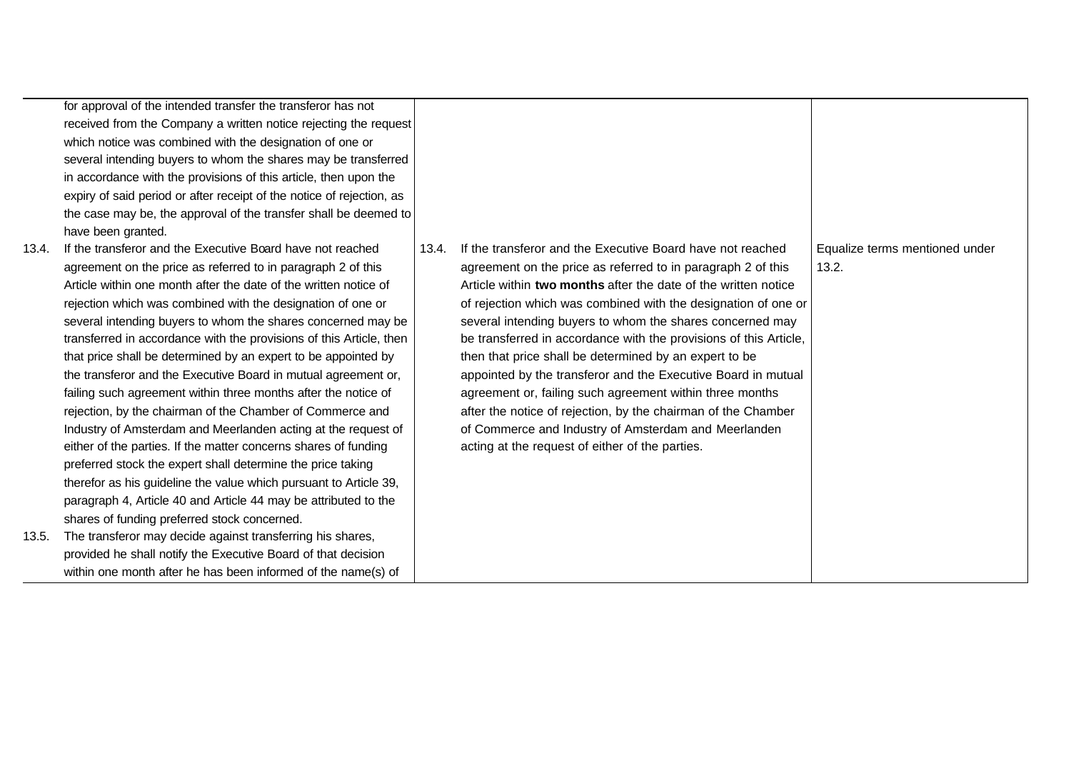| Current text | Proposed text | Explanation |
| --- | --- | --- |
| for approval of the intended transfer the transferor has not received from the Company a written notice rejecting the request which notice was combined with the designation of one or several intending buyers to whom the shares may be transferred in accordance with the provisions of this article, then upon the expiry of said period or after receipt of the notice of rejection, as the case may be, the approval of the transfer shall be deemed to have been granted. | | |
| 13.4. If the transferor and the Executive Board have not reached agreement on the price as referred to in paragraph 2 of this Article within one month after the date of the written notice of rejection which was combined with the designation of one or several intending buyers to whom the shares concerned may be transferred in accordance with the provisions of this Article, then that price shall be determined by an expert to be appointed by the transferor and the Executive Board in mutual agreement or, failing such agreement within three months after the notice of rejection, by the chairman of the Chamber of Commerce and Industry of Amsterdam and Meerlanden acting at the request of either of the parties. If the matter concerns shares of funding preferred stock the expert shall determine the price taking therefor as his guideline the value which pursuant to Article 39, paragraph 4, Article 40 and Article 44 may be attributed to the shares of funding preferred stock concerned. | 13.4. If the transferor and the Executive Board have not reached agreement on the price as referred to in paragraph 2 of this Article within **two months** after the date of the written notice of rejection which was combined with the designation of one or several intending buyers to whom the shares concerned may be transferred in accordance with the provisions of this Article, then that price shall be determined by an expert to be appointed by the transferor and the Executive Board in mutual agreement or, failing such agreement within three months after the notice of rejection, by the chairman of the Chamber of Commerce and Industry of Amsterdam and Meerlanden acting at the request of either of the parties. | Equalize terms mentioned under 13.2. |
| 13.5. The transferor may decide against transferring his shares, provided he shall notify the Executive Board of that decision within one month after he has been informed of the name(s) of | | |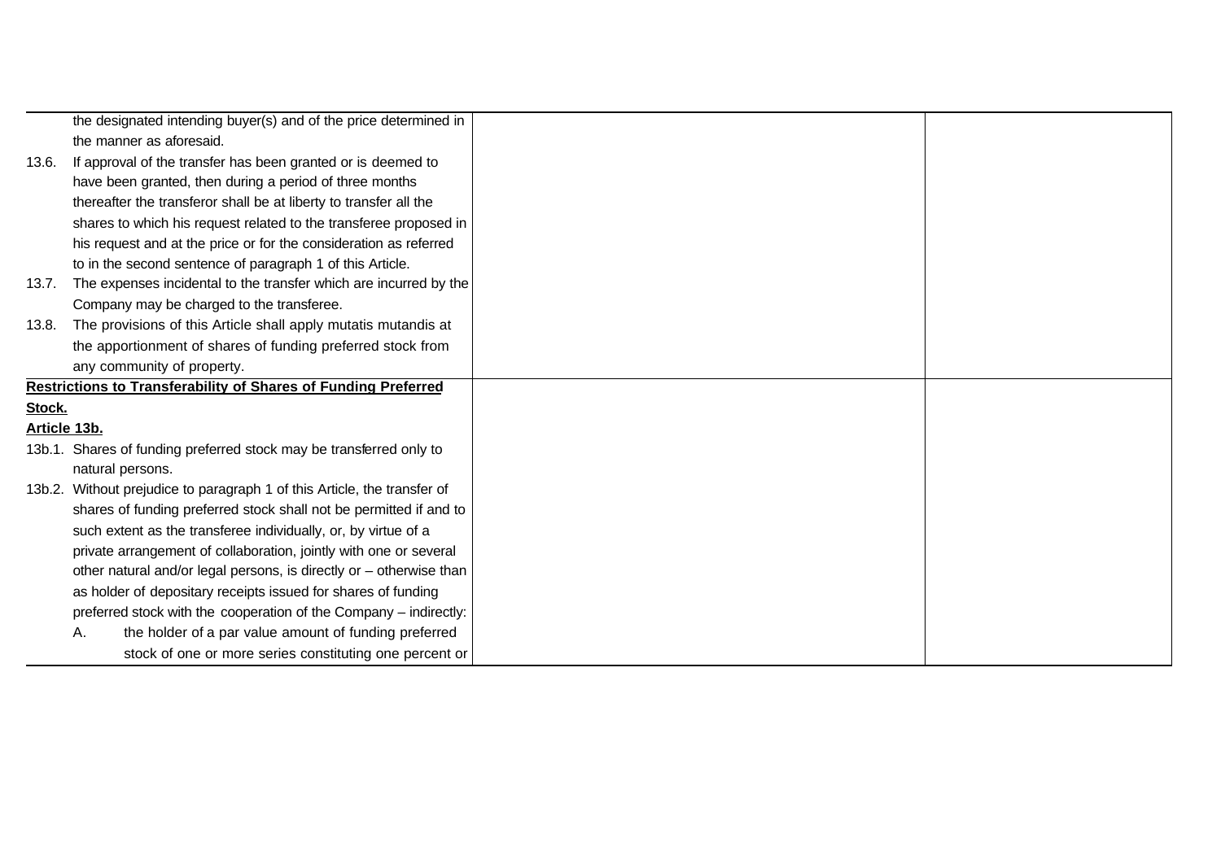| | | |
|---|---|---|
| the designated intending buyer(s) and of the price determined in the manner as aforesaid.<br>13.6. If approval of the transfer has been granted or is deemed to have been granted, then during a period of three months thereafter the transferor shall be at liberty to transfer all the shares to which his request related to the transferee proposed in his request and at the price or for the consideration as referred to in the second sentence of paragraph 1 of this Article.<br>13.7. The expenses incidental to the transfer which are incurred by the Company may be charged to the transferee.<br>13.8. The provisions of this Article shall apply mutatis mutandis at the apportionment of shares of funding preferred stock from any community of property. | | |
| **Restrictions to Transferability of Shares of Funding Preferred Stock.**<br>**Article 13b.**<br>13b.1. Shares of funding preferred stock may be transferred only to natural persons.<br>13b.2. Without prejudice to paragraph 1 of this Article, the transfer of shares of funding preferred stock shall not be permitted if and to such extent as the transferee individually, or, by virtue of a private arrangement of collaboration, jointly with one or several other natural and/or legal persons, is directly or – otherwise than as holder of depositary receipts issued for shares of funding preferred stock with the cooperation of the Company – indirectly:<br>A. the holder of a par value amount of funding preferred stock of one or more series constituting one percent or | | |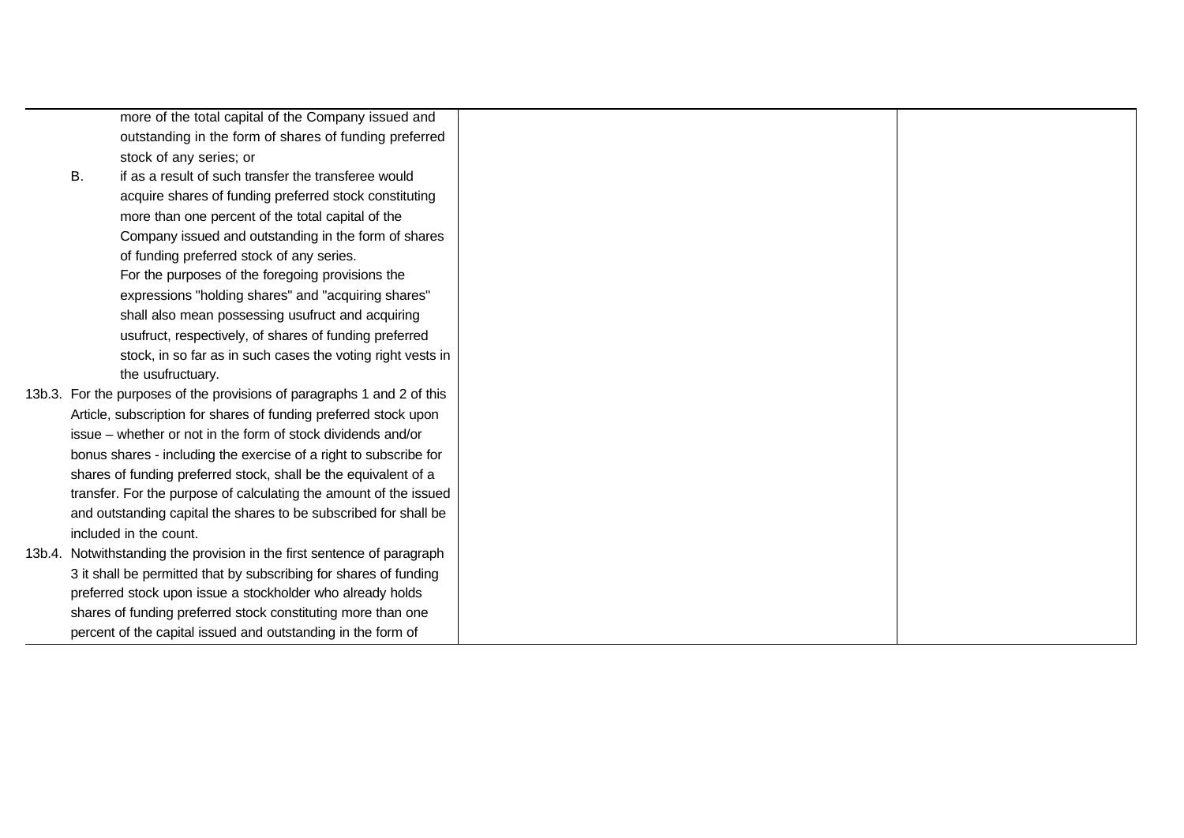| | | |
|---|---|---|
| more of the total capital of the Company issued and outstanding in the form of shares of funding preferred stock of any series; or<br>B. if as a result of such transfer the transferee would acquire shares of funding preferred stock constituting more than one percent of the total capital of the Company issued and outstanding in the form of shares of funding preferred stock of any series.<br>For the purposes of the foregoing provisions the expressions "holding shares" and "acquiring shares" shall also mean possessing usufruct and acquiring usufruct, respectively, of shares of funding preferred stock, in so far as in such cases the voting right vests in the usufructuary.<br>13b.3. For the purposes of the provisions of paragraphs 1 and 2 of this Article, subscription for shares of funding preferred stock upon issue – whether or not in the form of stock dividends and/or bonus shares - including the exercise of a right to subscribe for shares of funding preferred stock, shall be the equivalent of a transfer. For the purpose of calculating the amount of the issued and outstanding capital the shares to be subscribed for shall be included in the count.<br>13b.4. Notwithstanding the provision in the first sentence of paragraph 3 it shall be permitted that by subscribing for shares of funding preferred stock upon issue a stockholder who already holds shares of funding preferred stock constituting more than one percent of the capital issued and outstanding in the form of | | |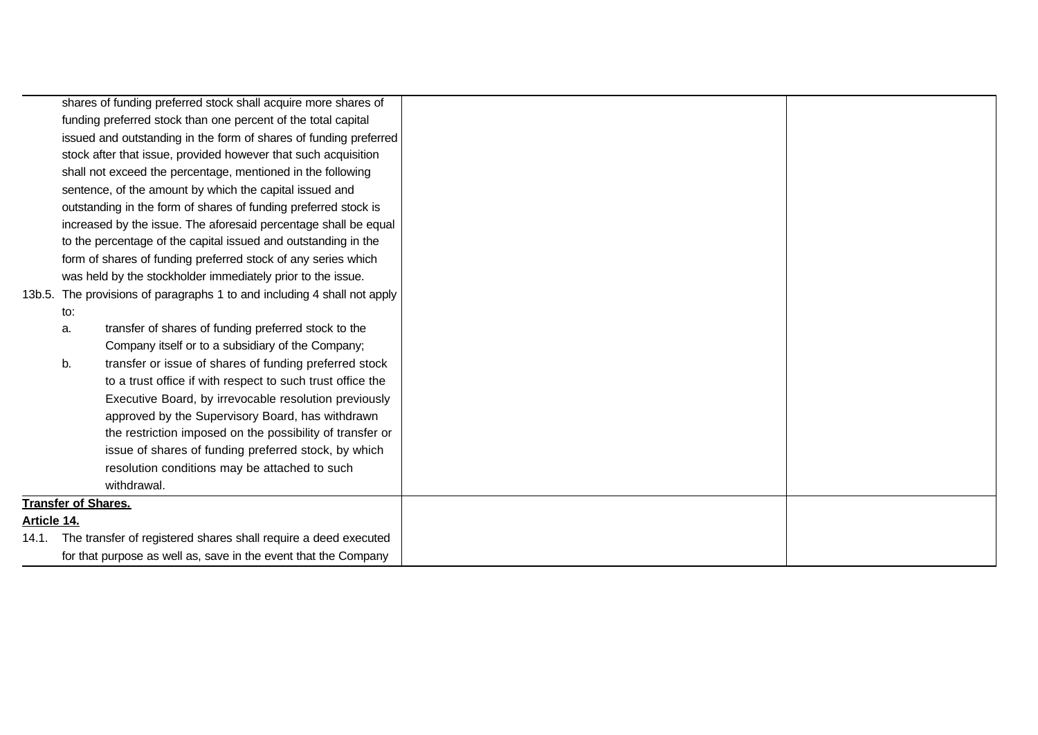| | | |
|---|---|---|
| shares of funding preferred stock shall acquire more shares of funding preferred stock than one percent of the total capital issued and outstanding in the form of shares of funding preferred stock after that issue, provided however that such acquisition shall not exceed the percentage, mentioned in the following sentence, of the amount by which the capital issued and outstanding in the form of shares of funding preferred stock is increased by the issue. The aforesaid percentage shall be equal to the percentage of the capital issued and outstanding in the form of shares of funding preferred stock of any series which was held by the stockholder immediately prior to the issue.<br>13b.5. The provisions of paragraphs 1 to and including 4 shall not apply to:<br>a. transfer of shares of funding preferred stock to the Company itself or to a subsidiary of the Company;<br>b. transfer or issue of shares of funding preferred stock to a trust office if with respect to such trust office the Executive Board, by irrevocable resolution previously approved by the Supervisory Board, has withdrawn the restriction imposed on the possibility of transfer or issue of shares of funding preferred stock, by which resolution conditions may be attached to such withdrawal. | | |
| **Transfer of Shares.**<br>**Article 14.**<br>14.1. The transfer of registered shares shall require a deed executed for that purpose as well as, save in the event that the Company | | |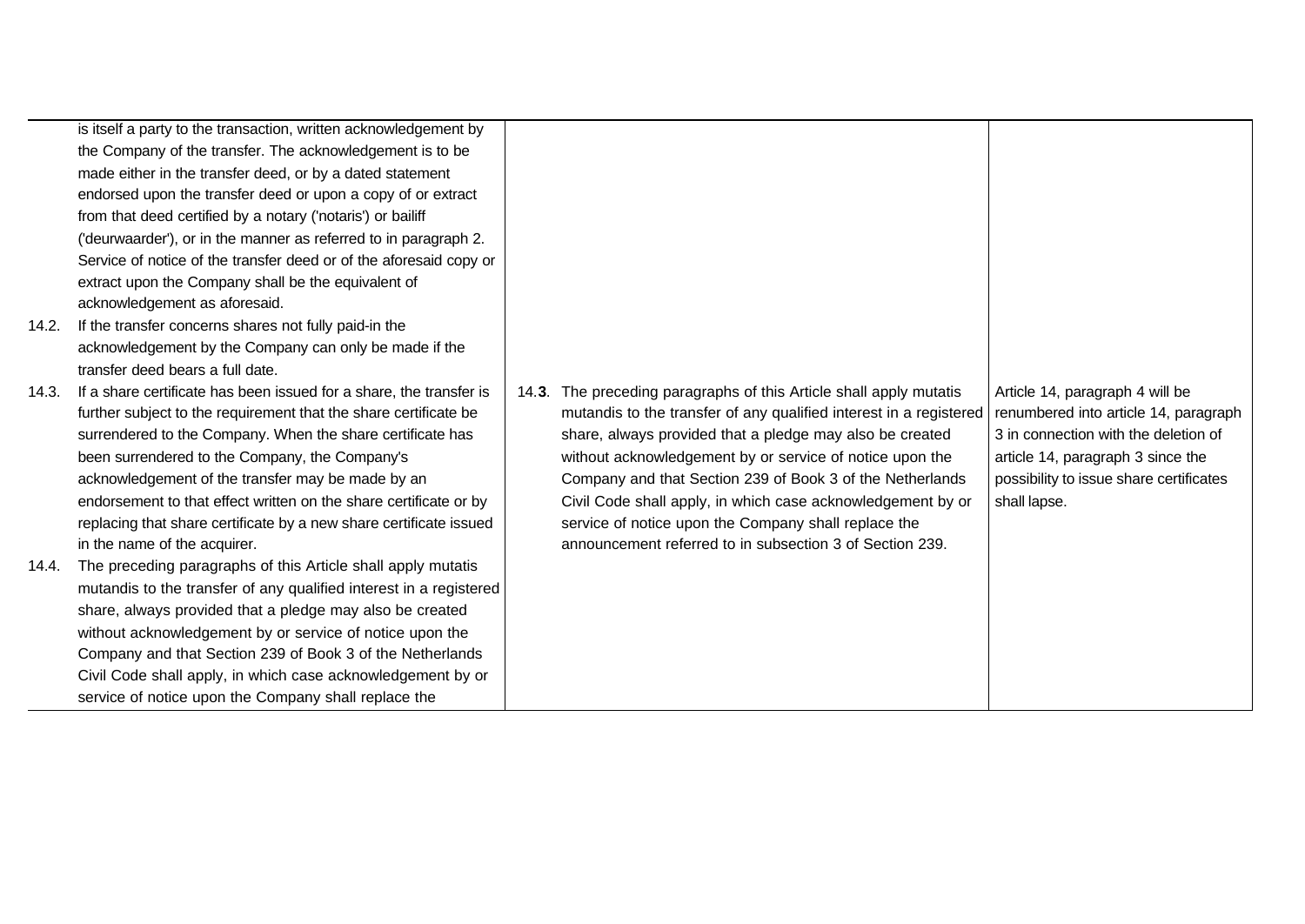| | | |
|---|---|---|
| is itself a party to the transaction, written acknowledgement by the Company of the transfer. The acknowledgement is to be made either in the transfer deed, or by a dated statement endorsed upon the transfer deed or upon a copy of or extract from that deed certified by a notary ('notaris') or bailiff ('deurwaarder'), or in the manner as referred to in paragraph 2. Service of notice of the transfer deed or of the aforesaid copy or extract upon the Company shall be the equivalent of acknowledgement as aforesaid. | | |
| 14.2. If the transfer concerns shares not fully paid-in the acknowledgement by the Company can only be made if the transfer deed bears a full date. | | |
| 14.3. If a share certificate has been issued for a share, the transfer is further subject to the requirement that the share certificate be surrendered to the Company. When the share certificate has been surrendered to the Company, the Company's acknowledgement of the transfer may be made by an endorsement to that effect written on the share certificate or by replacing that share certificate by a new share certificate issued in the name of the acquirer. | 14.**3**. The preceding paragraphs of this Article shall apply mutatis mutandis to the transfer of any qualified interest in a registered share, always provided that a pledge may also be created without acknowledgement by or service of notice upon the Company and that Section 239 of Book 3 of the Netherlands Civil Code shall apply, in which case acknowledgement by or service of notice upon the Company shall replace the announcement referred to in subsection 3 of Section 239. | Article 14, paragraph 4 will be renumbered into article 14, paragraph 3 in connection with the deletion of article 14, paragraph 3 since the possibility to issue share certificates shall lapse. |
| 14.4. The preceding paragraphs of this Article shall apply mutatis mutandis to the transfer of any qualified interest in a registered share, always provided that a pledge may also be created without acknowledgement by or service of notice upon the Company and that Section 239 of Book 3 of the Netherlands Civil Code shall apply, in which case acknowledgement by or service of notice upon the Company shall replace the | | |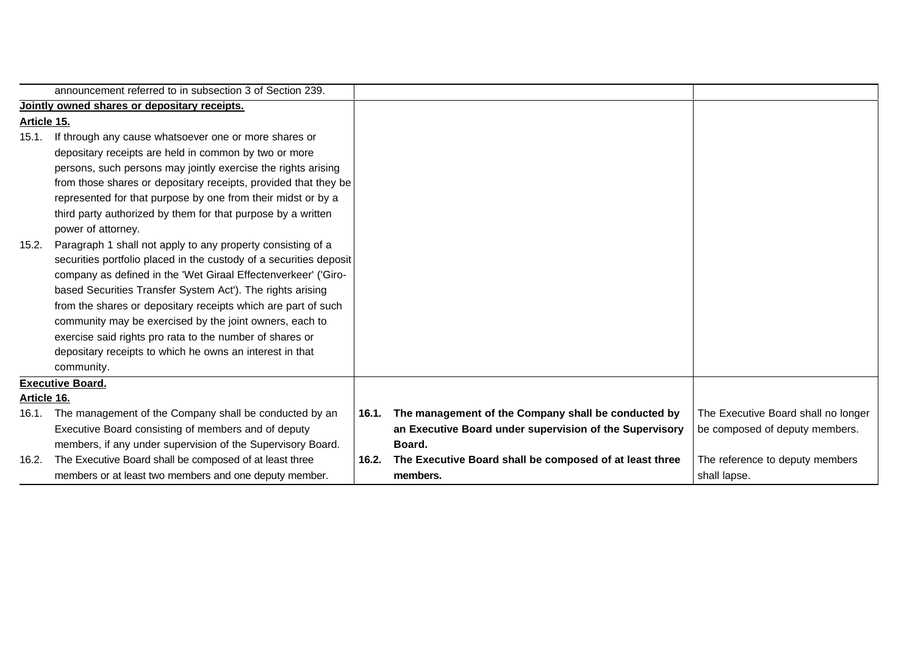| | | |
|---|---|---|
| announcement referred to in subsection 3 of Section 239. | | |
| **Jointly owned shares or depositary receipts.**<br>**Article 15.**<br>15.1. If through any cause whatsoever one or more shares or depositary receipts are held in common by two or more persons, such persons may jointly exercise the rights arising from those shares or depositary receipts, provided that they be represented for that purpose by one from their midst or by a third party authorized by them for that purpose by a written power of attorney.<br>15.2. Paragraph 1 shall not apply to any property consisting of a securities portfolio placed in the custody of a securities deposit company as defined in the 'Wet Giraal Effectenverkeer' ('Giro-based Securities Transfer System Act'). The rights arising from the shares or depositary receipts which are part of such community may be exercised by the joint owners, each to exercise said rights pro rata to the number of shares or depositary receipts to which he owns an interest in that community. | | |
| **Executive Board.**<br>**Article 16.**<br>16.1. The management of the Company shall be conducted by an Executive Board consisting of members and of deputy members, if any under supervision of the Supervisory Board.<br>16.2. The Executive Board shall be composed of at least three members or at least two members and one deputy member. | **16.1. The management of the Company shall be conducted by an Executive Board under supervision of the Supervisory Board.**<br>**16.2. The Executive Board shall be composed of at least three members.** | The Executive Board shall no longer be composed of deputy members.<br>The reference to deputy members shall lapse. |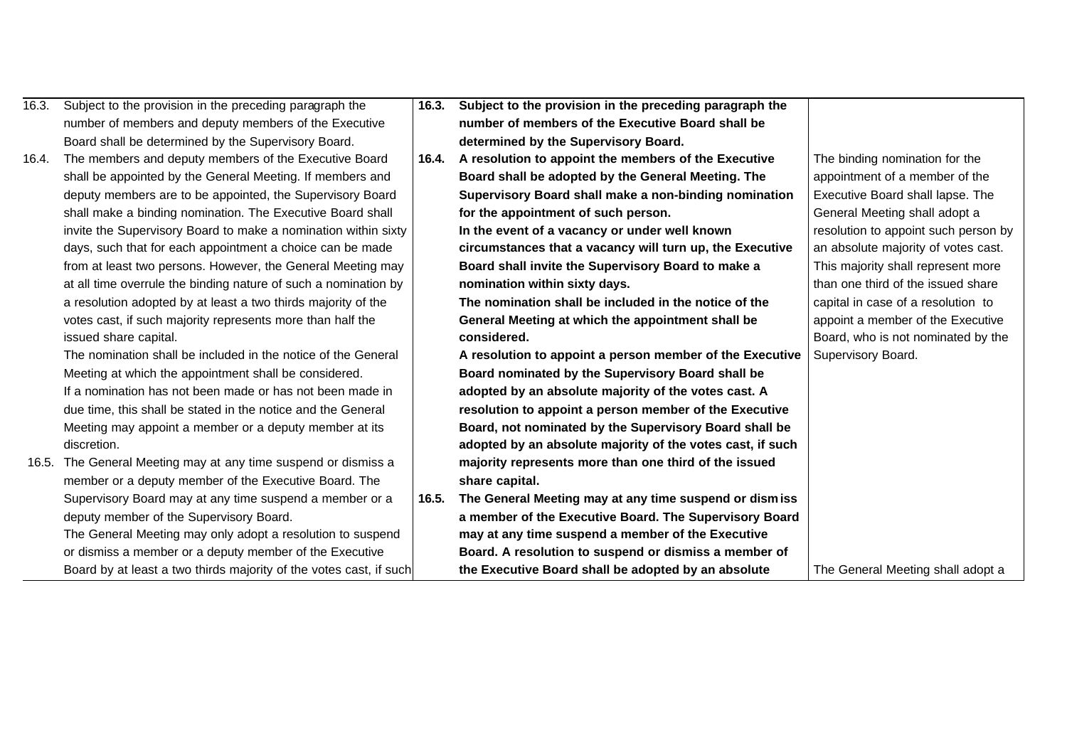| Current text | Proposed text | Explanation |
|---|---|---|
| 16.3. Subject to the provision in the preceding paragraph the number of members and deputy members of the Executive Board shall be determined by the Supervisory Board. | **16.3. Subject to the provision in the preceding paragraph the number of members of the Executive Board shall be determined by the Supervisory Board.** | |
| 16.4. The members and deputy members of the Executive Board shall be appointed by the General Meeting. If members and deputy members are to be appointed, the Supervisory Board shall make a binding nomination. The Executive Board shall invite the Supervisory Board to make a nomination within sixty days, such that for each appointment a choice can be made from at least two persons. However, the General Meeting may at all time overrule the binding nature of such a nomination by a resolution adopted by at least a two thirds majority of the votes cast, if such majority represents more than half the issued share capital. The nomination shall be included in the notice of the General Meeting at which the appointment shall be considered. If a nomination has not been made or has not been made in due time, this shall be stated in the notice and the General Meeting may appoint a member or a deputy member at its discretion. | **16.4. A resolution to appoint the members of the Executive Board shall be adopted by the General Meeting. The Supervisory Board shall make a non-binding nomination for the appointment of such person. In the event of a vacancy or under well known circumstances that a vacancy will turn up, the Executive Board shall invite the Supervisory Board to make a nomination within sixty days. The nomination shall be included in the notice of the General Meeting at which the appointment shall be considered. A resolution to appoint a person member of the Executive Board nominated by the Supervisory Board shall be adopted by an absolute majority of the votes cast. A resolution to appoint a person member of the Executive Board, not nominated by the Supervisory Board shall be adopted by an absolute majority of the votes cast, if such majority represents more than one third of the issued share capital.** | The binding nomination for the appointment of a member of the Executive Board shall lapse. The General Meeting shall adopt a resolution to appoint such person by an absolute majority of votes cast. This majority shall represent more than one third of the issued share capital in case of a resolution to appoint a member of the Executive Board, who is not nominated by the Supervisory Board. |
| 16.5. The General Meeting may at any time suspend or dismiss a member or a deputy member of the Executive Board. The Supervisory Board may at any time suspend a member or a deputy member of the Supervisory Board. The General Meeting may only adopt a resolution to suspend or dismiss a member or a deputy member of the Executive Board by at least a two thirds majority of the votes cast, if such | **16.5. The General Meeting may at any time suspend or dismiss a member of the Executive Board. The Supervisory Board may at any time suspend a member of the Executive Board. A resolution to suspend or dismiss a member of the Executive Board shall be adopted by an absolute** | The General Meeting shall adopt a |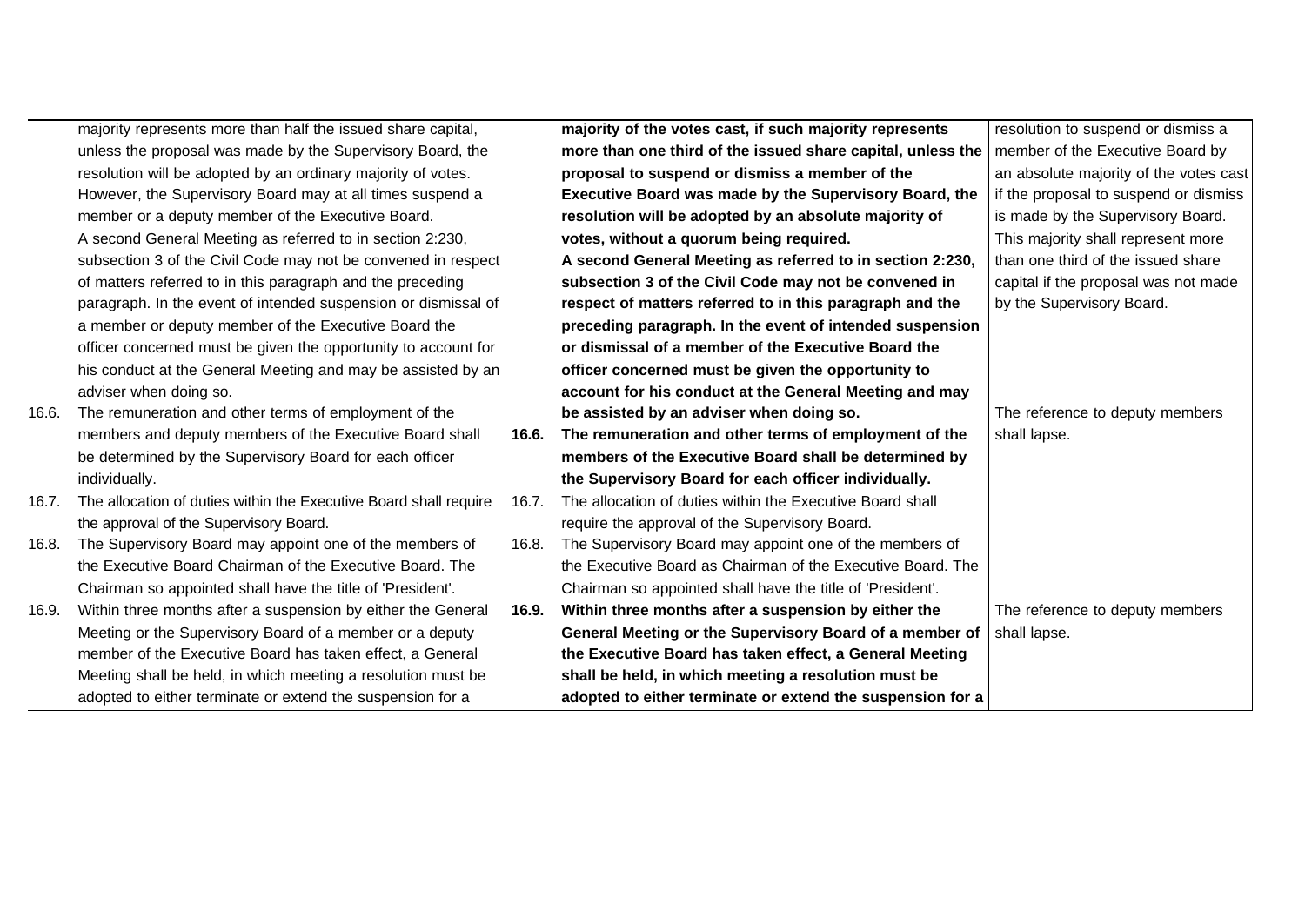| | Current text | | Proposed text | Explanation |
|---|---|---|---|---|
| | majority represents more than half the issued share capital, unless the proposal was made by the Supervisory Board, the resolution will be adopted by an ordinary majority of votes. However, the Supervisory Board may at all times suspend a member or a deputy member of the Executive Board. A second General Meeting as referred to in section 2:230, subsection 3 of the Civil Code may not be convened in respect of matters referred to in this paragraph and the preceding paragraph. In the event of intended suspension or dismissal of a member or deputy member of the Executive Board the officer concerned must be given the opportunity to account for his conduct at the General Meeting and may be assisted by an adviser when doing so. | | **majority of the votes cast, if such majority represents more than one third of the issued share capital, unless the proposal to suspend or dismiss a member of the Executive Board was made by the Supervisory Board, the resolution will be adopted by an absolute majority of votes, without a quorum being required.** **A second General Meeting as referred to in section 2:230, subsection 3 of the Civil Code may not be convened in respect of matters referred to in this paragraph and the preceding paragraph. In the event of intended suspension or dismissal of a member of the Executive Board the officer concerned must be given the opportunity to account for his conduct at the General Meeting and may be assisted by an adviser when doing so.** | resolution to suspend or dismiss a member of the Executive Board by an absolute majority of the votes cast if the proposal to suspend or dismiss is made by the Supervisory Board. This majority shall represent more than one third of the issued share capital if the proposal was not made by the Supervisory Board. |
| 16.6. | The remuneration and other terms of employment of the members and deputy members of the Executive Board shall be determined by the Supervisory Board for each officer individually. | **16.6.** | **The remuneration and other terms of employment of the members of the Executive Board shall be determined by the Supervisory Board for each officer individually.** | The reference to deputy members shall lapse. |
| 16.7. | The allocation of duties within the Executive Board shall require the approval of the Supervisory Board. | 16.7. | The allocation of duties within the Executive Board shall require the approval of the Supervisory Board. | |
| 16.8. | The Supervisory Board may appoint one of the members of the Executive Board Chairman of the Executive Board. The Chairman so appointed shall have the title of 'President'. | 16.8. | The Supervisory Board may appoint one of the members of the Executive Board as Chairman of the Executive Board. The Chairman so appointed shall have the title of 'President'. | |
| 16.9. | Within three months after a suspension by either the General Meeting or the Supervisory Board of a member or a deputy member of the Executive Board has taken effect, a General Meeting shall be held, in which meeting a resolution must be adopted to either terminate or extend the suspension for a | **16.9.** | **Within three months after a suspension by either the General Meeting or the Supervisory Board of a member of the Executive Board has taken effect, a General Meeting shall be held, in which meeting a resolution must be adopted to either terminate or extend the suspension for a** | The reference to deputy members shall lapse. |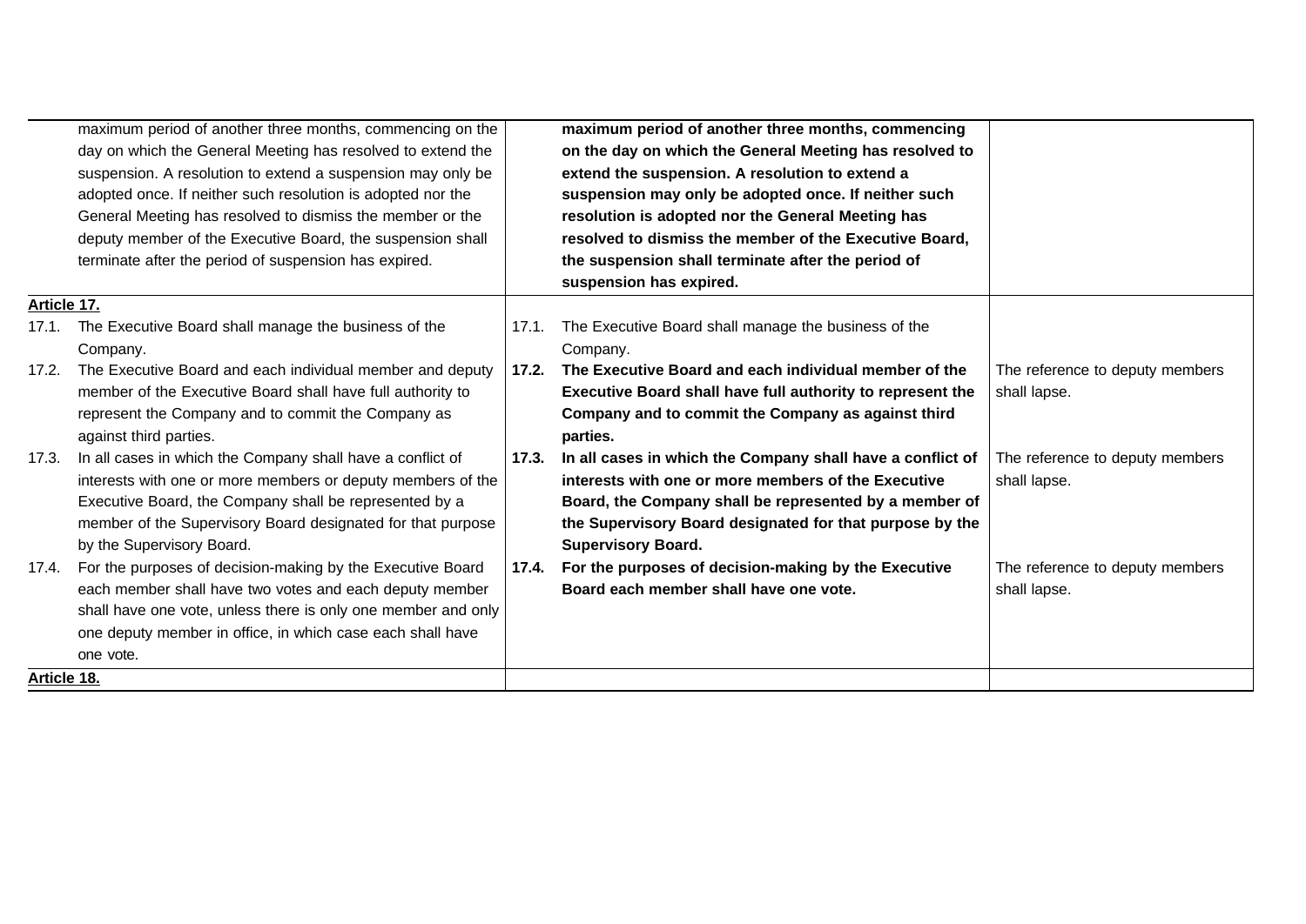| Current text | Proposed text | Explanation |
|---|---|---|
| maximum period of another three months, commencing on the day on which the General Meeting has resolved to extend the suspension. A resolution to extend a suspension may only be adopted once. If neither such resolution is adopted nor the General Meeting has resolved to dismiss the member or the deputy member of the Executive Board, the suspension shall terminate after the period of suspension has expired. | **maximum period of another three months, commencing on the day on which the General Meeting has resolved to extend the suspension. A resolution to extend a suspension may only be adopted once. If neither such resolution is adopted nor the General Meeting has resolved to dismiss the member of the Executive Board, the suspension shall terminate after the period of suspension has expired.** | |
| **Article 17.** | | |
| 17.1. The Executive Board shall manage the business of the Company. | 17.1. The Executive Board shall manage the business of the Company. | |
| 17.2. The Executive Board and each individual member and deputy member of the Executive Board shall have full authority to represent the Company and to commit the Company as against third parties. | **17.2. The Executive Board and each individual member of the Executive Board shall have full authority to represent the Company and to commit the Company as against third parties.** | The reference to deputy members shall lapse. |
| 17.3. In all cases in which the Company shall have a conflict of interests with one or more members or deputy members of the Executive Board, the Company shall be represented by a member of the Supervisory Board designated for that purpose by the Supervisory Board. | **17.3. In all cases in which the Company shall have a conflict of interests with one or more members of the Executive Board, the Company shall be represented by a member of the Supervisory Board designated for that purpose by the Supervisory Board.** | The reference to deputy members shall lapse. |
| 17.4. For the purposes of decision-making by the Executive Board each member shall have two votes and each deputy member shall have one vote, unless there is only one member and only one deputy member in office, in which case each shall have one vote. | **17.4. For the purposes of decision-making by the Executive Board each member shall have one vote.** | The reference to deputy members shall lapse. |
| **Article 18.** | | |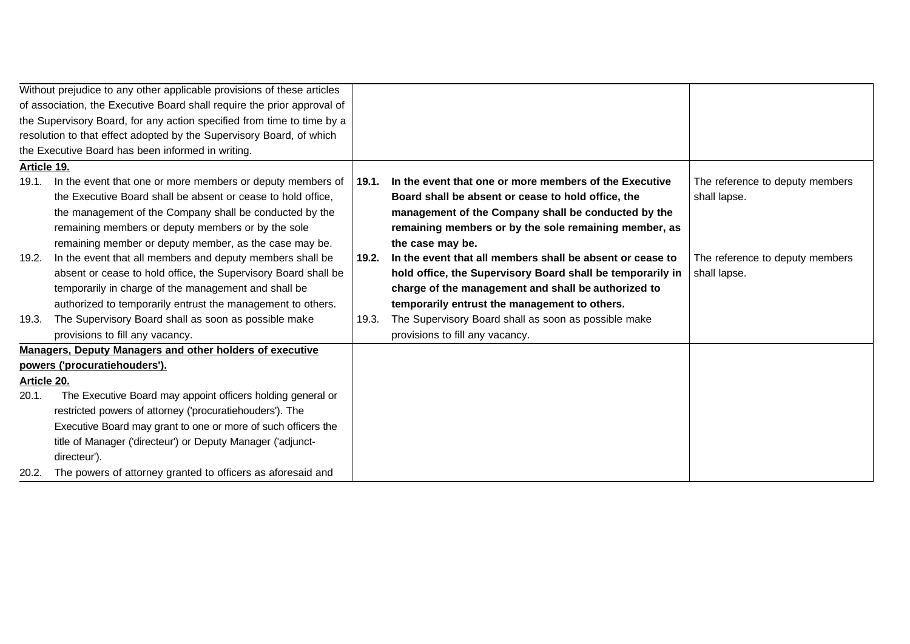| | | |
|---|---|---|
| Without prejudice to any other applicable provisions of these articles of association, the Executive Board shall require the prior approval of the Supervisory Board, for any action specified from time to time by a resolution to that effect adopted by the Supervisory Board, of which the Executive Board has been informed in writing. | | |
| **Article 19.**<br>19.1. In the event that one or more members or deputy members of the Executive Board shall be absent or cease to hold office, the management of the Company shall be conducted by the remaining members or deputy members or by the sole remaining member or deputy member, as the case may be.<br>19.2. In the event that all members and deputy members shall be absent or cease to hold office, the Supervisory Board shall be temporarily in charge of the management and shall be authorized to temporarily entrust the management to others.<br>19.3. The Supervisory Board shall as soon as possible make provisions to fill any vacancy. | **19.1. In the event that one or more members of the Executive Board shall be absent or cease to hold office, the management of the Company shall be conducted by the remaining members or by the sole remaining member, as the case may be.**<br>**19.2. In the event that all members shall be absent or cease to hold office, the Supervisory Board shall be temporarily in charge of the management and shall be authorized to temporarily entrust the management to others.**<br>19.3. The Supervisory Board shall as soon as possible make provisions to fill any vacancy. | The reference to deputy members shall lapse.<br><br>The reference to deputy members shall lapse. |
| **Managers, Deputy Managers and other holders of executive powers ('procuratiehouders').**<br>**Article 20.**<br>20.1. The Executive Board may appoint officers holding general or restricted powers of attorney ('procuratiehouders'). The Executive Board may grant to one or more of such officers the title of Manager ('directeur') or Deputy Manager ('adjunct-directeur').<br>20.2. The powers of attorney granted to officers as aforesaid and | | |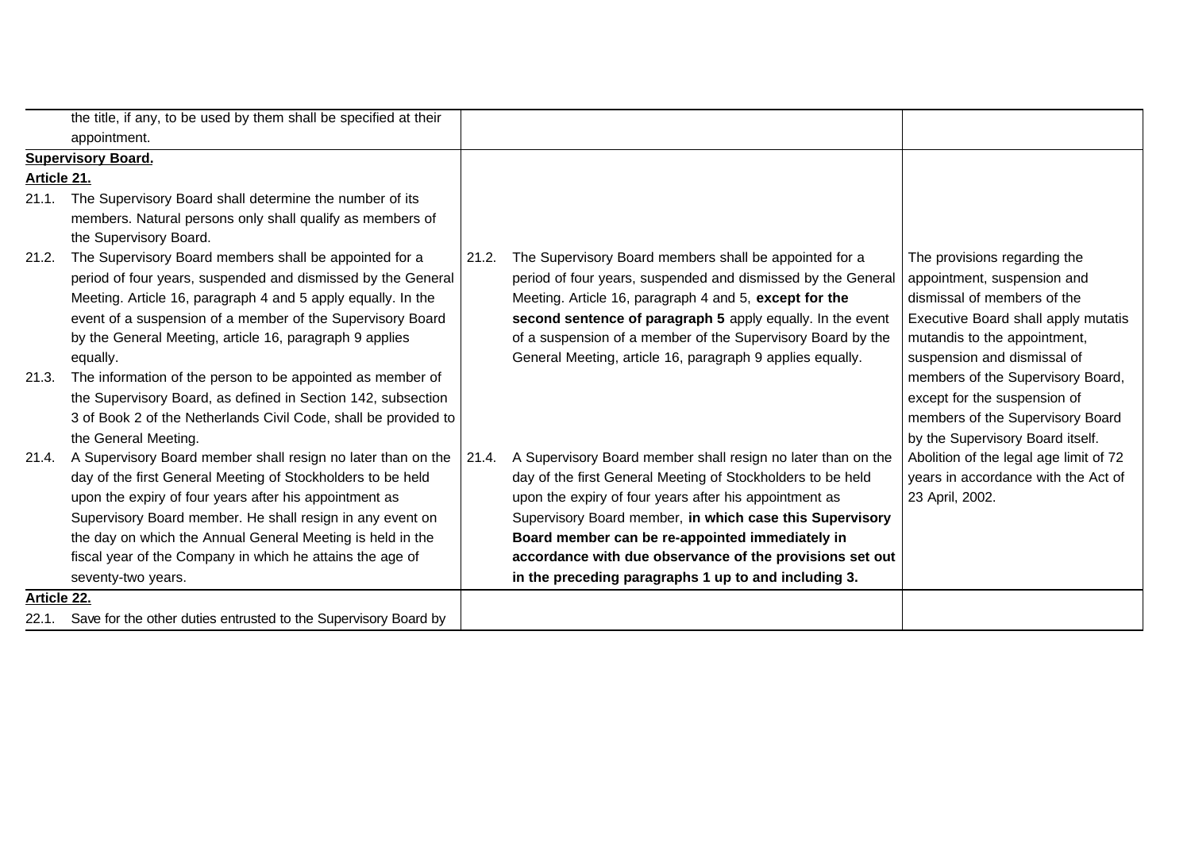| Current text | Proposed text | Explanation |
|---|---|---|
| the title, if any, to be used by them shall be specified at their appointment. | | |
| **Supervisory Board.**<br>**Article 21.**<br>21.1. The Supervisory Board shall determine the number of its members. Natural persons only shall qualify as members of the Supervisory Board.<br>21.2. The Supervisory Board members shall be appointed for a period of four years, suspended and dismissed by the General Meeting. Article 16, paragraph 4 and 5 apply equally. In the event of a suspension of a member of the Supervisory Board by the General Meeting, article 16, paragraph 9 applies equally.<br>21.3. The information of the person to be appointed as member of the Supervisory Board, as defined in Section 142, subsection 3 of Book 2 of the Netherlands Civil Code, shall be provided to the General Meeting.<br>21.4. A Supervisory Board member shall resign no later than on the day of the first General Meeting of Stockholders to be held upon the expiry of four years after his appointment as Supervisory Board member. He shall resign in any event on the day on which the Annual General Meeting is held in the fiscal year of the Company in which he attains the age of seventy-two years. | 21.2. The Supervisory Board members shall be appointed for a period of four years, suspended and dismissed by the General Meeting. Article 16, paragraph 4 and 5, **except for the second sentence of paragraph 5** apply equally. In the event of a suspension of a member of the Supervisory Board by the General Meeting, article 16, paragraph 9 applies equally.<br>21.4. A Supervisory Board member shall resign no later than on the day of the first General Meeting of Stockholders to be held upon the expiry of four years after his appointment as Supervisory Board member, **in which case this Supervisory Board member can be re-appointed immediately in accordance with due observance of the provisions set out in the preceding paragraphs 1 up to and including 3.** | The provisions regarding the appointment, suspension and dismissal of members of the Executive Board shall apply mutatis mutandis to the appointment, suspension and dismissal of members of the Supervisory Board, except for the suspension of members of the Supervisory Board by the Supervisory Board itself.<br>Abolition of the legal age limit of 72 years in accordance with the Act of 23 April, 2002. |
| **Article 22.**<br>22.1. Save for the other duties entrusted to the Supervisory Board by | | |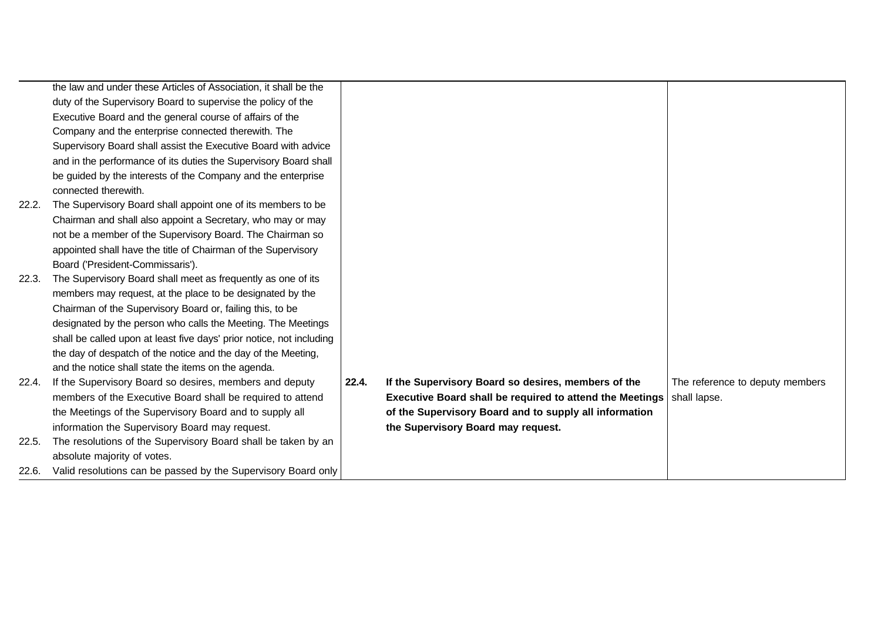| Current text | Proposed text | Explanation |
|---|---|---|
| the law and under these Articles of Association, it shall be the duty of the Supervisory Board to supervise the policy of the Executive Board and the general course of affairs of the Company and the enterprise connected therewith. The Supervisory Board shall assist the Executive Board with advice and in the performance of its duties the Supervisory Board shall be guided by the interests of the Company and the enterprise connected therewith. | | |
| 22.2. The Supervisory Board shall appoint one of its members to be Chairman and shall also appoint a Secretary, who may or may not be a member of the Supervisory Board. The Chairman so appointed shall have the title of Chairman of the Supervisory Board ('President-Commissaris'). | | |
| 22.3. The Supervisory Board shall meet as frequently as one of its members may request, at the place to be designated by the Chairman of the Supervisory Board or, failing this, to be designated by the person who calls the Meeting. The Meetings shall be called upon at least five days' prior notice, not including the day of despatch of the notice and the day of the Meeting, and the notice shall state the items on the agenda. | | |
| 22.4. If the Supervisory Board so desires, members and deputy members of the Executive Board shall be required to attend the Meetings of the Supervisory Board and to supply all information the Supervisory Board may request. | **22.4. If the Supervisory Board so desires, members of the Executive Board shall be required to attend the Meetings of the Supervisory Board and to supply all information the Supervisory Board may request.** | The reference to deputy members shall lapse. |
| 22.5. The resolutions of the Supervisory Board shall be taken by an absolute majority of votes. | | |
| 22.6. Valid resolutions can be passed by the Supervisory Board only | | |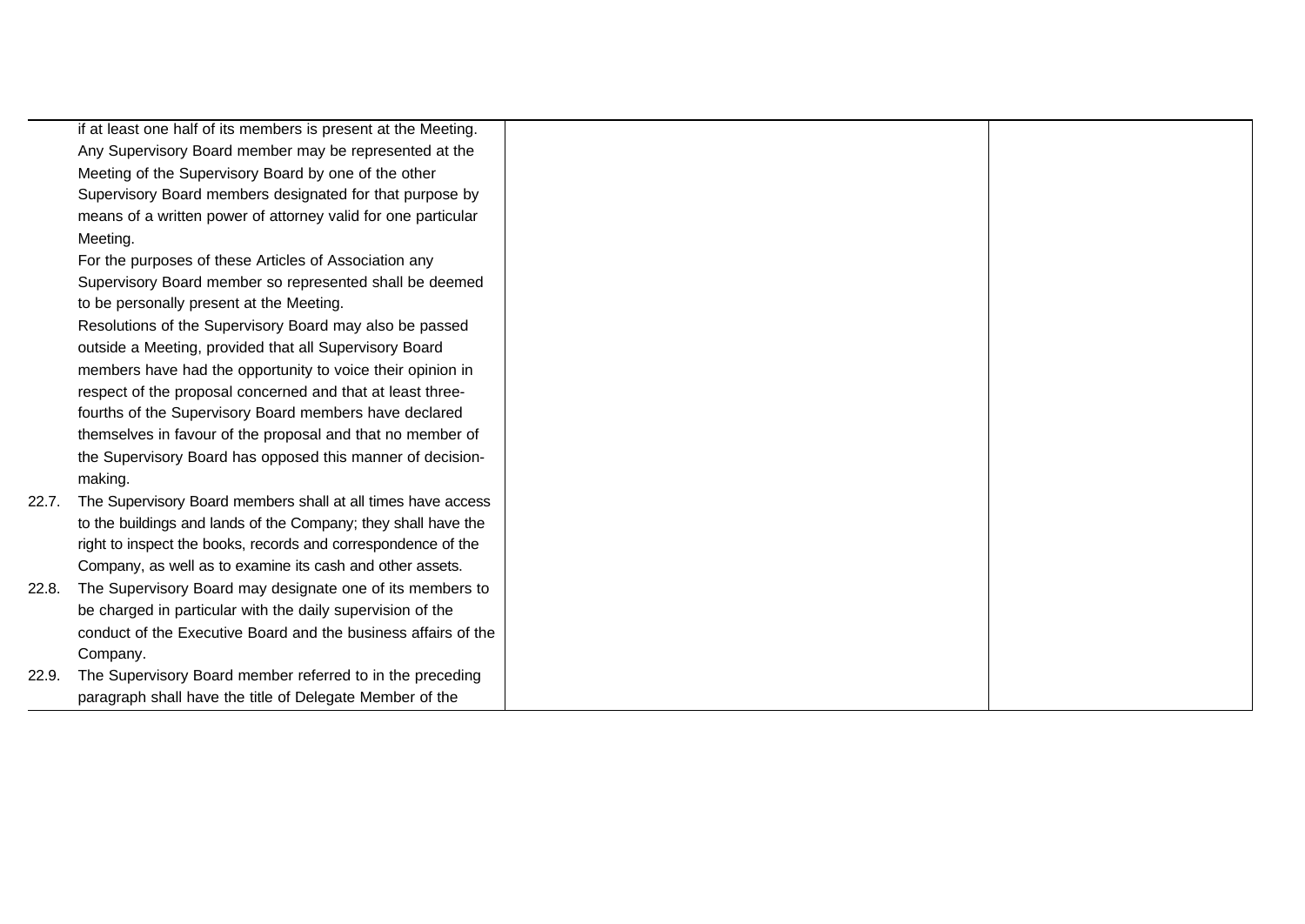| | | |
|---|---|---|
| if at least one half of its members is present at the Meeting.<br>Any Supervisory Board member may be represented at the Meeting of the Supervisory Board by one of the other Supervisory Board members designated for that purpose by means of a written power of attorney valid for one particular Meeting.<br>For the purposes of these Articles of Association any Supervisory Board member so represented shall be deemed to be personally present at the Meeting.<br>Resolutions of the Supervisory Board may also be passed outside a Meeting, provided that all Supervisory Board members have had the opportunity to voice their opinion in respect of the proposal concerned and that at least three-fourths of the Supervisory Board members have declared themselves in favour of the proposal and that no member of the Supervisory Board has opposed this manner of decision-making.<br>22.7. The Supervisory Board members shall at all times have access to the buildings and lands of the Company; they shall have the right to inspect the books, records and correspondence of the Company, as well as to examine its cash and other assets.<br>22.8. The Supervisory Board may designate one of its members to be charged in particular with the daily supervision of the conduct of the Executive Board and the business affairs of the Company.<br>22.9. The Supervisory Board member referred to in the preceding paragraph shall have the title of Delegate Member of the | | |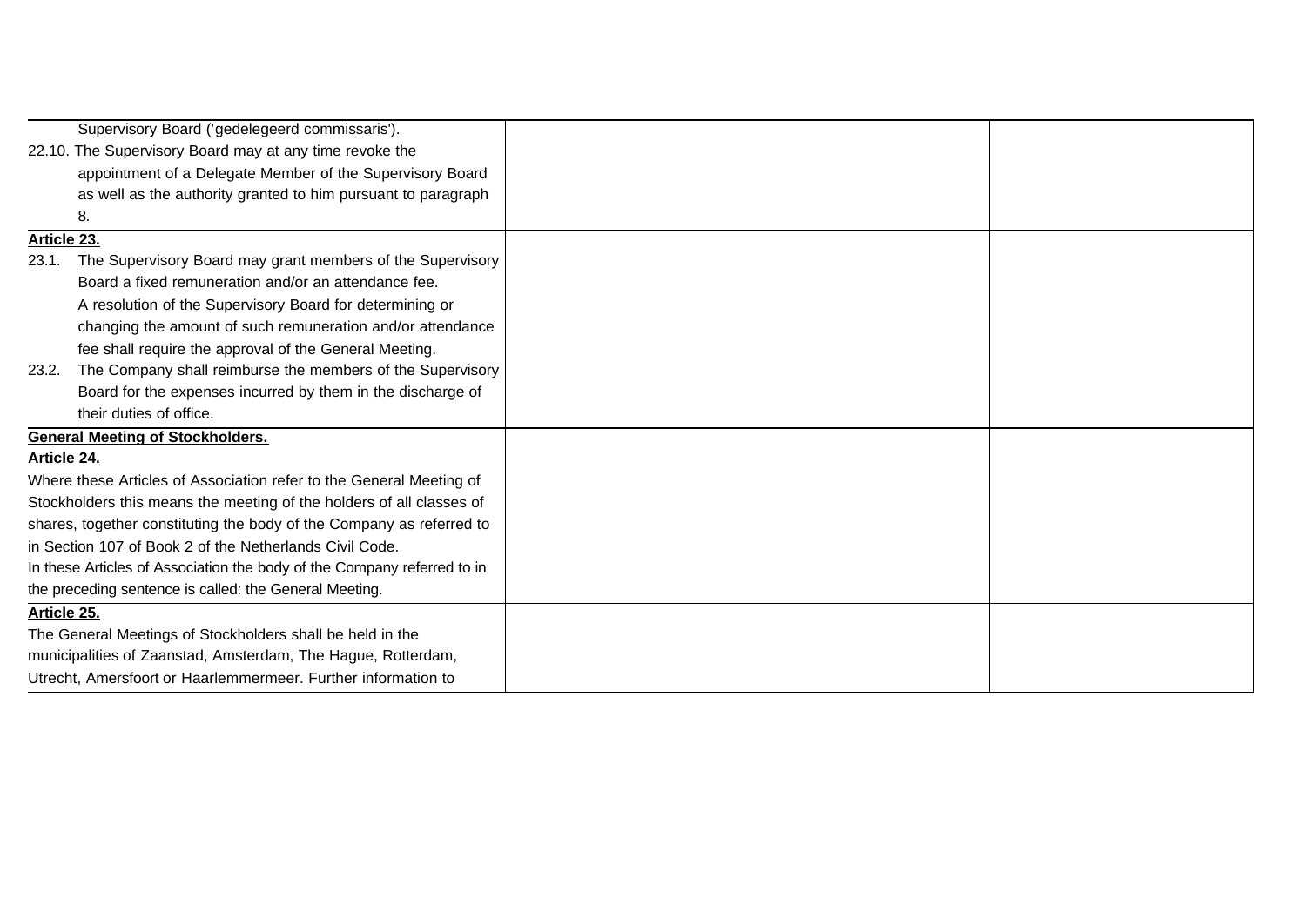| | | |
|---|---|---|
| Supervisory Board ('gedelegeerd commissaris').<br>22.10. The Supervisory Board may at any time revoke the appointment of a Delegate Member of the Supervisory Board as well as the authority granted to him pursuant to paragraph 8. | | |
| **Article 23.**<br>23.1. The Supervisory Board may grant members of the Supervisory Board a fixed remuneration and/or an attendance fee. A resolution of the Supervisory Board for determining or changing the amount of such remuneration and/or attendance fee shall require the approval of the General Meeting.<br>23.2. The Company shall reimburse the members of the Supervisory Board for the expenses incurred by them in the discharge of their duties of office. | | |
| **General Meeting of Stockholders.**<br>**Article 24.**<br>Where these Articles of Association refer to the General Meeting of Stockholders this means the meeting of the holders of all classes of shares, together constituting the body of the Company as referred to in Section 107 of Book 2 of the Netherlands Civil Code.<br>In these Articles of Association the body of the Company referred to in the preceding sentence is called: the General Meeting. | | |
| **Article 25.**<br>The General Meetings of Stockholders shall be held in the municipalities of Zaanstad, Amsterdam, The Hague, Rotterdam, Utrecht, Amersfoort or Haarlemmermeer. Further information to | | |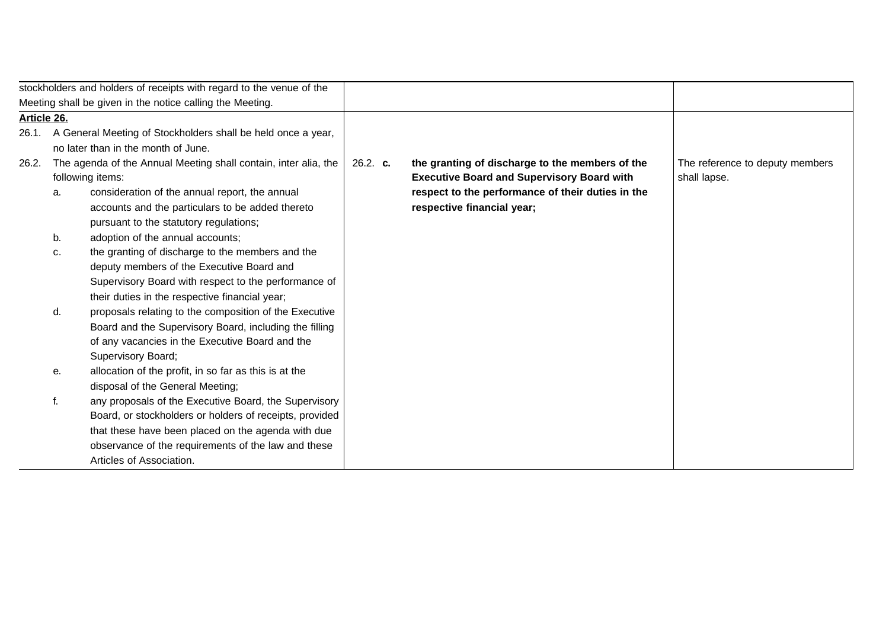| | | |
|---|---|---|
| stockholders and holders of receipts with regard to the venue of the Meeting shall be given in the notice calling the Meeting. | | |
| **Article 26.**<br>26.1. A General Meeting of Stockholders shall be held once a year, no later than in the month of June.<br>26.2. The agenda of the Annual Meeting shall contain, inter alia, the following items:<br>a. consideration of the annual report, the annual accounts and the particulars to be added thereto pursuant to the statutory regulations;<br>b. adoption of the annual accounts;<br>c. the granting of discharge to the members and the deputy members of the Executive Board and Supervisory Board with respect to the performance of their duties in the respective financial year;<br>d. proposals relating to the composition of the Executive Board and the Supervisory Board, including the filling of any vacancies in the Executive Board and the Supervisory Board;<br>e. allocation of the profit, in so far as this is at the disposal of the General Meeting;<br>f. any proposals of the Executive Board, the Supervisory Board, or stockholders or holders of receipts, provided that these have been placed on the agenda with due observance of the requirements of the law and these Articles of Association. | 26.2. **c.** **the granting of discharge to the members of the Executive Board and Supervisory Board with respect to the performance of their duties in the respective financial year;** | The reference to deputy members shall lapse. |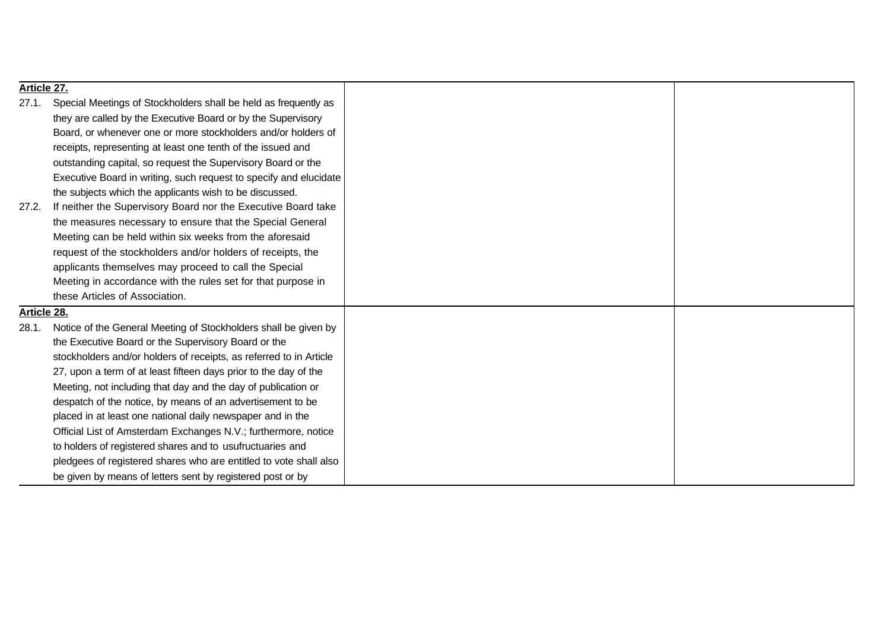| | | |
|---|---|---|
| **Article 27.**<br>27.1. Special Meetings of Stockholders shall be held as frequently as they are called by the Executive Board or by the Supervisory Board, or whenever one or more stockholders and/or holders of receipts, representing at least one tenth of the issued and outstanding capital, so request the Supervisory Board or the Executive Board in writing, such request to specify and elucidate the subjects which the applicants wish to be discussed.<br>27.2. If neither the Supervisory Board nor the Executive Board take the measures necessary to ensure that the Special General Meeting can be held within six weeks from the aforesaid request of the stockholders and/or holders of receipts, the applicants themselves may proceed to call the Special Meeting in accordance with the rules set for that purpose in these Articles of Association. | | |
| **Article 28.**<br>28.1. Notice of the General Meeting of Stockholders shall be given by the Executive Board or the Supervisory Board or the stockholders and/or holders of receipts, as referred to in Article 27, upon a term of at least fifteen days prior to the day of the Meeting, not including that day and the day of publication or despatch of the notice, by means of an advertisement to be placed in at least one national daily newspaper and in the Official List of Amsterdam Exchanges N.V.; furthermore, notice to holders of registered shares and to usufructuaries and pledgees of registered shares who are entitled to vote shall also be given by means of letters sent by registered post or by | | |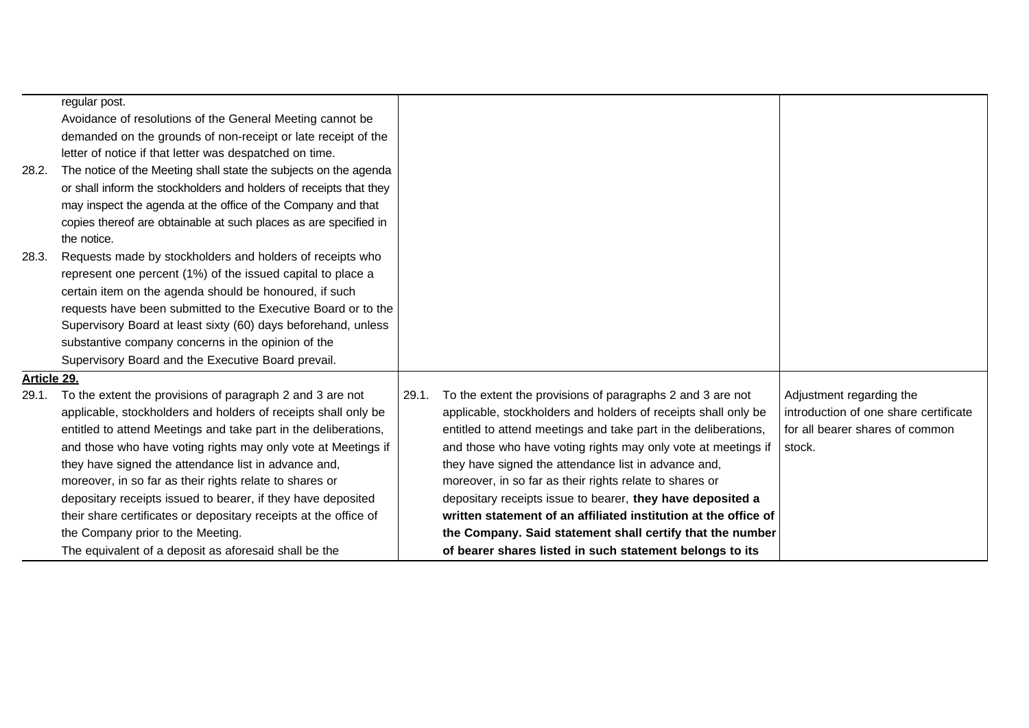| | | |
|---|---|---|
| regular post.<br>Avoidance of resolutions of the General Meeting cannot be demanded on the grounds of non-receipt or late receipt of the letter of notice if that letter was despatched on time.<br>28.2. The notice of the Meeting shall state the subjects on the agenda or shall inform the stockholders and holders of receipts that they may inspect the agenda at the office of the Company and that copies thereof are obtainable at such places as are specified in the notice.<br>28.3. Requests made by stockholders and holders of receipts who represent one percent (1%) of the issued capital to place a certain item on the agenda should be honoured, if such requests have been submitted to the Executive Board or to the Supervisory Board at least sixty (60) days beforehand, unless substantive company concerns in the opinion of the Supervisory Board and the Executive Board prevail. | | |
| **Article 29.**<br>29.1. To the extent the provisions of paragraph 2 and 3 are not applicable, stockholders and holders of receipts shall only be entitled to attend Meetings and take part in the deliberations, and those who have voting rights may only vote at Meetings if they have signed the attendance list in advance and, moreover, in so far as their rights relate to shares or depositary receipts issued to bearer, if they have deposited their share certificates or depositary receipts at the office of the Company prior to the Meeting.<br>The equivalent of a deposit as aforesaid shall be the | 29.1. To the extent the provisions of paragraphs 2 and 3 are not applicable, stockholders and holders of receipts shall only be entitled to attend meetings and take part in the deliberations, and those who have voting rights may only vote at meetings if they have signed the attendance list in advance and, moreover, in so far as their rights relate to shares or depositary receipts issue to bearer, **they have deposited a written statement of an affiliated institution at the office of the Company. Said statement shall certify that the number of bearer shares listed in such statement belongs to its** | Adjustment regarding the introduction of one share certificate for all bearer shares of common stock. |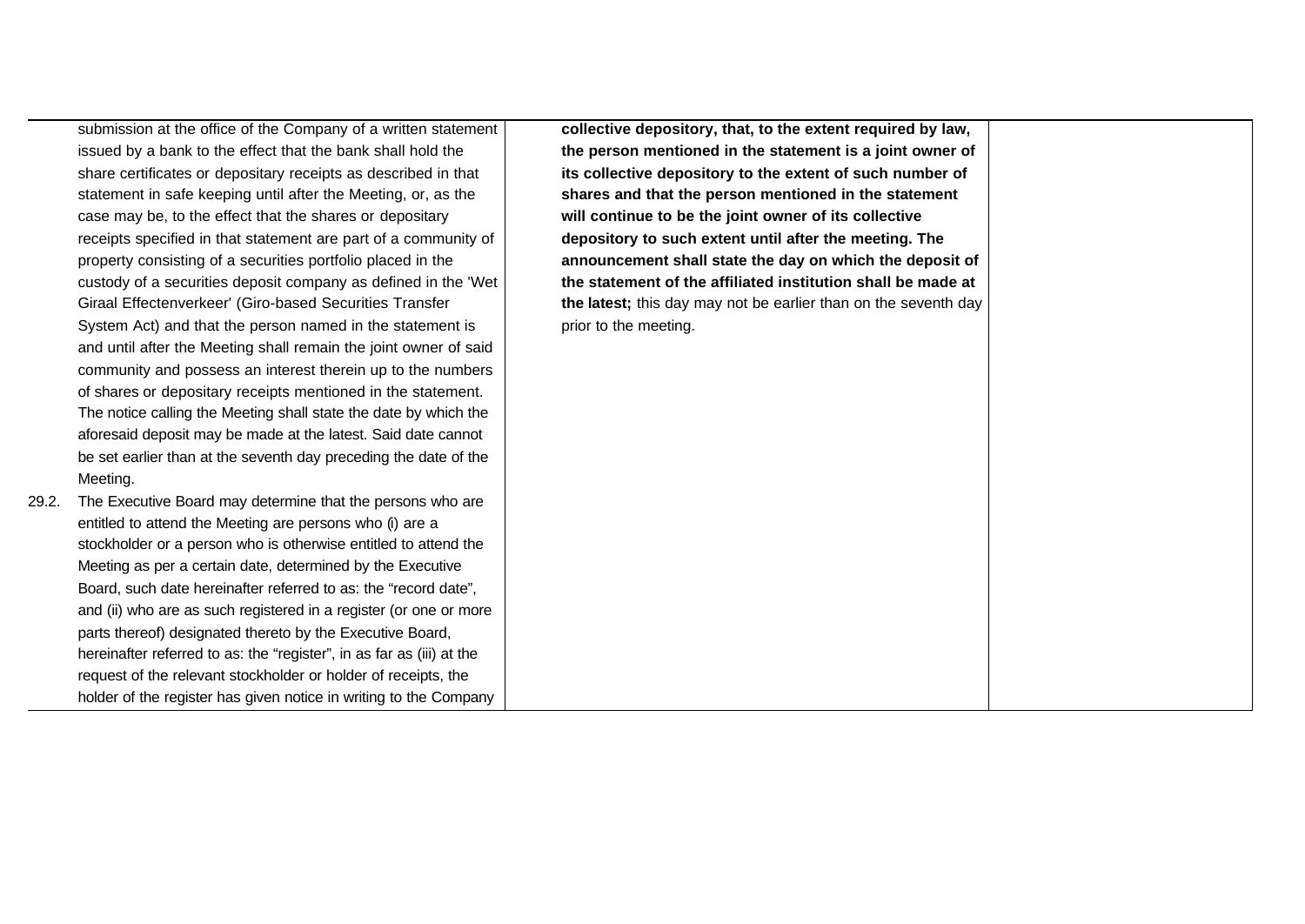| | | |
|---|---|---|
| submission at the office of the Company of a written statement issued by a bank to the effect that the bank shall hold the share certificates or depositary receipts as described in that statement in safe keeping until after the Meeting, or, as the case may be, to the effect that the shares or depositary receipts specified in that statement are part of a community of property consisting of a securities portfolio placed in the custody of a securities deposit company as defined in the 'Wet Giraal Effectenverkeer' (Giro-based Securities Transfer System Act) and that the person named in the statement is and until after the Meeting shall remain the joint owner of said community and possess an interest therein up to the numbers of shares or depositary receipts mentioned in the statement. The notice calling the Meeting shall state the date by which the aforesaid deposit may be made at the latest. Said date cannot be set earlier than at the seventh day preceding the date of the Meeting.<br><br>29.2. The Executive Board may determine that the persons who are entitled to attend the Meeting are persons who (i) are a stockholder or a person who is otherwise entitled to attend the Meeting as per a certain date, determined by the Executive Board, such date hereinafter referred to as: the "record date", and (ii) who are as such registered in a register (or one or more parts thereof) designated thereto by the Executive Board, hereinafter referred to as: the "register", in as far as (iii) at the request of the relevant stockholder or holder of receipts, the holder of the register has given notice in writing to the Company | **collective depository, that, to the extent required by law, the person mentioned in the statement is a joint owner of its collective depository to the extent of such number of shares and that the person mentioned in the statement will continue to be the joint owner of its collective depository to such extent until after the meeting. The announcement shall state the day on which the deposit of the statement of the affiliated institution shall be made at the latest;** this day may not be earlier than on the seventh day prior to the meeting. | |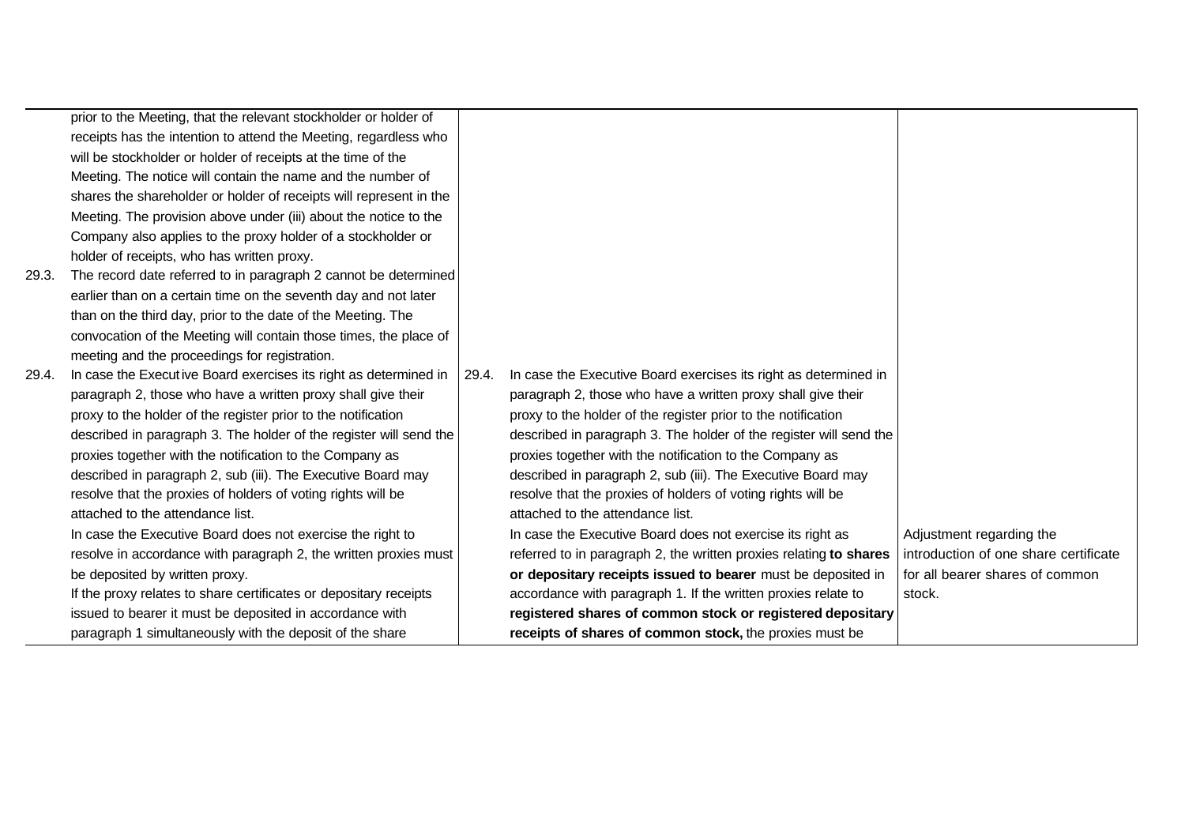| Current text | Proposed text | Explanation |
|---|---|---|
| prior to the Meeting, that the relevant stockholder or holder of receipts has the intention to attend the Meeting, regardless who will be stockholder or holder of receipts at the time of the Meeting. The notice will contain the name and the number of shares the shareholder or holder of receipts will represent in the Meeting. The provision above under (iii) about the notice to the Company also applies to the proxy holder of a stockholder or holder of receipts, who has written proxy. | | |
| 29.3. The record date referred to in paragraph 2 cannot be determined earlier than on a certain time on the seventh day and not later than on the third day, prior to the date of the Meeting. The convocation of the Meeting will contain those times, the place of meeting and the proceedings for registration. | | |
| 29.4. In case the Executive Board exercises its right as determined in paragraph 2, those who have a written proxy shall give their proxy to the holder of the register prior to the notification described in paragraph 3. The holder of the register will send the proxies together with the notification to the Company as described in paragraph 2, sub (iii). The Executive Board may resolve that the proxies of holders of voting rights will be attached to the attendance list. | 29.4. In case the Executive Board exercises its right as determined in paragraph 2, those who have a written proxy shall give their proxy to the holder of the register prior to the notification described in paragraph 3. The holder of the register will send the proxies together with the notification to the Company as described in paragraph 2, sub (iii). The Executive Board may resolve that the proxies of holders of voting rights will be attached to the attendance list. | |
| In case the Executive Board does not exercise the right to resolve in accordance with paragraph 2, the written proxies must be deposited by written proxy. If the proxy relates to share certificates or depositary receipts issued to bearer it must be deposited in accordance with paragraph 1 simultaneously with the deposit of the share | In case the Executive Board does not exercise its right as referred to in paragraph 2, the written proxies relating **to shares or depositary receipts issued to bearer** must be deposited in accordance with paragraph 1. If the written proxies relate to **registered shares of common stock or registered depositary receipts of shares of common stock,** the proxies must be | Adjustment regarding the introduction of one share certificate for all bearer shares of common stock. |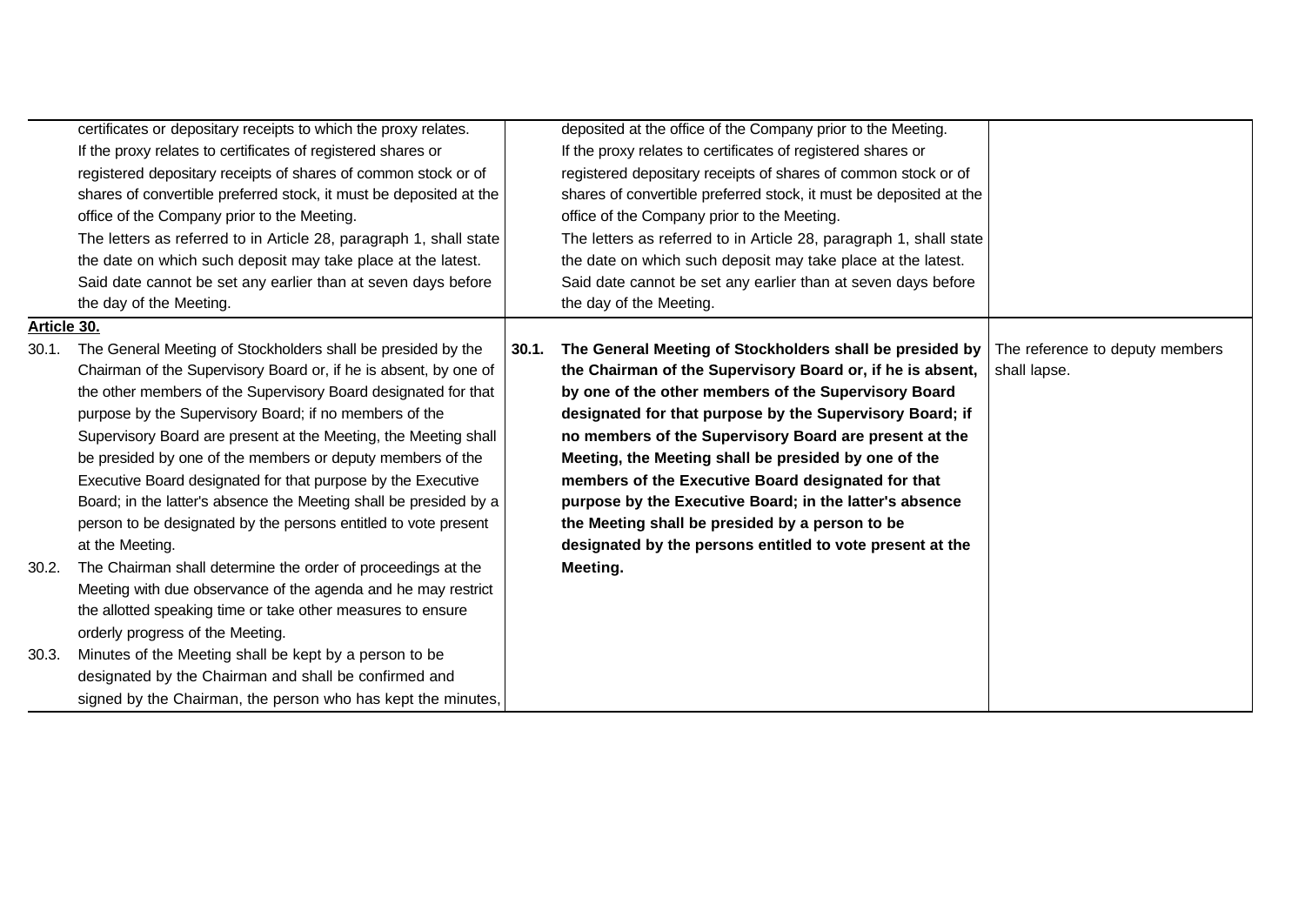| Current text | Proposed text | Explanation |
|---|---|---|
| certificates or depositary receipts to which the proxy relates. If the proxy relates to certificates of registered shares or registered depositary receipts of shares of common stock or of shares of convertible preferred stock, it must be deposited at the office of the Company prior to the Meeting. The letters as referred to in Article 28, paragraph 1, shall state the date on which such deposit may take place at the latest. Said date cannot be set any earlier than at seven days before the day of the Meeting. | deposited at the office of the Company prior to the Meeting. If the proxy relates to certificates of registered shares or registered depositary receipts of shares of common stock or of shares of convertible preferred stock, it must be deposited at the office of the Company prior to the Meeting. The letters as referred to in Article 28, paragraph 1, shall state the date on which such deposit may take place at the latest. Said date cannot be set any earlier than at seven days before the day of the Meeting. | |
| **Article 30.**<br>30.1. The General Meeting of Stockholders shall be presided by the Chairman of the Supervisory Board or, if he is absent, by one of the other members of the Supervisory Board designated for that purpose by the Supervisory Board; if no members of the Supervisory Board are present at the Meeting, the Meeting shall be presided by one of the members or deputy members of the Executive Board designated for that purpose by the Executive Board; in the latter's absence the Meeting shall be presided by a person to be designated by the persons entitled to vote present at the Meeting.<br>30.2. The Chairman shall determine the order of proceedings at the Meeting with due observance of the agenda and he may restrict the allotted speaking time or take other measures to ensure orderly progress of the Meeting.<br>30.3. Minutes of the Meeting shall be kept by a person to be designated by the Chairman and shall be confirmed and signed by the Chairman, the person who has kept the minutes, | **30.1. The General Meeting of Stockholders shall be presided by the Chairman of the Supervisory Board or, if he is absent, by one of the other members of the Supervisory Board designated for that purpose by the Supervisory Board; if no members of the Supervisory Board are present at the Meeting, the Meeting shall be presided by one of the members of the Executive Board designated for that purpose by the Executive Board; in the latter's absence the Meeting shall be presided by a person to be designated by the persons entitled to vote present at the Meeting.** | The reference to deputy members shall lapse. |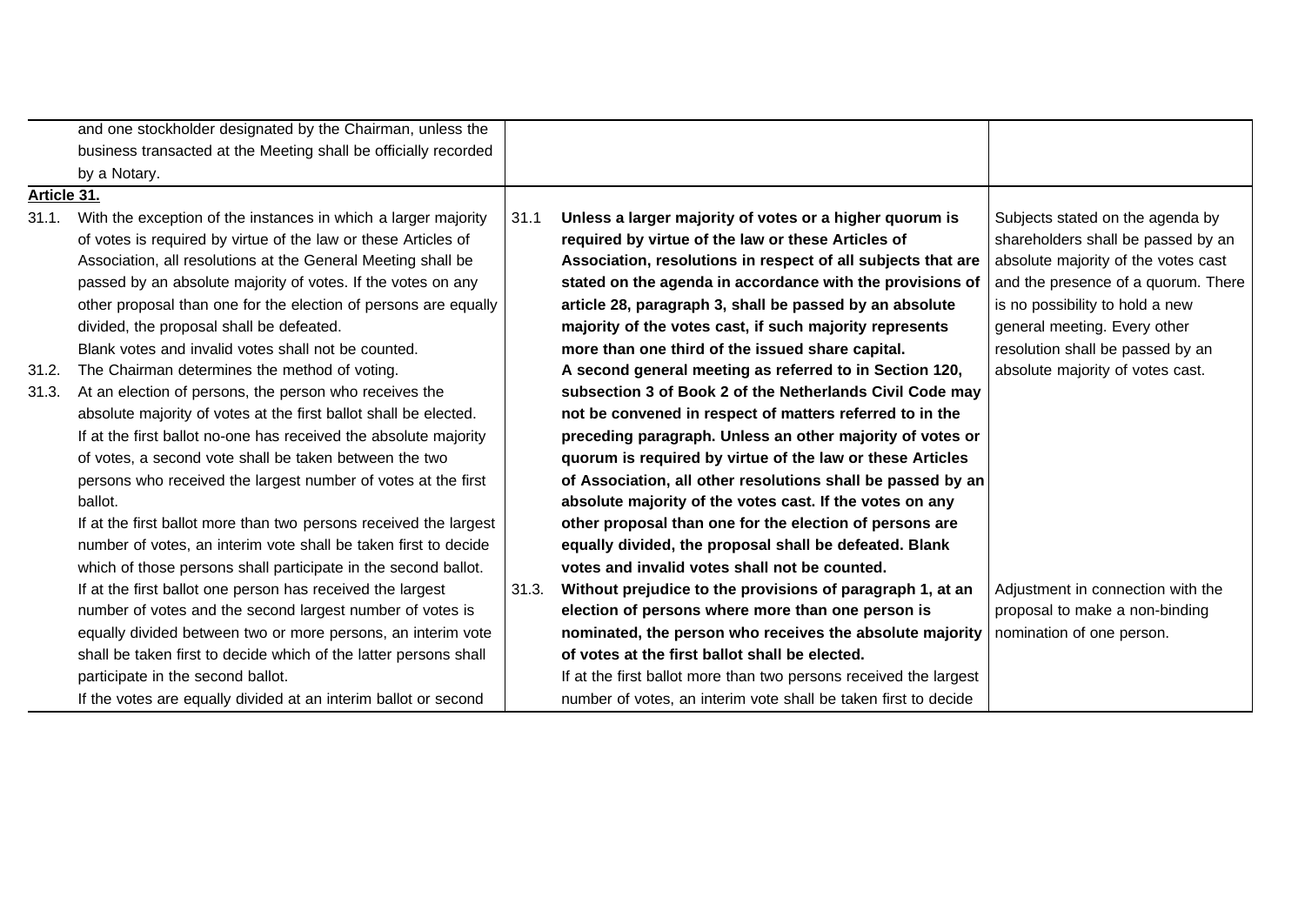| Current text | Proposed text | Explanation |
|---|---|---|
| and one stockholder designated by the Chairman, unless the business transacted at the Meeting shall be officially recorded by a Notary. | | |
| **Article 31.** | | |
| 31.1. With the exception of the instances in which a larger majority of votes is required by virtue of the law or these Articles of Association, all resolutions at the General Meeting shall be passed by an absolute majority of votes. If the votes on any other proposal than one for the election of persons are equally divided, the proposal shall be defeated.<br>Blank votes and invalid votes shall not be counted.<br>31.2. The Chairman determines the method of voting.<br>31.3. At an election of persons, the person who receives the absolute majority of votes at the first ballot shall be elected. If at the first ballot no-one has received the absolute majority of votes, a second vote shall be taken between the two persons who received the largest number of votes at the first ballot.<br>If at the first ballot more than two persons received the largest number of votes, an interim vote shall be taken first to decide which of those persons shall participate in the second ballot.<br>If at the first ballot one person has received the largest number of votes and the second largest number of votes is equally divided between two or more persons, an interim vote shall be taken first to decide which of the latter persons shall participate in the second ballot.<br>If the votes are equally divided at an interim ballot or second | 31.1 **Unless a larger majority of votes or a higher quorum is required by virtue of the law or these Articles of Association, resolutions in respect of all subjects that are stated on the agenda in accordance with the provisions of article 28, paragraph 3, shall be passed by an absolute majority of the votes cast, if such majority represents more than one third of the issued share capital.**<br>**A second general meeting as referred to in Section 120, subsection 3 of Book 2 of the Netherlands Civil Code may not be convened in respect of matters referred to in the preceding paragraph. Unless an other majority of votes or quorum is required by virtue of the law or these Articles of Association, all other resolutions shall be passed by an absolute majority of the votes cast. If the votes on any other proposal than one for the election of persons are equally divided, the proposal shall be defeated. Blank votes and invalid votes shall not be counted.**<br>31.3. **Without prejudice to the provisions of paragraph 1, at an election of persons where more than one person is nominated, the person who receives the absolute majority of votes at the first ballot shall be elected.**<br>If at the first ballot more than two persons received the largest number of votes, an interim vote shall be taken first to decide | Subjects stated on the agenda by shareholders shall be passed by an absolute majority of the votes cast and the presence of a quorum. There is no possibility to hold a new general meeting. Every other resolution shall be passed by an absolute majority of votes cast.<br><br>Adjustment in connection with the proposal to make a non-binding nomination of one person. |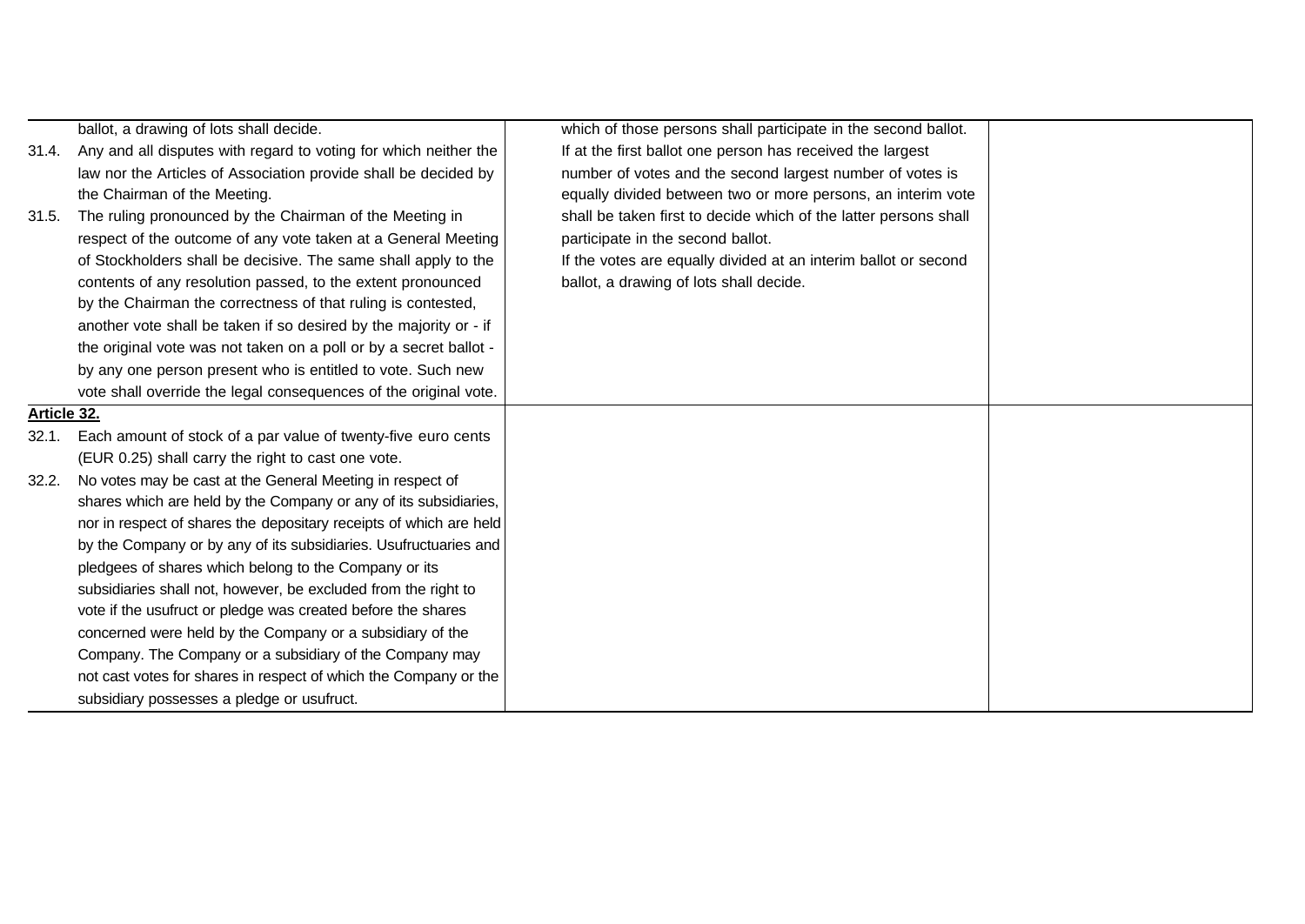| | | |
|---|---|---|
| ballot, a drawing of lots shall decide.<br>31.4. Any and all disputes with regard to voting for which neither the law nor the Articles of Association provide shall be decided by the Chairman of the Meeting.<br>31.5. The ruling pronounced by the Chairman of the Meeting in respect of the outcome of any vote taken at a General Meeting of Stockholders shall be decisive. The same shall apply to the contents of any resolution passed, to the extent pronounced by the Chairman the correctness of that ruling is contested, another vote shall be taken if so desired by the majority or - if the original vote was not taken on a poll or by a secret ballot - by any one person present who is entitled to vote. Such new vote shall override the legal consequences of the original vote. | which of those persons shall participate in the second ballot.<br>If at the first ballot one person has received the largest number of votes and the second largest number of votes is equally divided between two or more persons, an interim vote shall be taken first to decide which of the latter persons shall participate in the second ballot.<br>If the votes are equally divided at an interim ballot or second ballot, a drawing of lots shall decide. | |
| **Article 32.**<br>32.1. Each amount of stock of a par value of twenty-five euro cents (EUR 0.25) shall carry the right to cast one vote.<br>32.2. No votes may be cast at the General Meeting in respect of shares which are held by the Company or any of its subsidiaries, nor in respect of shares the depositary receipts of which are held by the Company or by any of its subsidiaries. Usufructuaries and pledgees of shares which belong to the Company or its subsidiaries shall not, however, be excluded from the right to vote if the usufruct or pledge was created before the shares concerned were held by the Company or a subsidiary of the Company. The Company or a subsidiary of the Company may not cast votes for shares in respect of which the Company or the subsidiary possesses a pledge or usufruct. | | |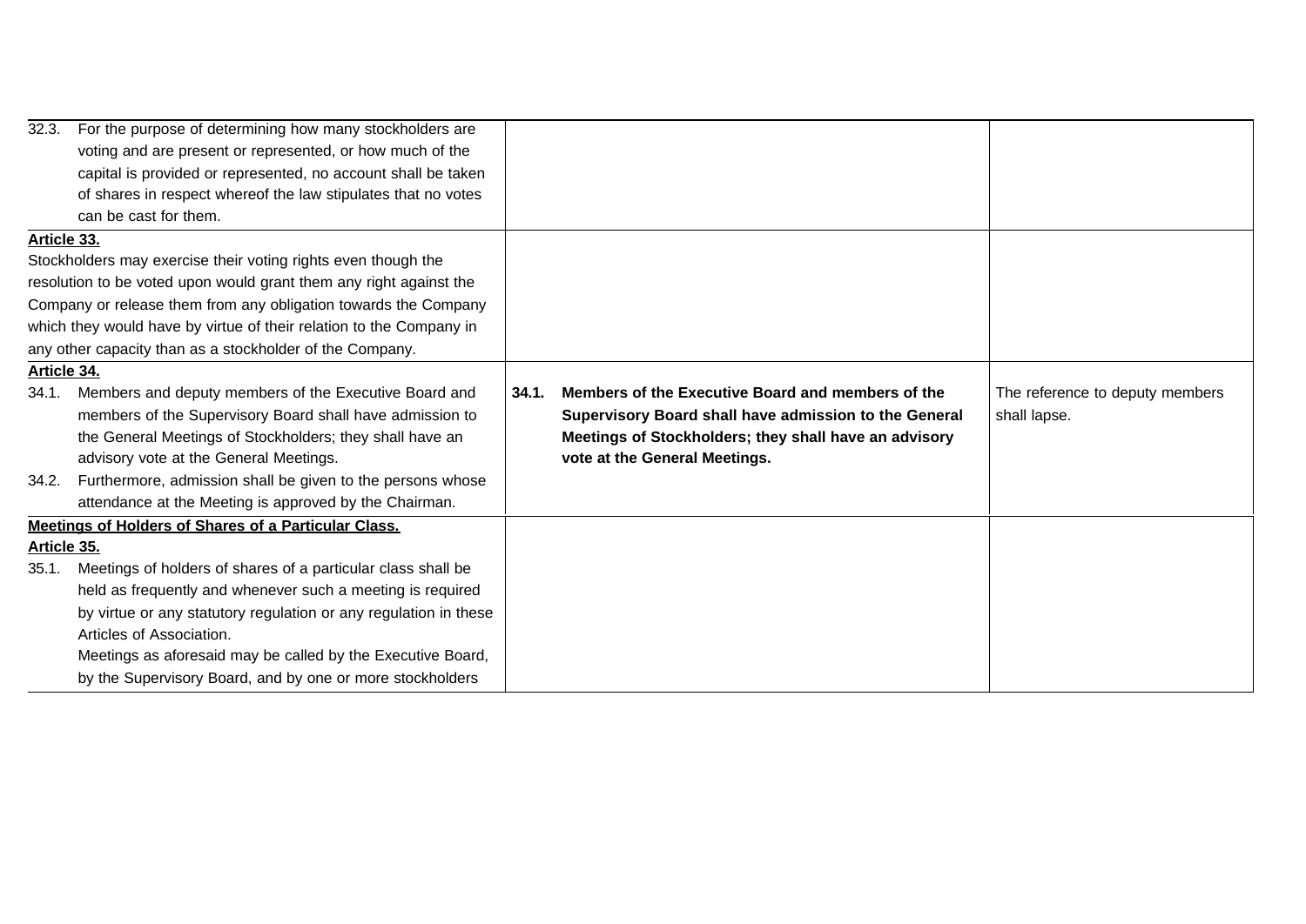| | | |
|---|---|---|
| 32.3. For the purpose of determining how many stockholders are voting and are present or represented, or how much of the capital is provided or represented, no account shall be taken of shares in respect whereof the law stipulates that no votes can be cast for them. | | |
| **Article 33.**<br>Stockholders may exercise their voting rights even though the resolution to be voted upon would grant them any right against the Company or release them from any obligation towards the Company which they would have by virtue of their relation to the Company in any other capacity than as a stockholder of the Company. | | |
| **Article 34.**<br>34.1. Members and deputy members of the Executive Board and members of the Supervisory Board shall have admission to the General Meetings of Stockholders; they shall have an advisory vote at the General Meetings.<br>34.2. Furthermore, admission shall be given to the persons whose attendance at the Meeting is approved by the Chairman. | **34.1. Members of the Executive Board and members of the Supervisory Board shall have admission to the General Meetings of Stockholders; they shall have an advisory vote at the General Meetings.** | The reference to deputy members shall lapse. |
| **Meetings of Holders of Shares of a Particular Class.**<br>**Article 35.**<br>35.1. Meetings of holders of shares of a particular class shall be held as frequently and whenever such a meeting is required by virtue or any statutory regulation or any regulation in these Articles of Association.<br>Meetings as aforesaid may be called by the Executive Board, by the Supervisory Board, and by one or more stockholders | | |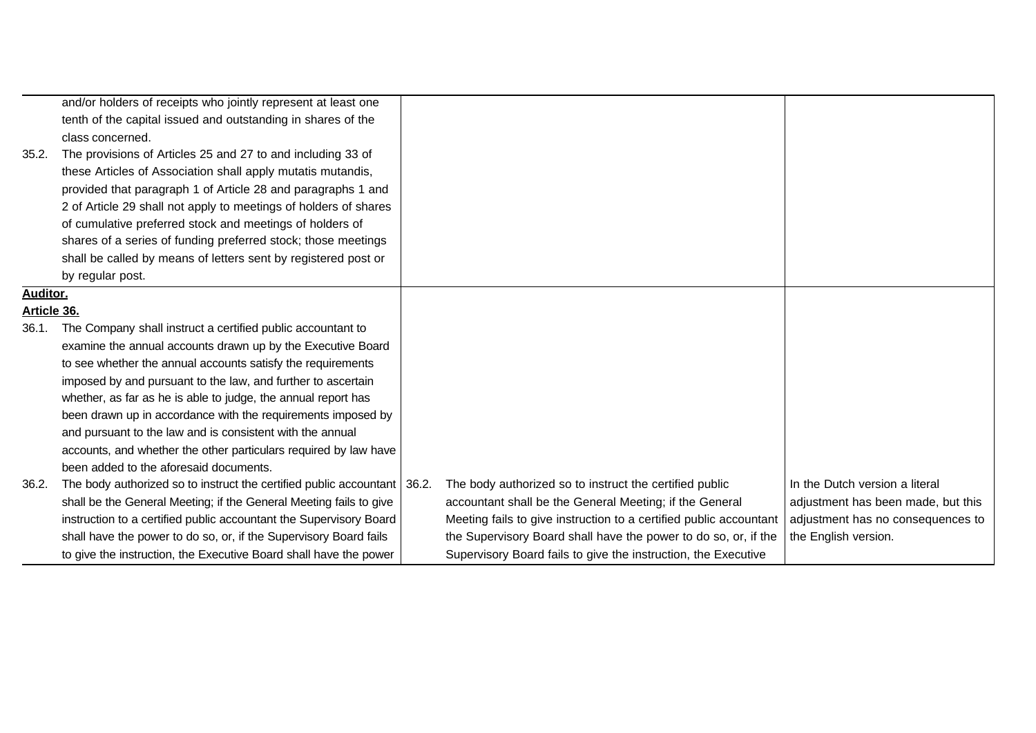| | | |
|---|---|---|
| and/or holders of receipts who jointly represent at least one tenth of the capital issued and outstanding in shares of the class concerned.<br>35.2. The provisions of Articles 25 and 27 to and including 33 of these Articles of Association shall apply mutatis mutandis, provided that paragraph 1 of Article 28 and paragraphs 1 and 2 of Article 29 shall not apply to meetings of holders of shares of cumulative preferred stock and meetings of holders of shares of a series of funding preferred stock; those meetings shall be called by means of letters sent by registered post or by regular post. | | |
| **Auditor.**<br>**Article 36.**<br>36.1. The Company shall instruct a certified public accountant to examine the annual accounts drawn up by the Executive Board to see whether the annual accounts satisfy the requirements imposed by and pursuant to the law, and further to ascertain whether, as far as he is able to judge, the annual report has been drawn up in accordance with the requirements imposed by and pursuant to the law and is consistent with the annual accounts, and whether the other particulars required by law have been added to the aforesaid documents.<br>36.2. The body authorized so to instruct the certified public accountant shall be the General Meeting; if the General Meeting fails to give instruction to a certified public accountant the Supervisory Board shall have the power to do so, or, if the Supervisory Board fails to give the instruction, the Executive Board shall have the power | 36.2. The body authorized so to instruct the certified public accountant shall be the General Meeting; if the General Meeting fails to give instruction to a certified public accountant the Supervisory Board shall have the power to do so, or, if the Supervisory Board fails to give the instruction, the Executive | In the Dutch version a literal adjustment has been made, but this adjustment has no consequences to the English version. |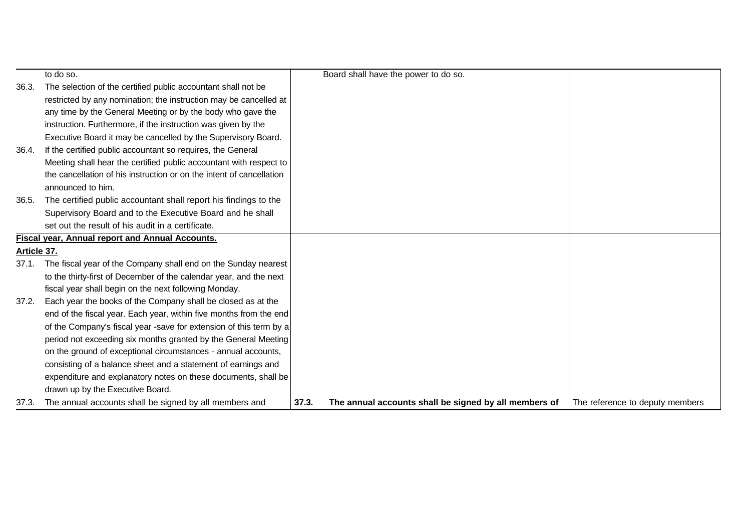| | | |
|---|---|---|
| to do so. | Board shall have the power to do so. | |
| 36.3. The selection of the certified public accountant shall not be restricted by any nomination; the instruction may be cancelled at any time by the General Meeting or by the body who gave the instruction. Furthermore, if the instruction was given by the Executive Board it may be cancelled by the Supervisory Board. | | |
| 36.4. If the certified public accountant so requires, the General Meeting shall hear the certified public accountant with respect to the cancellation of his instruction or on the intent of cancellation announced to him. | | |
| 36.5. The certified public accountant shall report his findings to the Supervisory Board and to the Executive Board and he shall set out the result of his audit in a certificate. | | |
| **<u>Fiscal year, Annual report and Annual Accounts.</u>** <br> **<u>Article 37.</u>** <br> 37.1. The fiscal year of the Company shall end on the Sunday nearest to the thirty-first of December of the calendar year, and the next fiscal year shall begin on the next following Monday. <br> 37.2. Each year the books of the Company shall be closed as at the end of the fiscal year. Each year, within five months from the end of the Company's fiscal year -save for extension of this term by a period not exceeding six months granted by the General Meeting on the ground of exceptional circumstances - annual accounts, consisting of a balance sheet and a statement of earnings and expenditure and explanatory notes on these documents, shall be drawn up by the Executive Board. | | |
| 37.3. The annual accounts shall be signed by all members and | **37.3. The annual accounts shall be signed by all members of** | The reference to deputy members |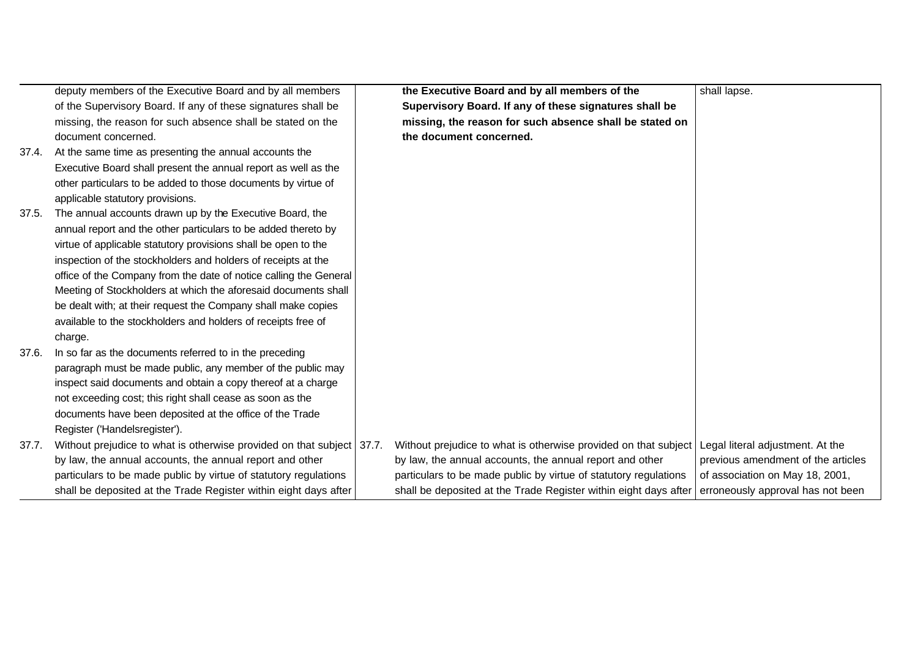| | Current text | | Proposed text | Explanation |
|---|---|---|---|---|
| | deputy members of the Executive Board and by all members of the Supervisory Board. If any of these signatures shall be missing, the reason for such absence shall be stated on the document concerned. | | **the Executive Board and by all members of the Supervisory Board. If any of these signatures shall be missing, the reason for such absence shall be stated on the document concerned.** | shall lapse. |
| 37.4. | At the same time as presenting the annual accounts the Executive Board shall present the annual report as well as the other particulars to be added to those documents by virtue of applicable statutory provisions. | | | |
| 37.5. | The annual accounts drawn up by the Executive Board, the annual report and the other particulars to be added thereto by virtue of applicable statutory provisions shall be open to the inspection of the stockholders and holders of receipts at the office of the Company from the date of notice calling the General Meeting of Stockholders at which the aforesaid documents shall be dealt with; at their request the Company shall make copies available to the stockholders and holders of receipts free of charge. | | | |
| 37.6. | In so far as the documents referred to in the preceding paragraph must be made public, any member of the public may inspect said documents and obtain a copy thereof at a charge not exceeding cost; this right shall cease as soon as the documents have been deposited at the office of the Trade Register ('Handelsregister'). | | | |
| 37.7. | Without prejudice to what is otherwise provided on that subject by law, the annual accounts, the annual report and other particulars to be made public by virtue of statutory regulations shall be deposited at the Trade Register within eight days after | 37.7. | Without prejudice to what is otherwise provided on that subject by law, the annual accounts, the annual report and other particulars to be made public by virtue of statutory regulations shall be deposited at the Trade Register within eight days after | Legal literal adjustment. At the previous amendment of the articles of association on May 18, 2001, erroneously approval has not been |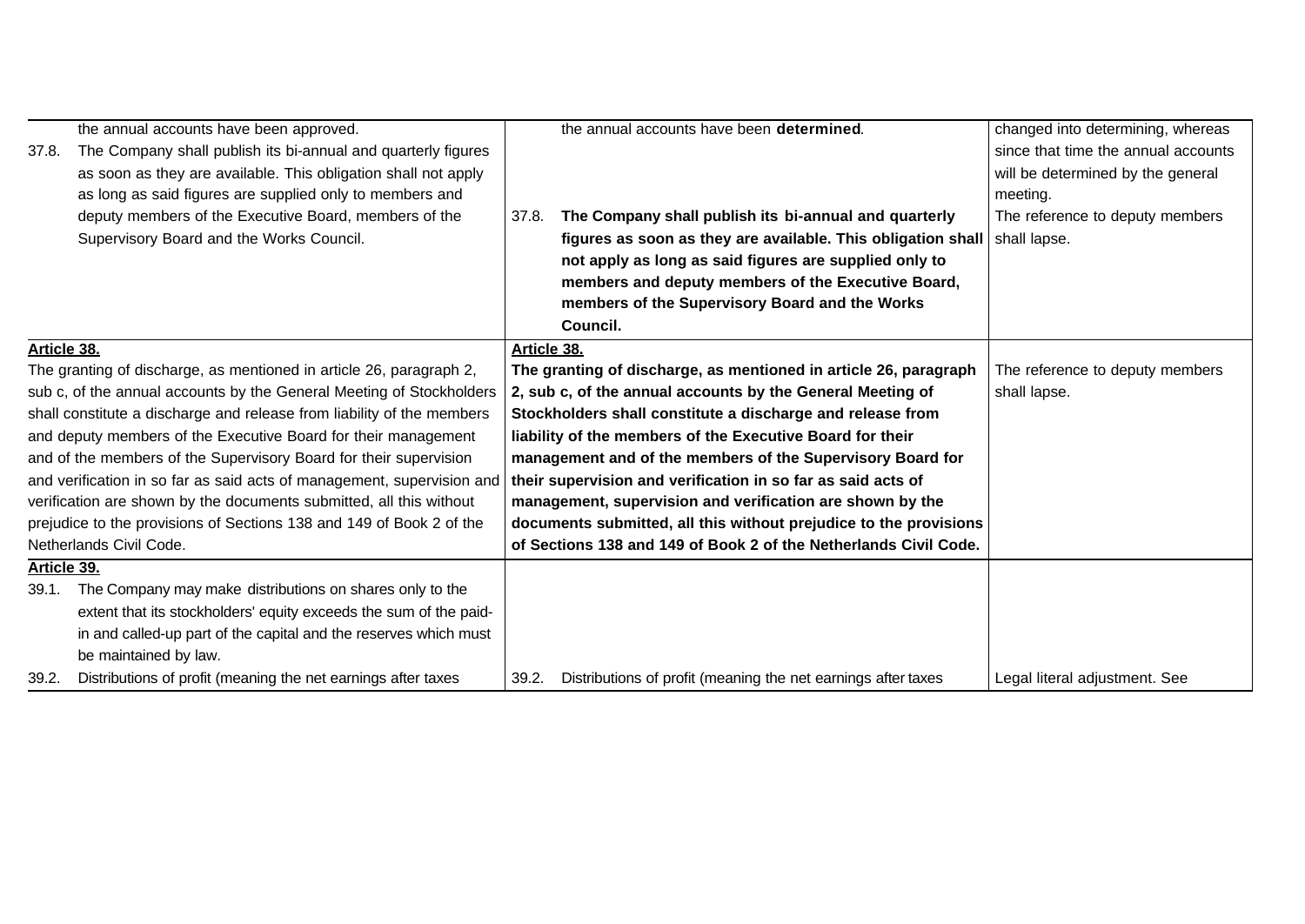| | | |
|---|---|---|
| the annual accounts have been approved.<br>37.8. The Company shall publish its bi-annual and quarterly figures as soon as they are available. This obligation shall not apply as long as said figures are supplied only to members and deputy members of the Executive Board, members of the Supervisory Board and the Works Council. | the annual accounts have been **determined**.<br>37.8. **The Company shall publish its bi-annual and quarterly figures as soon as they are available. This obligation shall not apply as long as said figures are supplied only to members and deputy members of the Executive Board, members of the Supervisory Board and the Works Council.** | changed into determining, whereas since that time the annual accounts will be determined by the general meeting.<br>The reference to deputy members shall lapse. |
| **Article 38.**<br>The granting of discharge, as mentioned in article 26, paragraph 2, sub c, of the annual accounts by the General Meeting of Stockholders shall constitute a discharge and release from liability of the members and deputy members of the Executive Board for their management and of the members of the Supervisory Board for their supervision and verification in so far as said acts of management, supervision and verification are shown by the documents submitted, all this without prejudice to the provisions of Sections 138 and 149 of Book 2 of the Netherlands Civil Code. | **Article 38.**<br>**The granting of discharge, as mentioned in article 26, paragraph 2, sub c, of the annual accounts by the General Meeting of Stockholders shall constitute a discharge and release from liability of the members of the Executive Board for their management and of the members of the Supervisory Board for their supervision and verification in so far as said acts of management, supervision and verification are shown by the documents submitted, all this without prejudice to the provisions of Sections 138 and 149 of Book 2 of the Netherlands Civil Code.** | The reference to deputy members shall lapse. |
| **Article 39.**<br>39.1. The Company may make distributions on shares only to the extent that its stockholders' equity exceeds the sum of the paid-in and called-up part of the capital and the reserves which must be maintained by law.<br>39.2. Distributions of profit (meaning the net earnings after taxes | 39.2. Distributions of profit (meaning the net earnings after taxes | Legal literal adjustment. See |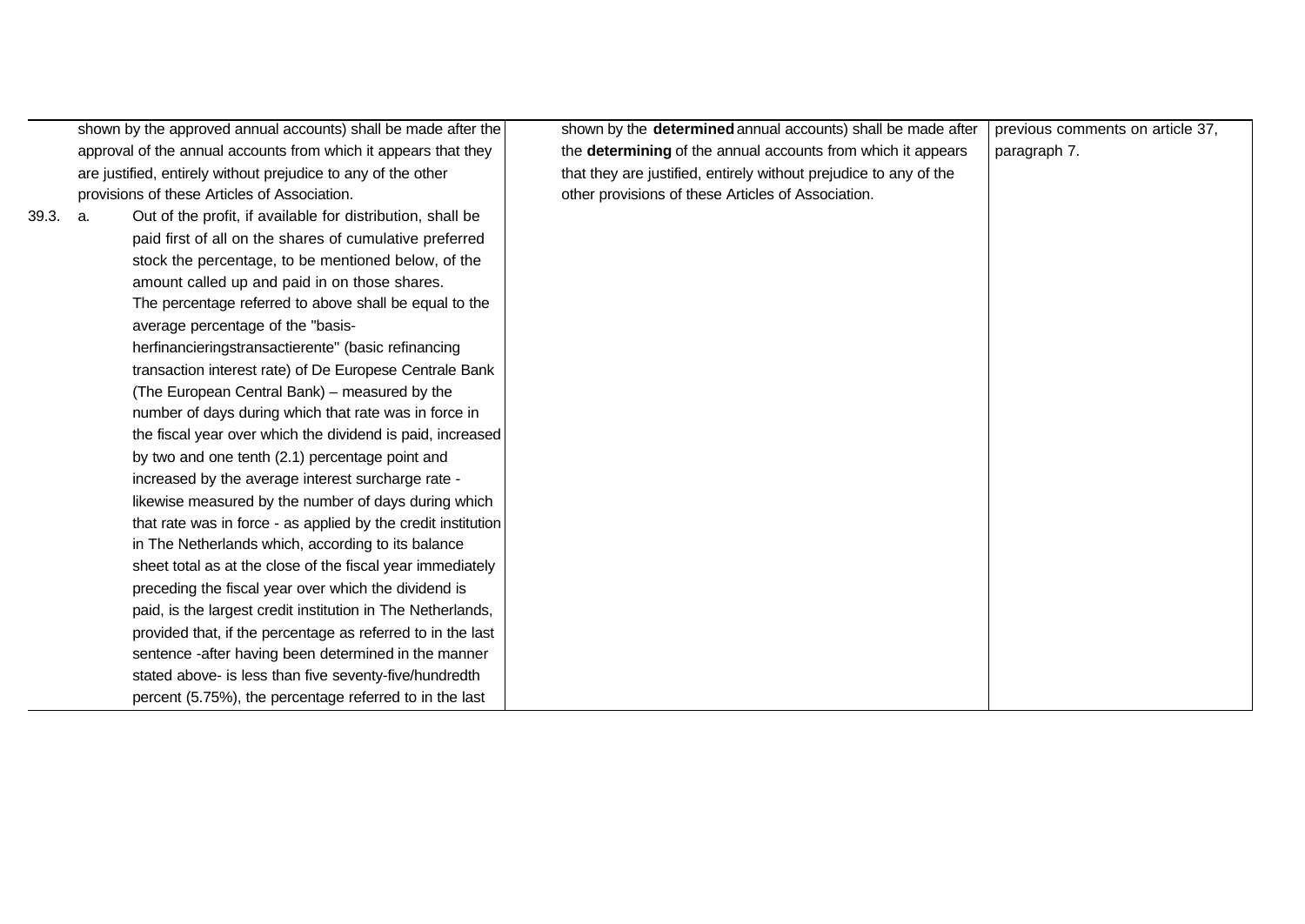| | | |
|---|---|---|
| shown by the approved annual accounts) shall be made after the approval of the annual accounts from which it appears that they are justified, entirely without prejudice to any of the other provisions of these Articles of Association.<br>39.3. a. Out of the profit, if available for distribution, shall be paid first of all on the shares of cumulative preferred stock the percentage, to be mentioned below, of the amount called up and paid in on those shares.<br>The percentage referred to above shall be equal to the average percentage of the "basis-herfinancieringstransactierente" (basic refinancing transaction interest rate) of De Europese Centrale Bank (The European Central Bank) – measured by the number of days during which that rate was in force in the fiscal year over which the dividend is paid, increased by two and one tenth (2.1) percentage point and increased by the average interest surcharge rate - likewise measured by the number of days during which that rate was in force - as applied by the credit institution in The Netherlands which, according to its balance sheet total as at the close of the fiscal year immediately preceding the fiscal year over which the dividend is paid, is the largest credit institution in The Netherlands, provided that, if the percentage as referred to in the last sentence -after having been determined in the manner stated above- is less than five seventy-five/hundredth percent (5.75%), the percentage referred to in the last | shown by the **determined** annual accounts) shall be made after the **determining** of the annual accounts from which it appears that they are justified, entirely without prejudice to any of the other provisions of these Articles of Association. | previous comments on article 37, paragraph 7. |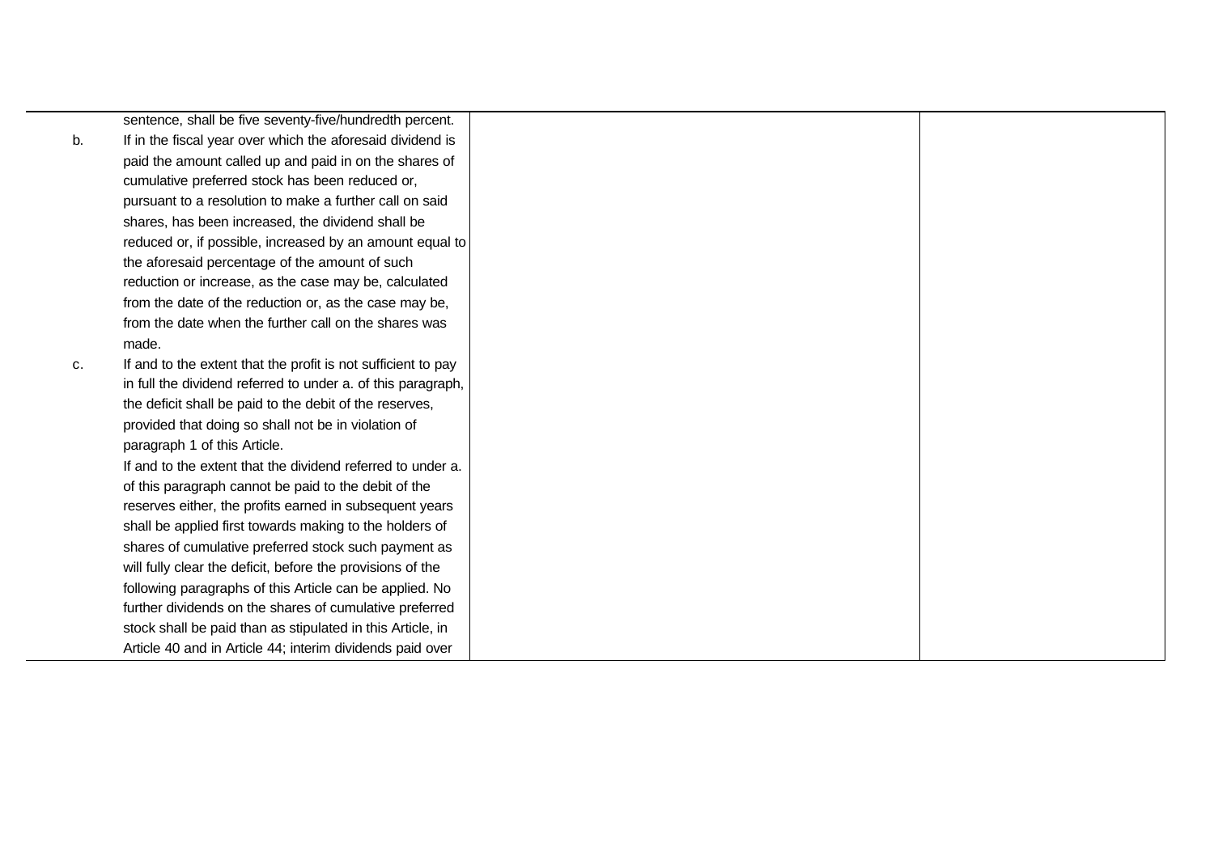| | | |
|---|---|---|
| sentence, shall be five seventy-five/hundredth percent.<br>b. If in the fiscal year over which the aforesaid dividend is paid the amount called up and paid in on the shares of cumulative preferred stock has been reduced or, pursuant to a resolution to make a further call on said shares, has been increased, the dividend shall be reduced or, if possible, increased by an amount equal to the aforesaid percentage of the amount of such reduction or increase, as the case may be, calculated from the date of the reduction or, as the case may be, from the date when the further call on the shares was made.<br>c. If and to the extent that the profit is not sufficient to pay in full the dividend referred to under a. of this paragraph, the deficit shall be paid to the debit of the reserves, provided that doing so shall not be in violation of paragraph 1 of this Article.<br>If and to the extent that the dividend referred to under a. of this paragraph cannot be paid to the debit of the reserves either, the profits earned in subsequent years shall be applied first towards making to the holders of shares of cumulative preferred stock such payment as will fully clear the deficit, before the provisions of the following paragraphs of this Article can be applied. No further dividends on the shares of cumulative preferred stock shall be paid than as stipulated in this Article, in Article 40 and in Article 44; interim dividends paid over | | |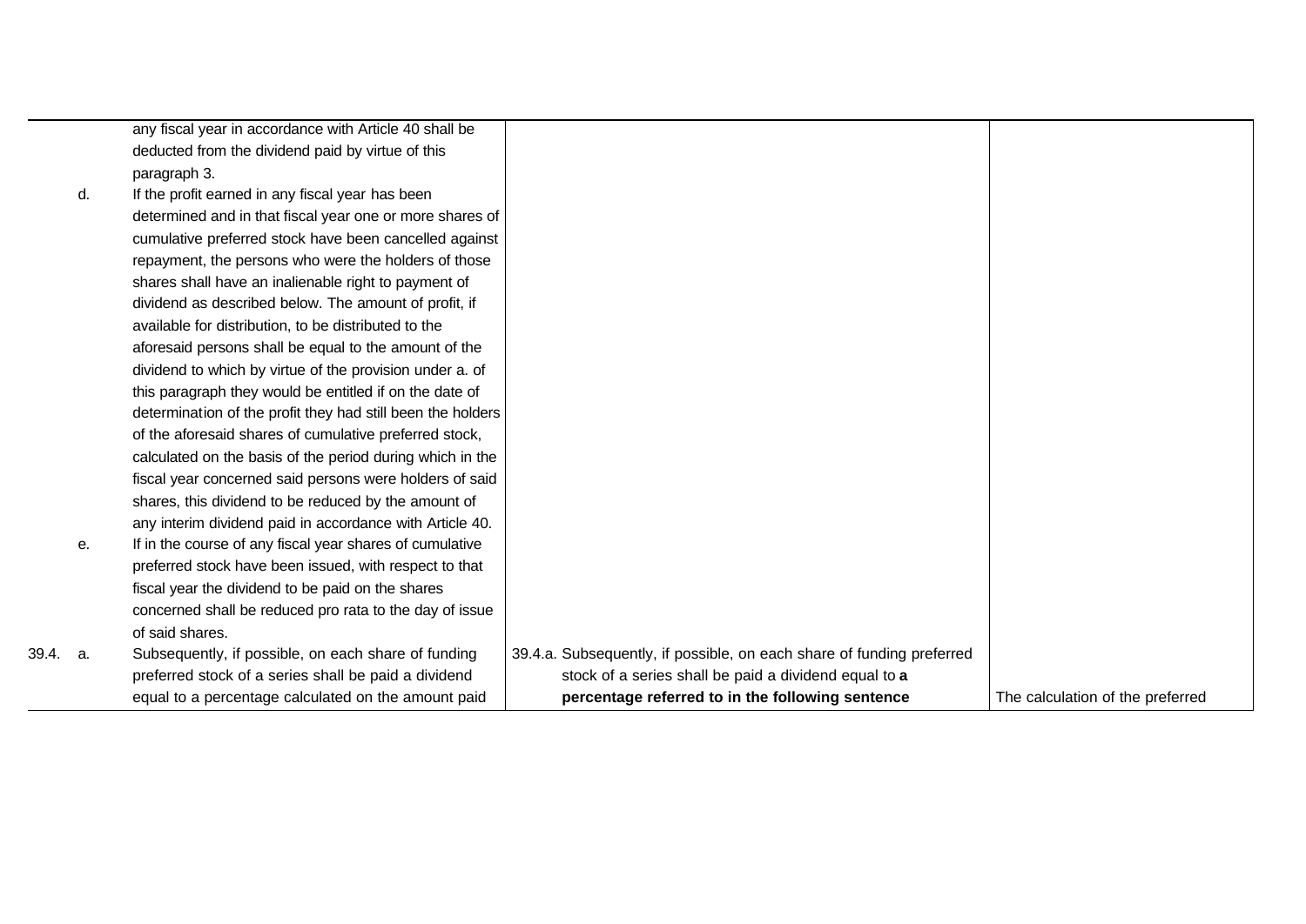| | | | |
|---|---|---|---|
| | any fiscal year in accordance with Article 40 shall be deducted from the dividend paid by virtue of this paragraph 3. | | |
| d. | If the profit earned in any fiscal year has been determined and in that fiscal year one or more shares of cumulative preferred stock have been cancelled against repayment, the persons who were the holders of those shares shall have an inalienable right to payment of dividend as described below. The amount of profit, if available for distribution, to be distributed to the aforesaid persons shall be equal to the amount of the dividend to which by virtue of the provision under a. of this paragraph they would be entitled if on the date of determination of the profit they had still been the holders of the aforesaid shares of cumulative preferred stock, calculated on the basis of the period during which in the fiscal year concerned said persons were holders of said shares, this dividend to be reduced by the amount of any interim dividend paid in accordance with Article 40. | | |
| e. | If in the course of any fiscal year shares of cumulative preferred stock have been issued, with respect to that fiscal year the dividend to be paid on the shares concerned shall be reduced pro rata to the day of issue of said shares. | | |
| 39.4. a. | Subsequently, if possible, on each share of funding preferred stock of a series shall be paid a dividend equal to a percentage calculated on the amount paid | 39.4.a. Subsequently, if possible, on each share of funding preferred stock of a series shall be paid a dividend equal to **a percentage referred to in the following sentence** | The calculation of the preferred |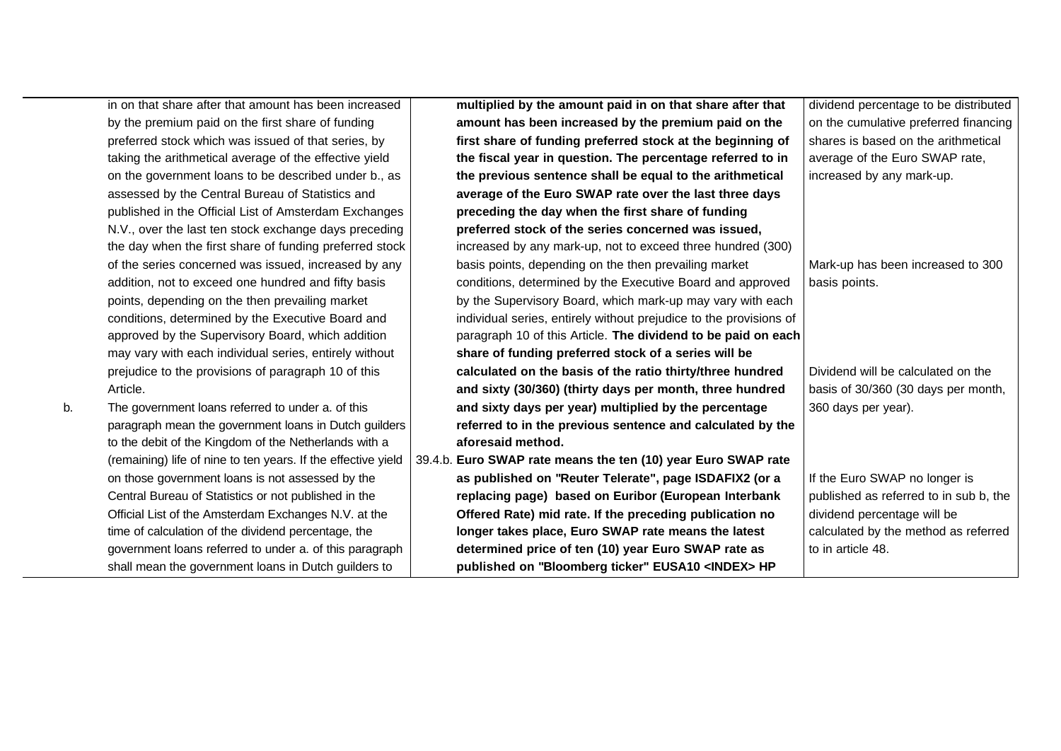| Current text | Proposed text | Explanation |
|---|---|---|
| in on that share after that amount has been increased by the premium paid on the first share of funding preferred stock which was issued of that series, by taking the arithmetical average of the effective yield on the government loans to be described under b., as assessed by the Central Bureau of Statistics and published in the Official List of Amsterdam Exchanges N.V., over the last ten stock exchange days preceding the day when the first share of funding preferred stock of the series concerned was issued, increased by any addition, not to exceed one hundred and fifty basis points, depending on the then prevailing market conditions, determined by the Executive Board and approved by the Supervisory Board, which addition may vary with each individual series, entirely without prejudice to the provisions of paragraph 10 of this Article. | **multiplied by the amount paid in on that share after that amount has been increased by the premium paid on the first share of funding preferred stock at the beginning of the fiscal year in question. The percentage referred to in the previous sentence shall be equal to the arithmetical average of the Euro SWAP rate over the last three days preceding the day when the first share of funding preferred stock of the series concerned was issued,** increased by any mark-up, not to exceed three hundred (300) basis points, depending on the then prevailing market conditions, determined by the Executive Board and approved by the Supervisory Board, which mark-up may vary with each individual series, entirely without prejudice to the provisions of paragraph 10 of this Article. **The dividend to be paid on each share of funding preferred stock of a series will be calculated on the basis of the ratio thirty/three hundred and sixty (30/360) (thirty days per month, three hundred and sixty days per year) multiplied by the percentage referred to in the previous sentence and calculated by the aforesaid method.** | dividend percentage to be distributed on the cumulative preferred financing shares is based on the arithmetical average of the Euro SWAP rate, increased by any mark-up.<br><br>Mark-up has been increased to 300 basis points.<br><br>Dividend will be calculated on the basis of 30/360 (30 days per month, 360 days per year). |
| b. The government loans referred to under a. of this paragraph mean the government loans in Dutch guilders to the debit of the Kingdom of the Netherlands with a (remaining) life of nine to ten years. If the effective yield on those government loans is not assessed by the Central Bureau of Statistics or not published in the Official List of the Amsterdam Exchanges N.V. at the time of calculation of the dividend percentage, the government loans referred to under a. of this paragraph shall mean the government loans in Dutch guilders to | 39.4.b. **Euro SWAP rate means the ten (10) year Euro SWAP rate as published on "Reuter Telerate", page ISDAFIX2 (or a replacing page) based on Euribor (European Interbank Offered Rate) mid rate. If the preceding publication no longer takes place, Euro SWAP rate means the latest determined price of ten (10) year Euro SWAP rate as published on "Bloomberg ticker" EUSA10 <INDEX> HP** | If the Euro SWAP no longer is published as referred to in sub b, the dividend percentage will be calculated by the method as referred to in article 48. |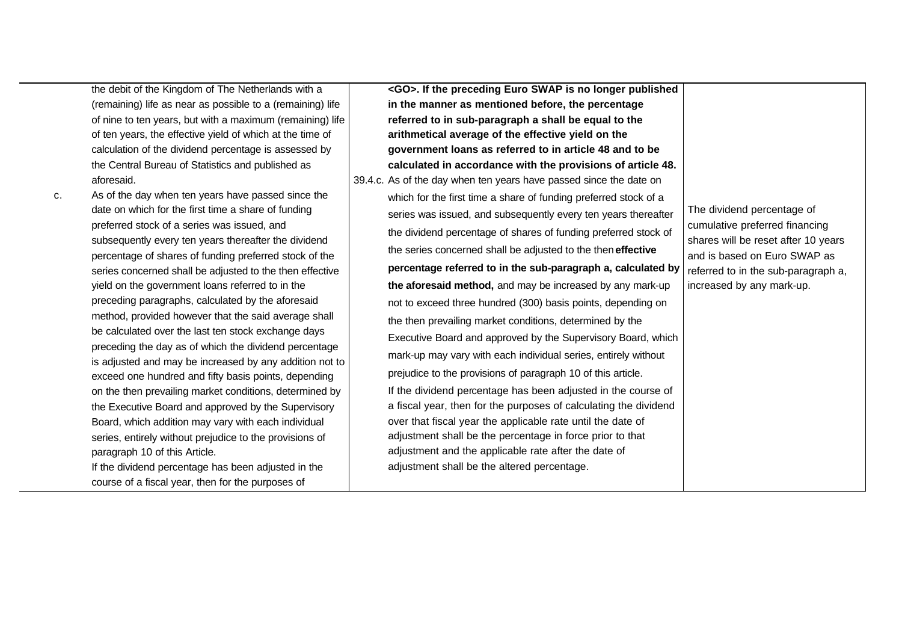| Current text | Proposed text | Explanation |
|---|---|---|
| the debit of the Kingdom of The Netherlands with a (remaining) life as near as possible to a (remaining) life of nine to ten years, but with a maximum (remaining) life of ten years, the effective yield of which at the time of calculation of the dividend percentage is assessed by the Central Bureau of Statistics and published as aforesaid.<br>c. As of the day when ten years have passed since the date on which for the first time a share of funding preferred stock of a series was issued, and subsequently every ten years thereafter the dividend percentage of shares of funding preferred stock of the series concerned shall be adjusted to the then effective yield on the government loans referred to in the preceding paragraphs, calculated by the aforesaid method, provided however that the said average shall be calculated over the last ten stock exchange days preceding the day as of which the dividend percentage is adjusted and may be increased by any addition not to exceed one hundred and fifty basis points, depending on the then prevailing market conditions, determined by the Executive Board and approved by the Supervisory Board, which addition may vary with each individual series, entirely without prejudice to the provisions of paragraph 10 of this Article.<br>If the dividend percentage has been adjusted in the course of a fiscal year, then for the purposes of | **<GO>. If the preceding Euro SWAP is no longer published in the manner as mentioned before, the percentage referred to in sub-paragraph a shall be equal to the arithmetical average of the effective yield on the government loans as referred to in article 48 and to be calculated in accordance with the provisions of article 48.**<br>39.4.c. As of the day when ten years have passed since the date on which for the first time a share of funding preferred stock of a series was issued, and subsequently every ten years thereafter the dividend percentage of shares of funding preferred stock of the series concerned shall be adjusted to the then **effective percentage referred to in the sub-paragraph a, calculated by the aforesaid method,** and may be increased by any mark-up not to exceed three hundred (300) basis points, depending on the then prevailing market conditions, determined by the Executive Board and approved by the Supervisory Board, which mark-up may vary with each individual series, entirely without prejudice to the provisions of paragraph 10 of this article.<br>If the dividend percentage has been adjusted in the course of a fiscal year, then for the purposes of calculating the dividend over that fiscal year the applicable rate until the date of adjustment shall be the percentage in force prior to that adjustment and the applicable rate after the date of adjustment shall be the altered percentage. | The dividend percentage of cumulative preferred financing shares will be reset after 10 years and is based on Euro SWAP as referred to in the sub-paragraph a, increased by any mark-up. |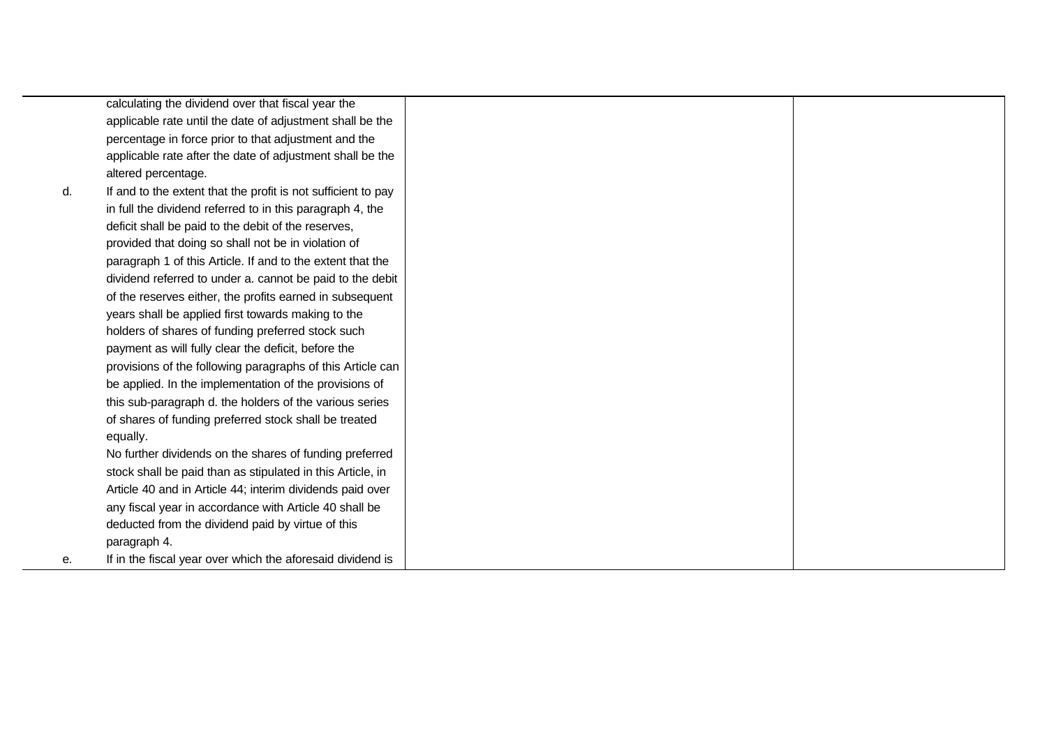| | | |
|---|---|---|
| calculating the dividend over that fiscal year the applicable rate until the date of adjustment shall be the percentage in force prior to that adjustment and the applicable rate after the date of adjustment shall be the altered percentage.<br>d. If and to the extent that the profit is not sufficient to pay in full the dividend referred to in this paragraph 4, the deficit shall be paid to the debit of the reserves, provided that doing so shall not be in violation of paragraph 1 of this Article. If and to the extent that the dividend referred to under a. cannot be paid to the debit of the reserves either, the profits earned in subsequent years shall be applied first towards making to the holders of shares of funding preferred stock such payment as will fully clear the deficit, before the provisions of the following paragraphs of this Article can be applied. In the implementation of the provisions of this sub-paragraph d. the holders of the various series of shares of funding preferred stock shall be treated equally.<br>No further dividends on the shares of funding preferred stock shall be paid than as stipulated in this Article, in Article 40 and in Article 44; interim dividends paid over any fiscal year in accordance with Article 40 shall be deducted from the dividend paid by virtue of this paragraph 4.<br>e. If in the fiscal year over which the aforesaid dividend is | | |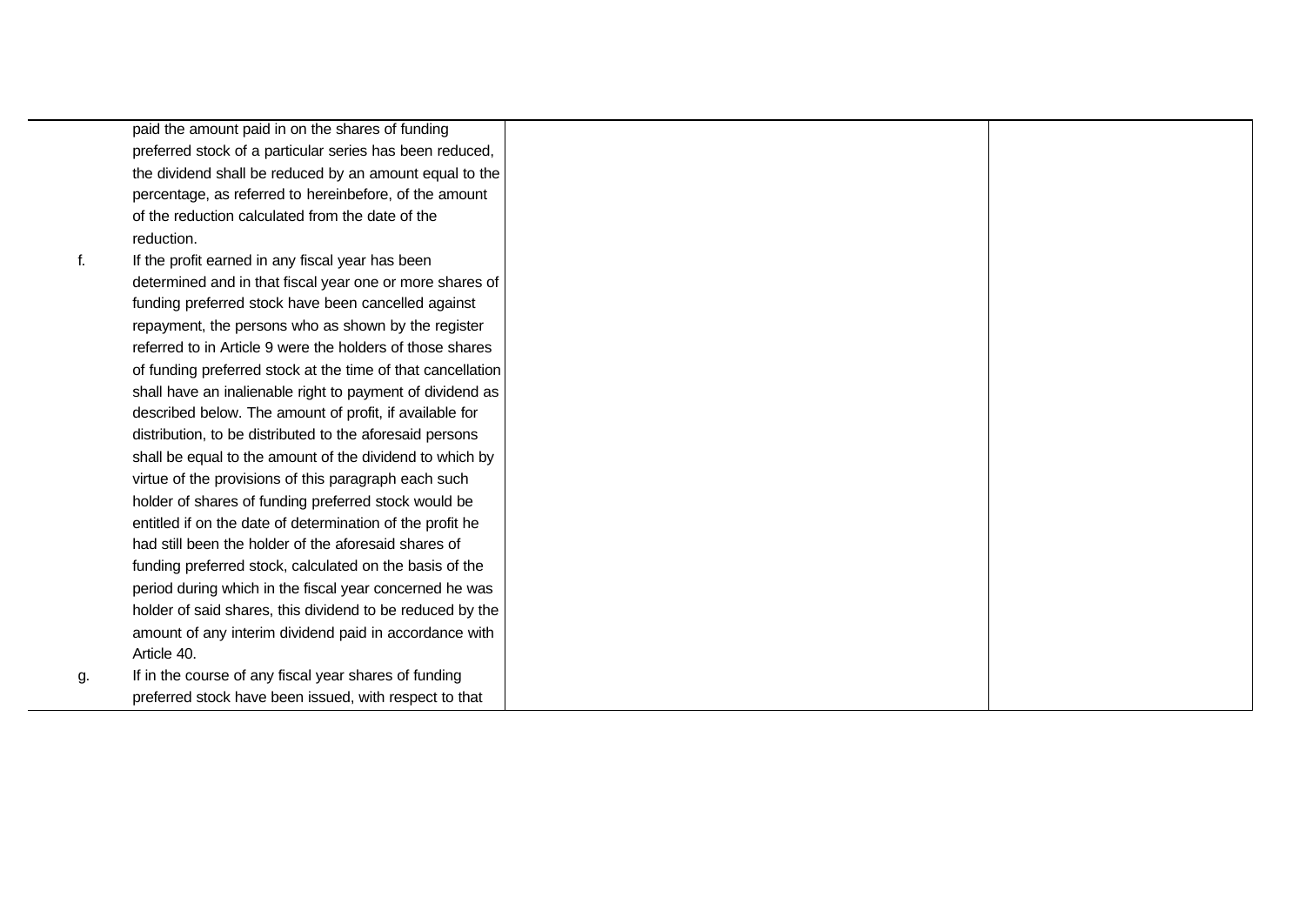| | | |
|---|---|---|
| paid the amount paid in on the shares of funding preferred stock of a particular series has been reduced, the dividend shall be reduced by an amount equal to the percentage, as referred to hereinbefore, of the amount of the reduction calculated from the date of the reduction.<br><br>f. If the profit earned in any fiscal year has been determined and in that fiscal year one or more shares of funding preferred stock have been cancelled against repayment, the persons who as shown by the register referred to in Article 9 were the holders of those shares of funding preferred stock at the time of that cancellation shall have an inalienable right to payment of dividend as described below. The amount of profit, if available for distribution, to be distributed to the aforesaid persons shall be equal to the amount of the dividend to which by virtue of the provisions of this paragraph each such holder of shares of funding preferred stock would be entitled if on the date of determination of the profit he had still been the holder of the aforesaid shares of funding preferred stock, calculated on the basis of the period during which in the fiscal year concerned he was holder of said shares, this dividend to be reduced by the amount of any interim dividend paid in accordance with Article 40.<br><br>g. If in the course of any fiscal year shares of funding preferred stock have been issued, with respect to that | | |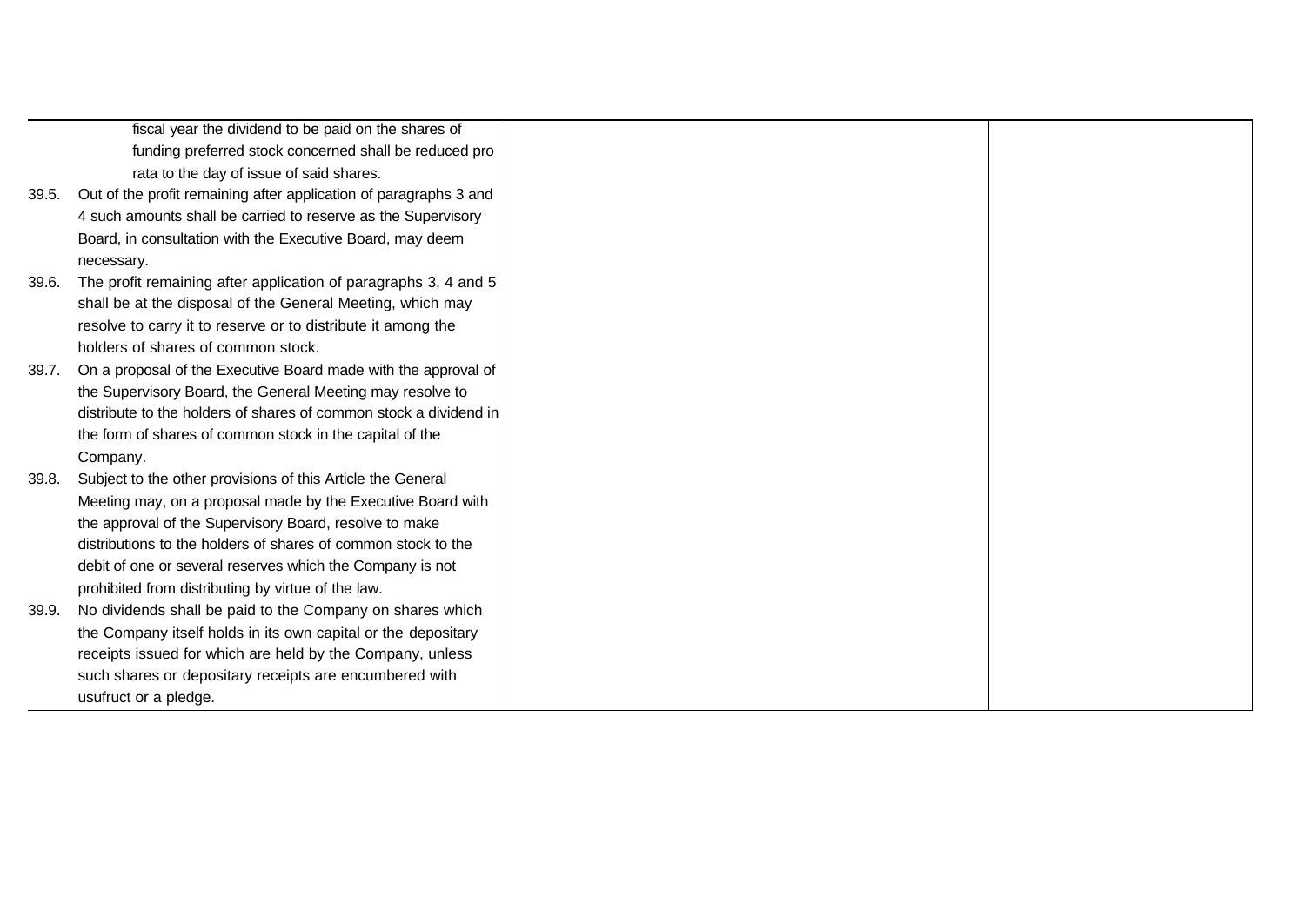| | | |
|---|---|---|
| fiscal year the dividend to be paid on the shares of funding preferred stock concerned shall be reduced pro rata to the day of issue of said shares.<br>39.5. Out of the profit remaining after application of paragraphs 3 and 4 such amounts shall be carried to reserve as the Supervisory Board, in consultation with the Executive Board, may deem necessary.<br>39.6. The profit remaining after application of paragraphs 3, 4 and 5 shall be at the disposal of the General Meeting, which may resolve to carry it to reserve or to distribute it among the holders of shares of common stock.<br>39.7. On a proposal of the Executive Board made with the approval of the Supervisory Board, the General Meeting may resolve to distribute to the holders of shares of common stock a dividend in the form of shares of common stock in the capital of the Company.<br>39.8. Subject to the other provisions of this Article the General Meeting may, on a proposal made by the Executive Board with the approval of the Supervisory Board, resolve to make distributions to the holders of shares of common stock to the debit of one or several reserves which the Company is not prohibited from distributing by virtue of the law.<br>39.9. No dividends shall be paid to the Company on shares which the Company itself holds in its own capital or the depositary receipts issued for which are held by the Company, unless such shares or depositary receipts are encumbered with usufruct or a pledge. | | |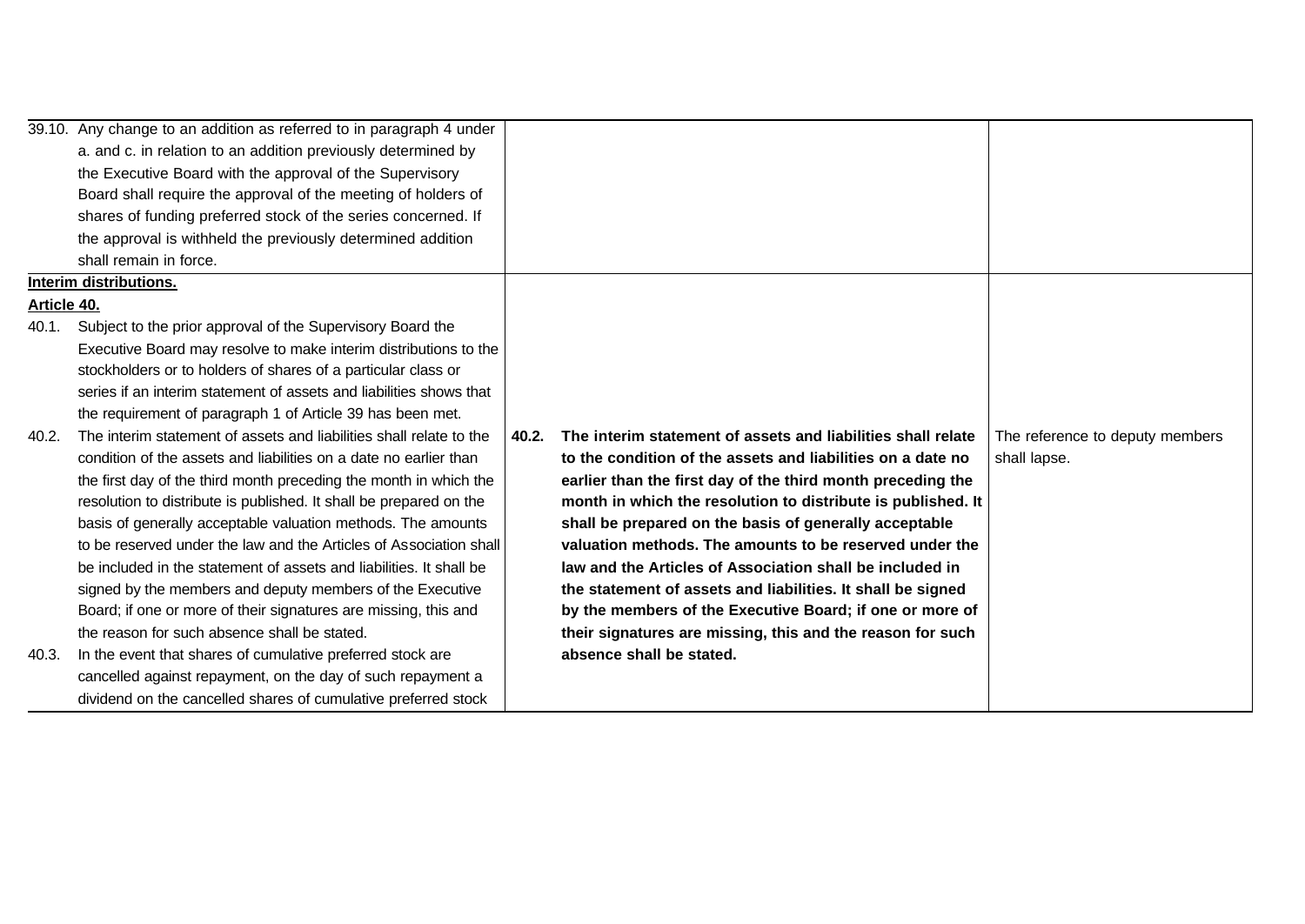| Current text | Proposed text | Explanation |
|---|---|---|
| 39.10. Any change to an addition as referred to in paragraph 4 under a. and c. in relation to an addition previously determined by the Executive Board with the approval of the Supervisory Board shall require the approval of the meeting of holders of shares of funding preferred stock of the series concerned. If the approval is withheld the previously determined addition shall remain in force. | | |
| **Interim distributions.**<br>**Article 40.**<br>40.1. Subject to the prior approval of the Supervisory Board the Executive Board may resolve to make interim distributions to the stockholders or to holders of shares of a particular class or series if an interim statement of assets and liabilities shows that the requirement of paragraph 1 of Article 39 has been met.<br>40.2. The interim statement of assets and liabilities shall relate to the condition of the assets and liabilities on a date no earlier than the first day of the third month preceding the month in which the resolution to distribute is published. It shall be prepared on the basis of generally acceptable valuation methods. The amounts to be reserved under the law and the Articles of Association shall be included in the statement of assets and liabilities. It shall be signed by the members and deputy members of the Executive Board; if one or more of their signatures are missing, this and the reason for such absence shall be stated.<br>40.3. In the event that shares of cumulative preferred stock are cancelled against repayment, on the day of such repayment a dividend on the cancelled shares of cumulative preferred stock | **40.2. The interim statement of assets and liabilities shall relate to the condition of the assets and liabilities on a date no earlier than the first day of the third month preceding the month in which the resolution to distribute is published. It shall be prepared on the basis of generally acceptable valuation methods. The amounts to be reserved under the law and the Articles of Association shall be included in the statement of assets and liabilities. It shall be signed by the members of the Executive Board; if one or more of their signatures are missing, this and the reason for such absence shall be stated.** | The reference to deputy members shall lapse. |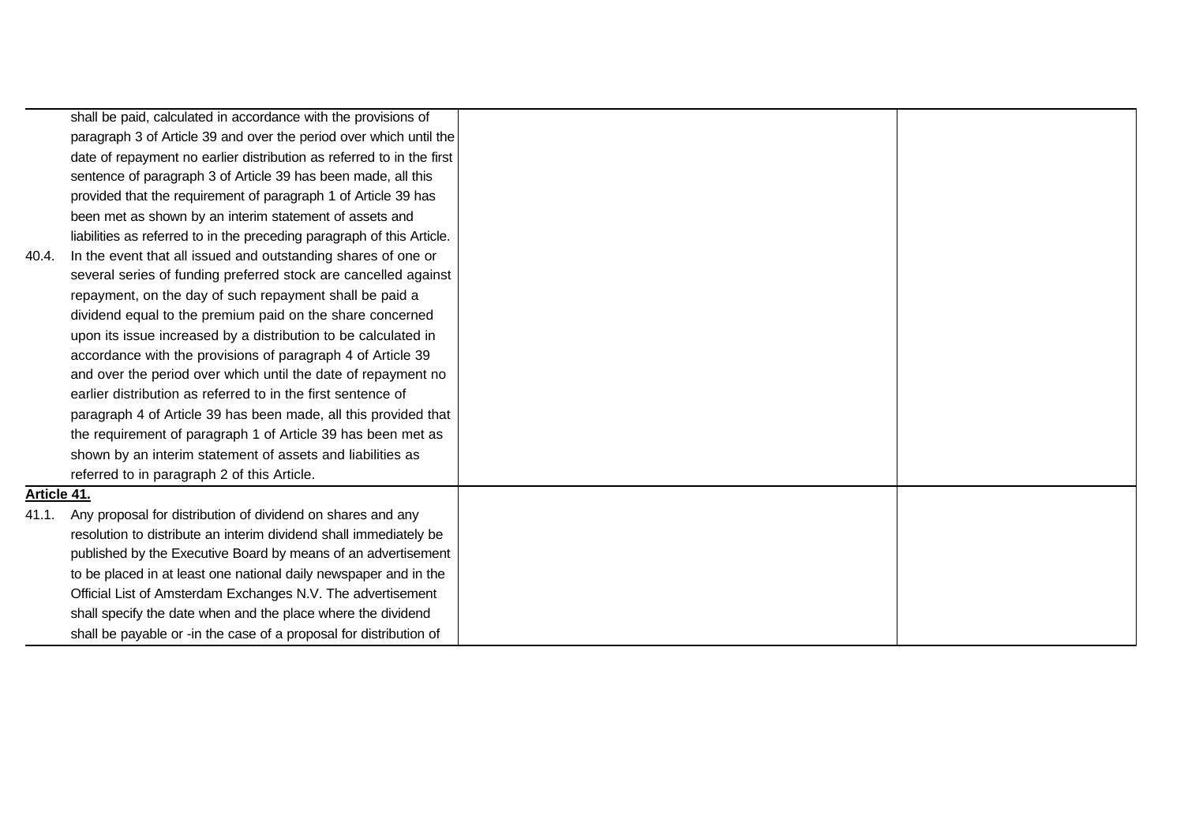| | | |
|---|---|---|
| shall be paid, calculated in accordance with the provisions of paragraph 3 of Article 39 and over the period over which until the date of repayment no earlier distribution as referred to in the first sentence of paragraph 3 of Article 39 has been made, all this provided that the requirement of paragraph 1 of Article 39 has been met as shown by an interim statement of assets and liabilities as referred to in the preceding paragraph of this Article.<br>40.4. In the event that all issued and outstanding shares of one or several series of funding preferred stock are cancelled against repayment, on the day of such repayment shall be paid a dividend equal to the premium paid on the share concerned upon its issue increased by a distribution to be calculated in accordance with the provisions of paragraph 4 of Article 39 and over the period over which until the date of repayment no earlier distribution as referred to in the first sentence of paragraph 4 of Article 39 has been made, all this provided that the requirement of paragraph 1 of Article 39 has been met as shown by an interim statement of assets and liabilities as referred to in paragraph 2 of this Article. | | |
| **Article 41.**<br>41.1. Any proposal for distribution of dividend on shares and any resolution to distribute an interim dividend shall immediately be published by the Executive Board by means of an advertisement to be placed in at least one national daily newspaper and in the Official List of Amsterdam Exchanges N.V. The advertisement shall specify the date when and the place where the dividend shall be payable or -in the case of a proposal for distribution of | | |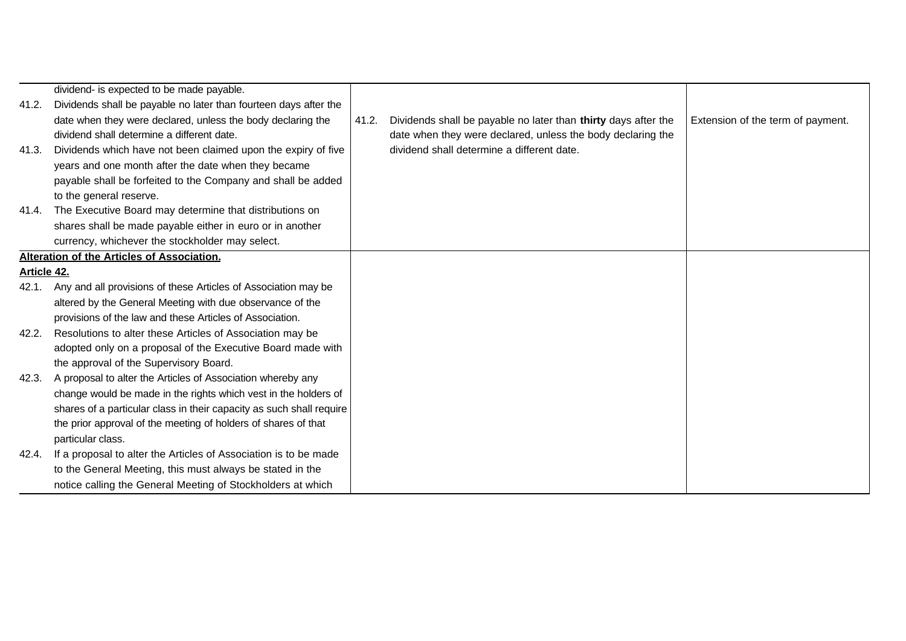| Current text | Proposed text | Explanation |
| --- | --- | --- |
| dividend- is expected to be made payable. | | |
| 41.2. Dividends shall be payable no later than fourteen days after the date when they were declared, unless the body declaring the dividend shall determine a different date. | 41.2. Dividends shall be payable no later than **thirty** days after the date when they were declared, unless the body declaring the dividend shall determine a different date. | Extension of the term of payment. |
| 41.3. Dividends which have not been claimed upon the expiry of five years and one month after the date when they became payable shall be forfeited to the Company and shall be added to the general reserve. | | |
| 41.4. The Executive Board may determine that distributions on shares shall be made payable either in euro or in another currency, whichever the stockholder may select. | | |
| **<u>Alteration of the Articles of Association.</u>** | | |
| **<u>Article 42.</u>** | | |
| 42.1. Any and all provisions of these Articles of Association may be altered by the General Meeting with due observance of the provisions of the law and these Articles of Association. | | |
| 42.2. Resolutions to alter these Articles of Association may be adopted only on a proposal of the Executive Board made with the approval of the Supervisory Board. | | |
| 42.3. A proposal to alter the Articles of Association whereby any change would be made in the rights which vest in the holders of shares of a particular class in their capacity as such shall require the prior approval of the meeting of holders of shares of that particular class. | | |
| 42.4. If a proposal to alter the Articles of Association is to be made to the General Meeting, this must always be stated in the notice calling the General Meeting of Stockholders at which | | |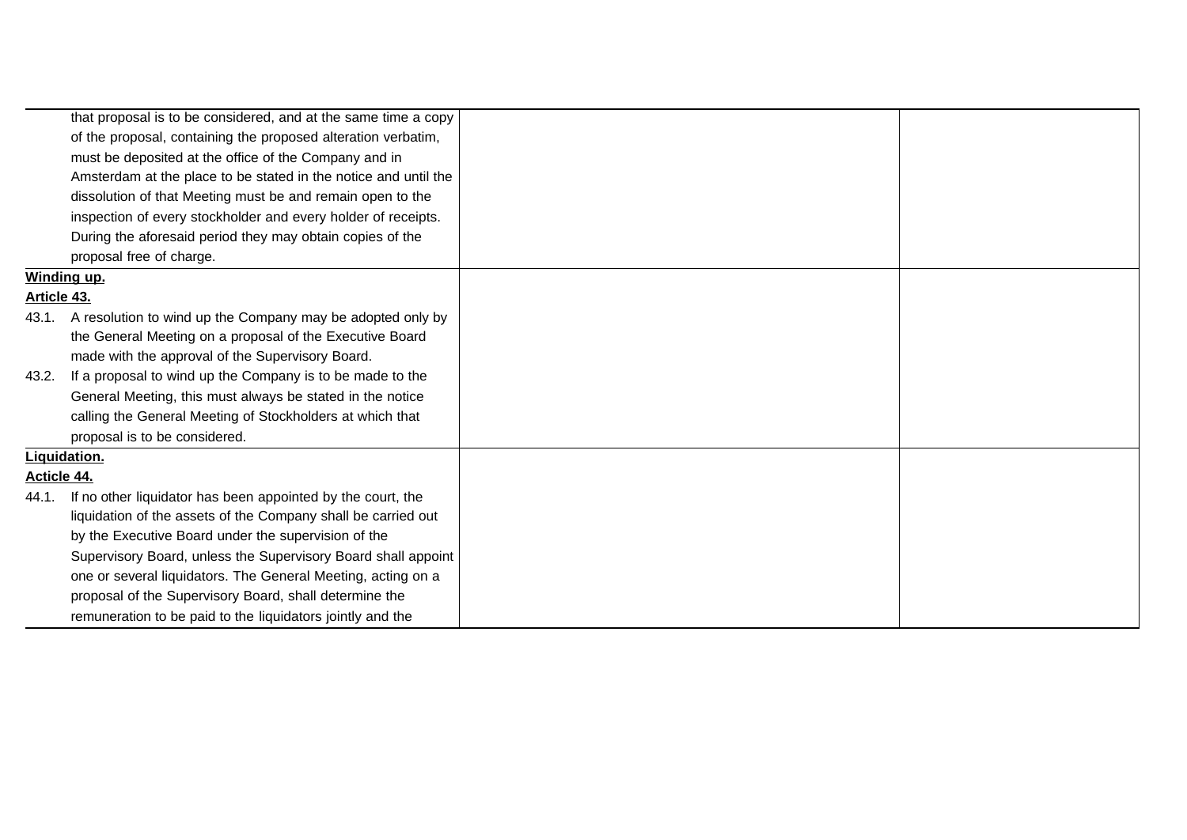| | | |
|---|---|---|
| that proposal is to be considered, and at the same time a copy of the proposal, containing the proposed alteration verbatim, must be deposited at the office of the Company and in Amsterdam at the place to be stated in the notice and until the dissolution of that Meeting must be and remain open to the inspection of every stockholder and every holder of receipts. During the aforesaid period they may obtain copies of the proposal free of charge. | | |
| **Winding up.**<br>**Article 43.**<br>43.1. A resolution to wind up the Company may be adopted only by the General Meeting on a proposal of the Executive Board made with the approval of the Supervisory Board.<br>43.2. If a proposal to wind up the Company is to be made to the General Meeting, this must always be stated in the notice calling the General Meeting of Stockholders at which that proposal is to be considered. | | |
| **Liquidation.**<br>**Acticle 44.**<br>44.1. If no other liquidator has been appointed by the court, the liquidation of the assets of the Company shall be carried out by the Executive Board under the supervision of the Supervisory Board, unless the Supervisory Board shall appoint one or several liquidators. The General Meeting, acting on a proposal of the Supervisory Board, shall determine the remuneration to be paid to the liquidators jointly and the | | |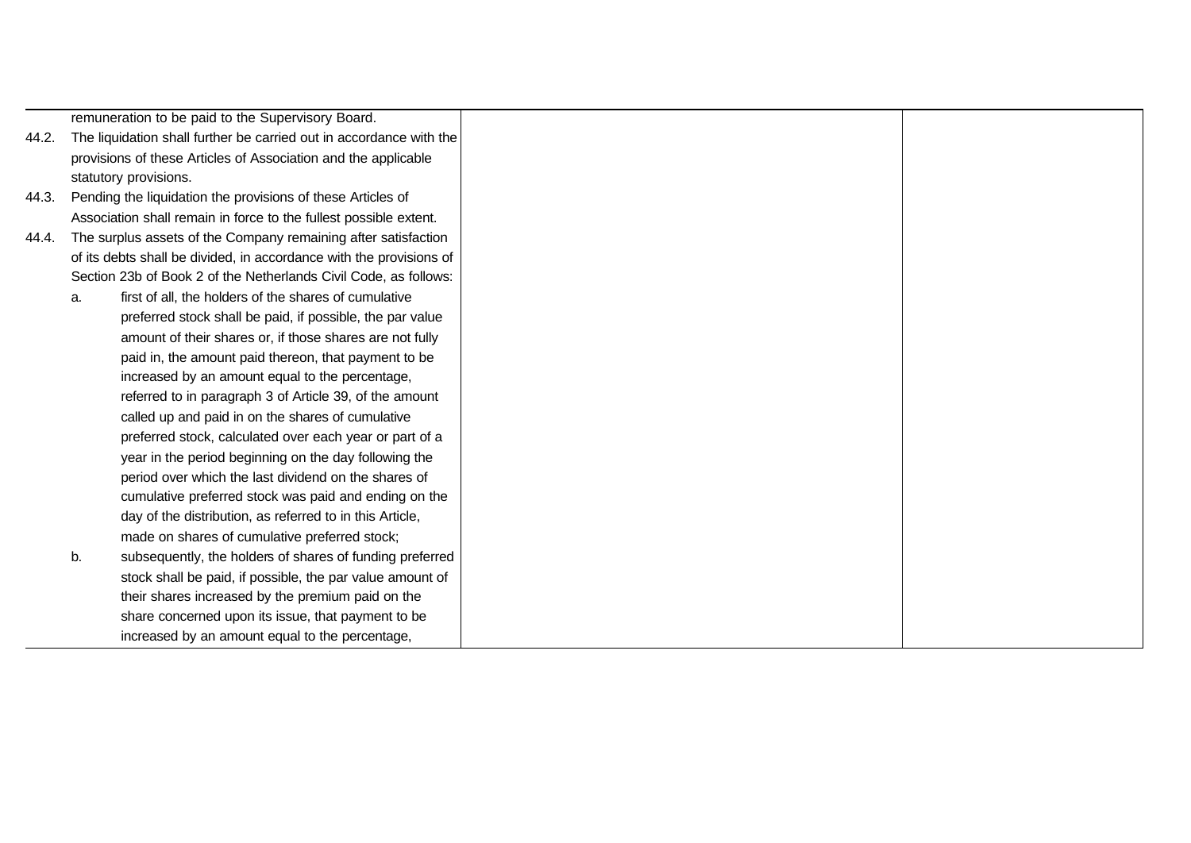remuneration to be paid to the Supervisory Board.

44.2. The liquidation shall further be carried out in accordance with the provisions of these Articles of Association and the applicable statutory provisions.

44.3. Pending the liquidation the provisions of these Articles of Association shall remain in force to the fullest possible extent.

44.4. The surplus assets of the Company remaining after satisfaction of its debts shall be divided, in accordance with the provisions of Section 23b of Book 2 of the Netherlands Civil Code, as follows:

- a. first of all, the holders of the shares of cumulative preferred stock shall be paid, if possible, the par value amount of their shares or, if those shares are not fully paid in, the amount paid thereon, that payment to be increased by an amount equal to the percentage, referred to in paragraph 3 of Article 39, of the amount called up and paid in on the shares of cumulative preferred stock, calculated over each year or part of a year in the period beginning on the day following the period over which the last dividend on the shares of cumulative preferred stock was paid and ending on the day of the distribution, as referred to in this Article, made on shares of cumulative preferred stock;
- b. subsequently, the holders of shares of funding preferred stock shall be paid, if possible, the par value amount of their shares increased by the premium paid on the share concerned upon its issue, that payment to be increased by an amount equal to the percentage,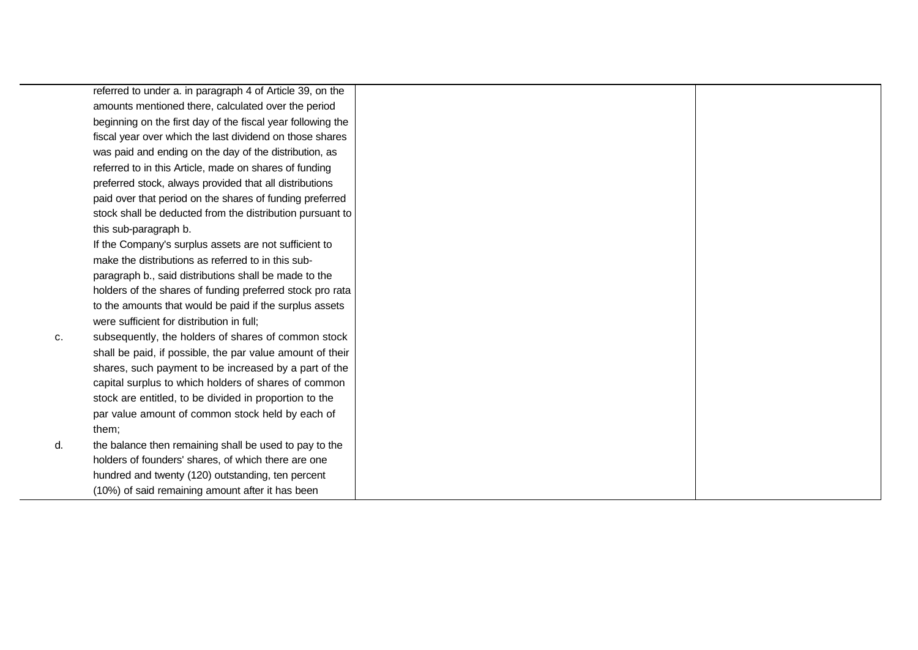| | | |
|---|---|---|
| referred to under a. in paragraph 4 of Article 39, on the amounts mentioned there, calculated over the period beginning on the first day of the fiscal year following the fiscal year over which the last dividend on those shares was paid and ending on the day of the distribution, as referred to in this Article, made on shares of funding preferred stock, always provided that all distributions paid over that period on the shares of funding preferred stock shall be deducted from the distribution pursuant to this sub-paragraph b.<br>If the Company's surplus assets are not sufficient to make the distributions as referred to in this sub-paragraph b., said distributions shall be made to the holders of the shares of funding preferred stock pro rata to the amounts that would be paid if the surplus assets were sufficient for distribution in full;<br>c. subsequently, the holders of shares of common stock shall be paid, if possible, the par value amount of their shares, such payment to be increased by a part of the capital surplus to which holders of shares of common stock are entitled, to be divided in proportion to the par value amount of common stock held by each of them;<br>d. the balance then remaining shall be used to pay to the holders of founders' shares, of which there are one hundred and twenty (120) outstanding, ten percent (10%) of said remaining amount after it has been | | |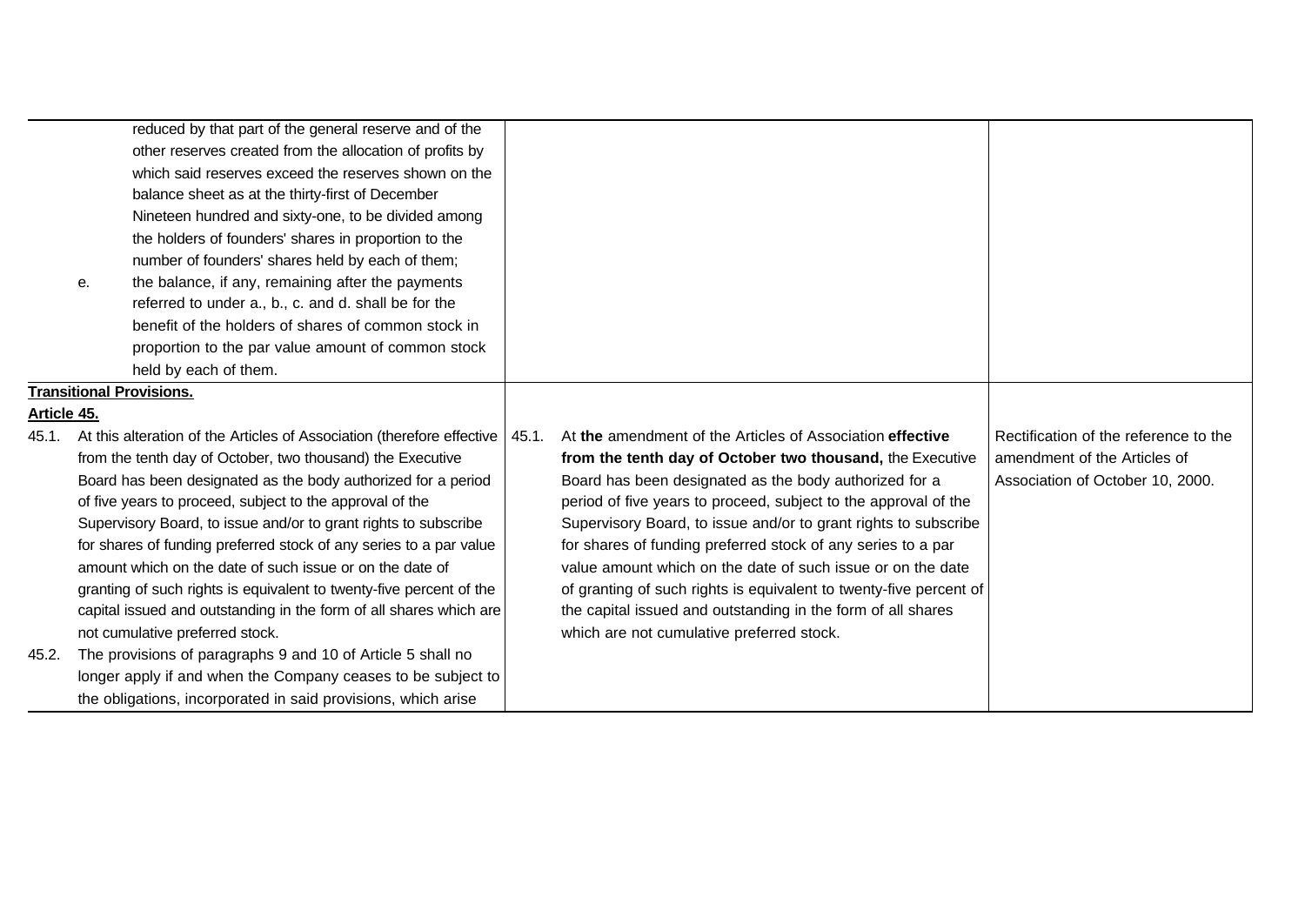| | | |
|---|---|---|
| reduced by that part of the general reserve and of the other reserves created from the allocation of profits by which said reserves exceed the reserves shown on the balance sheet as at the thirty-first of December Nineteen hundred and sixty-one, to be divided among the holders of founders' shares in proportion to the number of founders' shares held by each of them;<br>e. the balance, if any, remaining after the payments referred to under a., b., c. and d. shall be for the benefit of the holders of shares of common stock in proportion to the par value amount of common stock held by each of them. | | |
| **Transitional Provisions.**<br>**Article 45.**<br>45.1. At this alteration of the Articles of Association (therefore effective from the tenth day of October, two thousand) the Executive Board has been designated as the body authorized for a period of five years to proceed, subject to the approval of the Supervisory Board, to issue and/or to grant rights to subscribe for shares of funding preferred stock of any series to a par value amount which on the date of such issue or on the date of granting of such rights is equivalent to twenty-five percent of the capital issued and outstanding in the form of all shares which are not cumulative preferred stock.<br>45.2. The provisions of paragraphs 9 and 10 of Article 5 shall no longer apply if and when the Company ceases to be subject to the obligations, incorporated in said provisions, which arise | 45.1. At **the** amendment of the Articles of Association **effective from the tenth day of October two thousand,** the Executive Board has been designated as the body authorized for a period of five years to proceed, subject to the approval of the Supervisory Board, to issue and/or to grant rights to subscribe for shares of funding preferred stock of any series to a par value amount which on the date of such issue or on the date of granting of such rights is equivalent to twenty-five percent of the capital issued and outstanding in the form of all shares which are not cumulative preferred stock. | Rectification of the reference to the amendment of the Articles of Association of October 10, 2000. |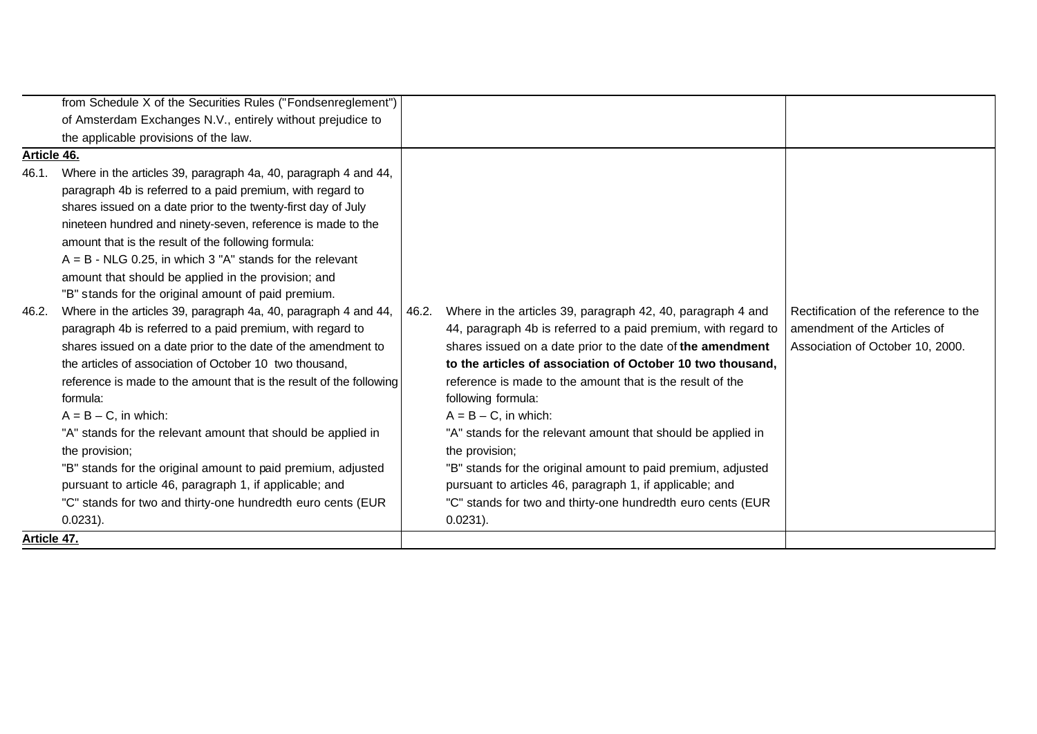| | | |
|---|---|---|
| from Schedule X of the Securities Rules ("Fondsenreglement") of Amsterdam Exchanges N.V., entirely without prejudice to the applicable provisions of the law. | | |
| **Article 46.** | | |
| 46.1. Where in the articles 39, paragraph 4a, 40, paragraph 4 and 44, paragraph 4b is referred to a paid premium, with regard to shares issued on a date prior to the twenty-first day of July nineteen hundred and ninety-seven, reference is made to the amount that is the result of the following formula:<br>A = B - NLG 0.25, in which 3 "A" stands for the relevant amount that should be applied in the provision; and<br>"B" stands for the original amount of paid premium. | | |
| 46.2. Where in the articles 39, paragraph 4a, 40, paragraph 4 and 44, paragraph 4b is referred to a paid premium, with regard to shares issued on a date prior to the date of the amendment to the articles of association of October 10 two thousand, reference is made to the amount that is the result of the following formula:<br>A = B – C, in which:<br>"A" stands for the relevant amount that should be applied in the provision;<br>"B" stands for the original amount to paid premium, adjusted pursuant to article 46, paragraph 1, if applicable; and<br>"C" stands for two and thirty-one hundredth euro cents (EUR 0.0231). | 46.2. Where in the articles 39, paragraph 42, 40, paragraph 4 and 44, paragraph 4b is referred to a paid premium, with regard to shares issued on a date prior to the date of **the amendment to the articles of association of October 10 two thousand,** reference is made to the amount that is the result of the following formula:<br>A = B – C, in which:<br>"A" stands for the relevant amount that should be applied in the provision;<br>"B" stands for the original amount to paid premium, adjusted pursuant to articles 46, paragraph 1, if applicable; and<br>"C" stands for two and thirty-one hundredth euro cents (EUR 0.0231). | Rectification of the reference to the amendment of the Articles of Association of October 10, 2000. |
| **Article 47.** | | |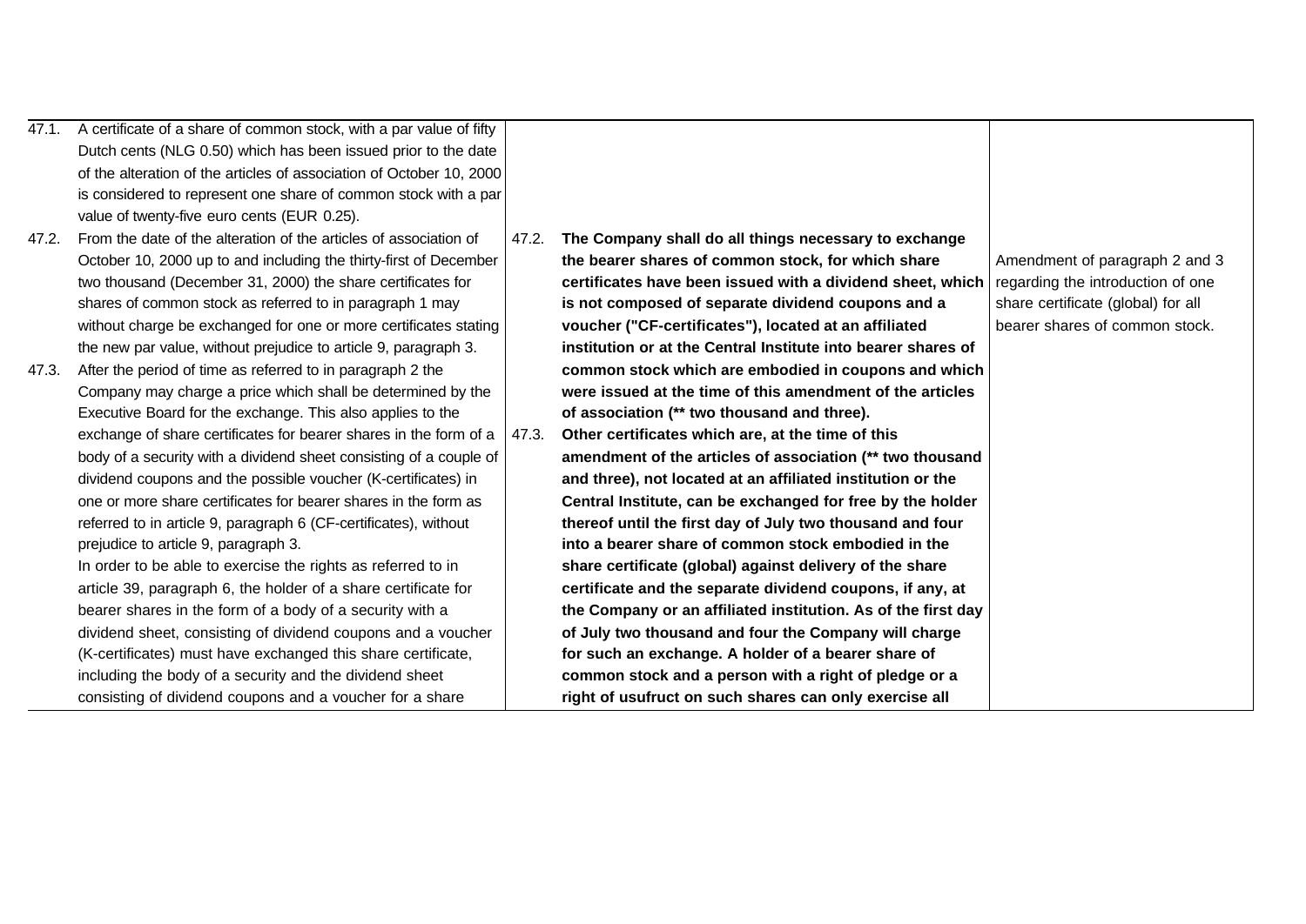| Current text | Proposed amendment | Explanation |
|---|---|---|
| 47.1. A certificate of a share of common stock, with a par value of fifty Dutch cents (NLG 0.50) which has been issued prior to the date of the alteration of the articles of association of October 10, 2000 is considered to represent one share of common stock with a par value of twenty-five euro cents (EUR 0.25). | | |
| 47.2. From the date of the alteration of the articles of association of October 10, 2000 up to and including the thirty-first of December two thousand (December 31, 2000) the share certificates for shares of common stock as referred to in paragraph 1 may without charge be exchanged for one or more certificates stating the new par value, without prejudice to article 9, paragraph 3. | **47.2. The Company shall do all things necessary to exchange the bearer shares of common stock, for which share certificates have been issued with a dividend sheet, which is not composed of separate dividend coupons and a voucher ("CF-certificates"), located at an affiliated institution or at the Central Institute into bearer shares of common stock which are embodied in coupons and which were issued at the time of this amendment of the articles of association (** two thousand and three).** | Amendment of paragraph 2 and 3 regarding the introduction of one share certificate (global) for all bearer shares of common stock. |
| 47.3. After the period of time as referred to in paragraph 2 the Company may charge a price which shall be determined by the Executive Board for the exchange. This also applies to the exchange of share certificates for bearer shares in the form of a body of a security with a dividend sheet consisting of a couple of dividend coupons and the possible voucher (K-certificates) in one or more share certificates for bearer shares in the form as referred to in article 9, paragraph 6 (CF-certificates), without prejudice to article 9, paragraph 3. In order to be able to exercise the rights as referred to in article 39, paragraph 6, the holder of a share certificate for bearer shares in the form of a body of a security with a dividend sheet, consisting of dividend coupons and a voucher (K-certificates) must have exchanged this share certificate, including the body of a security and the dividend sheet consisting of dividend coupons and a voucher for a share | **47.3. Other certificates which are, at the time of this amendment of the articles of association (** two thousand and three), not located at an affiliated institution or the Central Institute, can be exchanged for free by the holder thereof until the first day of July two thousand and four into a bearer share of common stock embodied in the share certificate (global) against delivery of the share certificate and the separate dividend coupons, if any, at the Company or an affiliated institution. As of the first day of July two thousand and four the Company will charge for such an exchange. A holder of a bearer share of common stock and a person with a right of pledge or a right of usufruct on such shares can only exercise all** | |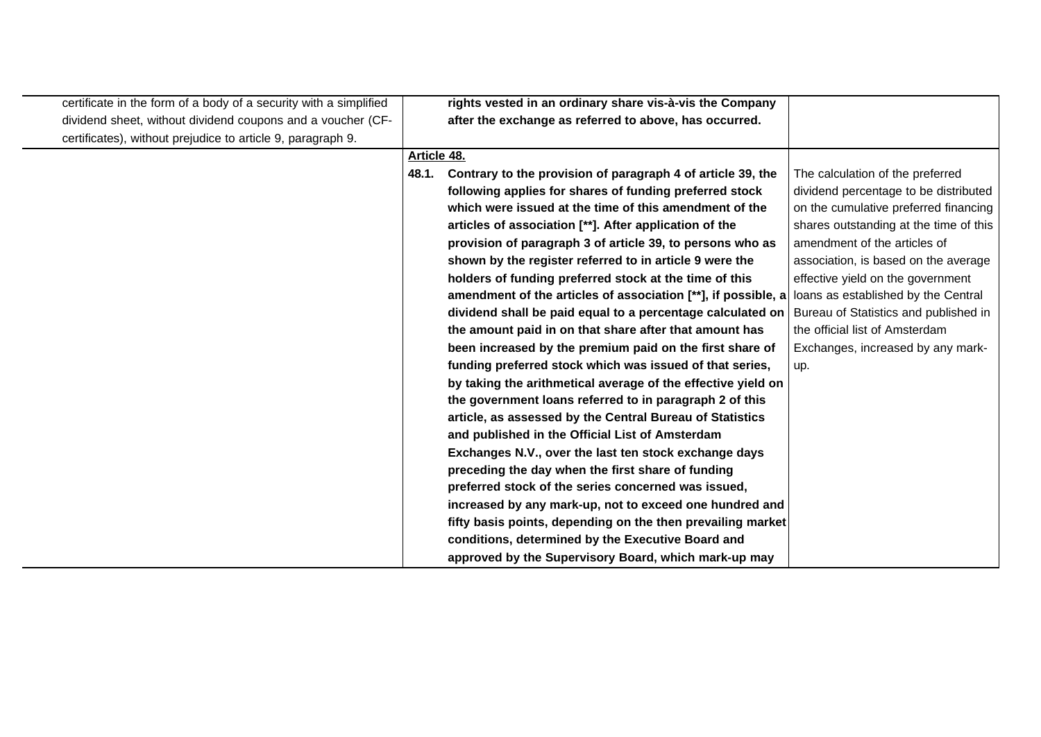| | | |
|---|---|---|
| certificate in the form of a body of a security with a simplified dividend sheet, without dividend coupons and a voucher (CF-certificates), without prejudice to article 9, paragraph 9. | **rights vested in an ordinary share vis-à-vis the Company after the exchange as referred to above, has occurred.** | |
| | <u>**Article 48.**</u><br>**48.1. Contrary to the provision of paragraph 4 of article 39, the following applies for shares of funding preferred stock which were issued at the time of this amendment of the articles of association [**]. After application of the provision of paragraph 3 of article 39, to persons who as shown by the register referred to in article 9 were the holders of funding preferred stock at the time of this amendment of the articles of association [**], if possible, a dividend shall be paid equal to a percentage calculated on the amount paid in on that share after that amount has been increased by the premium paid on the first share of funding preferred stock which was issued of that series, by taking the arithmetical average of the effective yield on the government loans referred to in paragraph 2 of this article, as assessed by the Central Bureau of Statistics and published in the Official List of Amsterdam Exchanges N.V., over the last ten stock exchange days preceding the day when the first share of funding preferred stock of the series concerned was issued, increased by any mark-up, not to exceed one hundred and fifty basis points, depending on the then prevailing market conditions, determined by the Executive Board and approved by the Supervisory Board, which mark-up may** | The calculation of the preferred dividend percentage to be distributed on the cumulative preferred financing shares outstanding at the time of this amendment of the articles of association, is based on the average effective yield on the government loans as established by the Central Bureau of Statistics and published in the official list of Amsterdam Exchanges, increased by any mark-up. |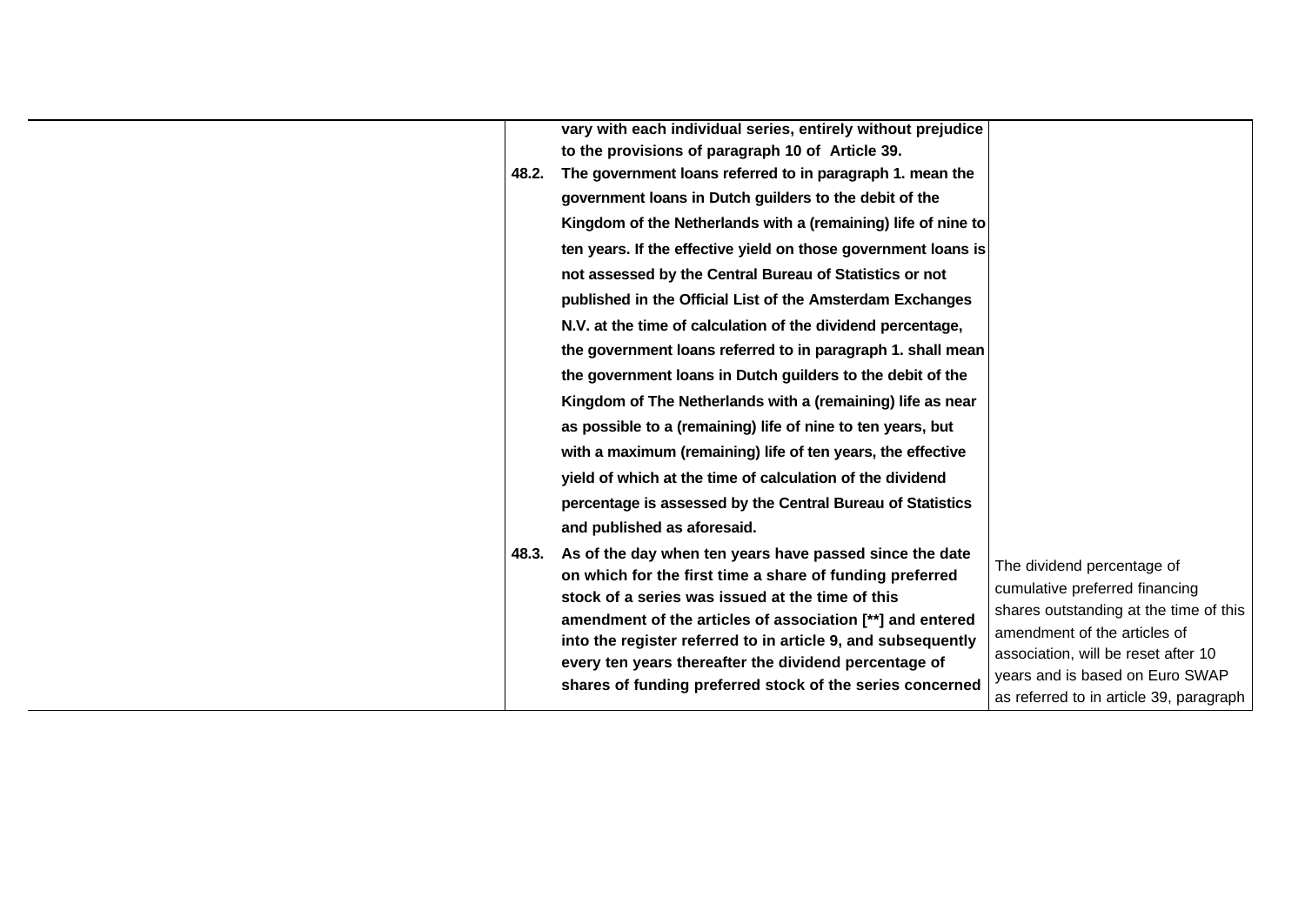| | | |
|---|---|---|
| | **vary with each individual series, entirely without prejudice to the provisions of paragraph 10 of Article 39.** | |
| | **48.2. The government loans referred to in paragraph 1. mean the government loans in Dutch guilders to the debit of the Kingdom of the Netherlands with a (remaining) life of nine to ten years. If the effective yield on those government loans is not assessed by the Central Bureau of Statistics or not published in the Official List of the Amsterdam Exchanges N.V. at the time of calculation of the dividend percentage, the government loans referred to in paragraph 1. shall mean the government loans in Dutch guilders to the debit of the Kingdom of The Netherlands with a (remaining) life as near as possible to a (remaining) life of nine to ten years, but with a maximum (remaining) life of ten years, the effective yield of which at the time of calculation of the dividend percentage is assessed by the Central Bureau of Statistics and published as aforesaid.** | |
| | **48.3. As of the day when ten years have passed since the date on which for the first time a share of funding preferred stock of a series was issued at the time of this amendment of the articles of association [**] and entered into the register referred to in article 9, and subsequently every ten years thereafter the dividend percentage of shares of funding preferred stock of the series concerned** | The dividend percentage of cumulative preferred financing shares outstanding at the time of this amendment of the articles of association, will be reset after 10 years and is based on Euro SWAP as referred to in article 39, paragraph |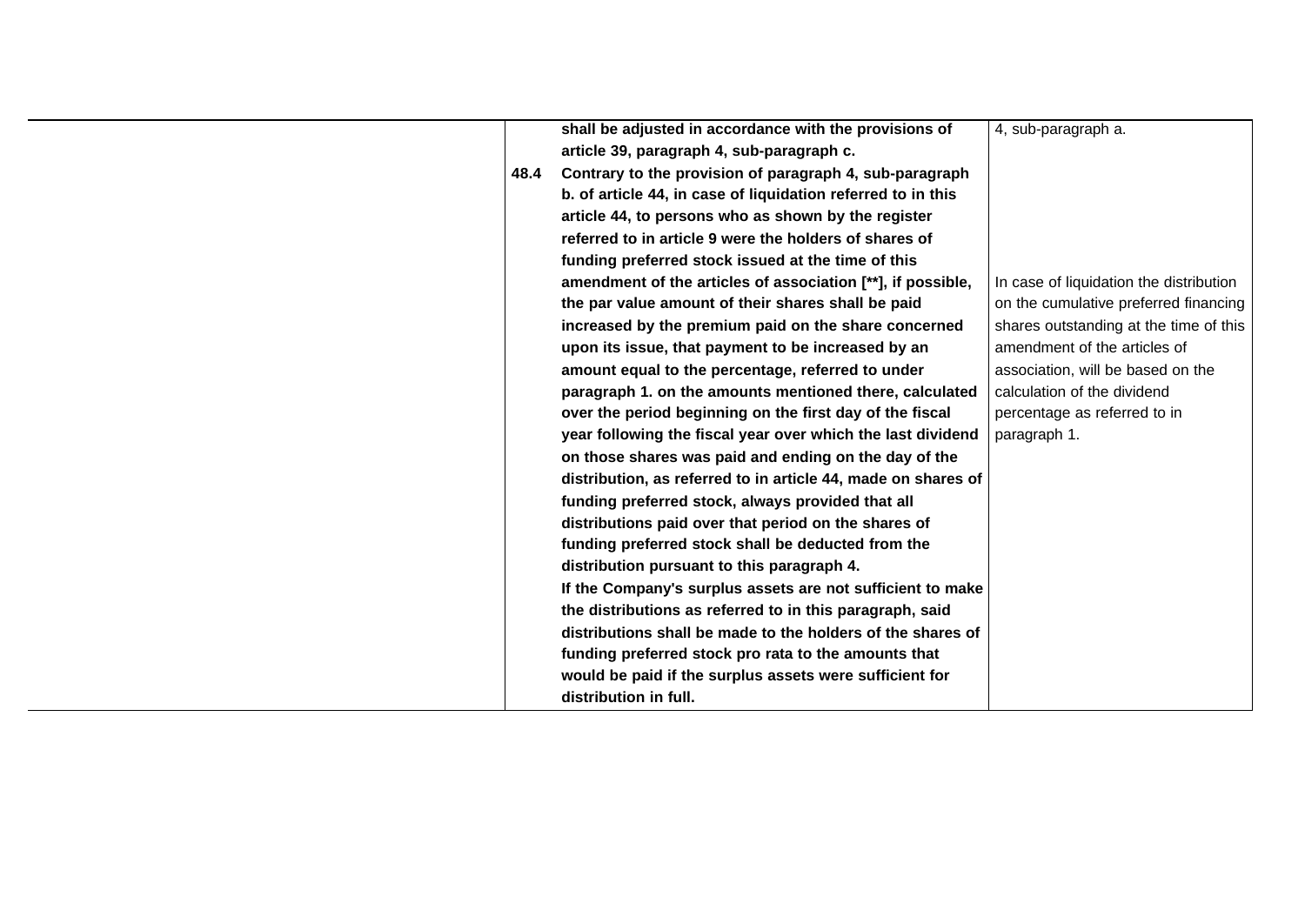| | | | |
|---|---|---|---|
| | | **shall be adjusted in accordance with the provisions of article 39, paragraph 4, sub-paragraph c.** | 4, sub-paragraph a. |
| | **48.4** | **Contrary to the provision of paragraph 4, sub-paragraph b. of article 44, in case of liquidation referred to in this article 44, to persons who as shown by the register referred to in article 9 were the holders of shares of funding preferred stock issued at the time of this amendment of the articles of association [**], if possible, the par value amount of their shares shall be paid increased by the premium paid on the share concerned upon its issue, that payment to be increased by an amount equal to the percentage, referred to under paragraph 1. on the amounts mentioned there, calculated over the period beginning on the first day of the fiscal year following the fiscal year over which the last dividend on those shares was paid and ending on the day of the distribution, as referred to in article 44, made on shares of funding preferred stock, always provided that all distributions paid over that period on the shares of funding preferred stock shall be deducted from the distribution pursuant to this paragraph 4.**<br>**If the Company's surplus assets are not sufficient to make the distributions as referred to in this paragraph, said distributions shall be made to the holders of the shares of funding preferred stock pro rata to the amounts that would be paid if the surplus assets were sufficient for distribution in full.** | In case of liquidation the distribution on the cumulative preferred financing shares outstanding at the time of this amendment of the articles of association, will be based on the calculation of the dividend percentage as referred to in paragraph 1. |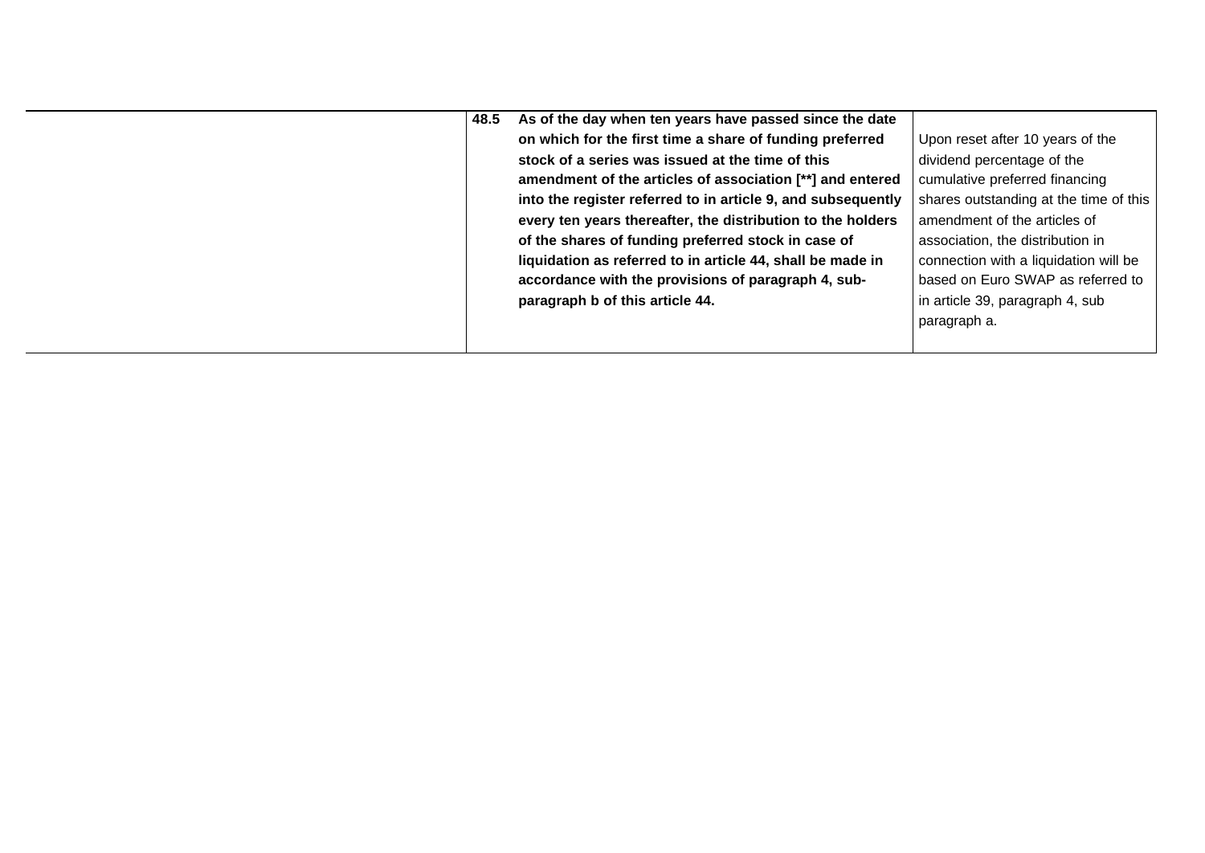| | | |
|---|---|---|
| | **48.5** **As of the day when ten years have passed since the date on which for the first time a share of funding preferred stock of a series was issued at the time of this amendment of the articles of association [**] and entered into the register referred to in article 9, and subsequently every ten years thereafter, the distribution to the holders of the shares of funding preferred stock in case of liquidation as referred to in article 44, shall be made in accordance with the provisions of paragraph 4, sub-paragraph b of this article 44.** | Upon reset after 10 years of the dividend percentage of the cumulative preferred financing shares outstanding at the time of this amendment of the articles of association, the distribution in connection with a liquidation will be based on Euro SWAP as referred to in article 39, paragraph 4, sub paragraph a. |